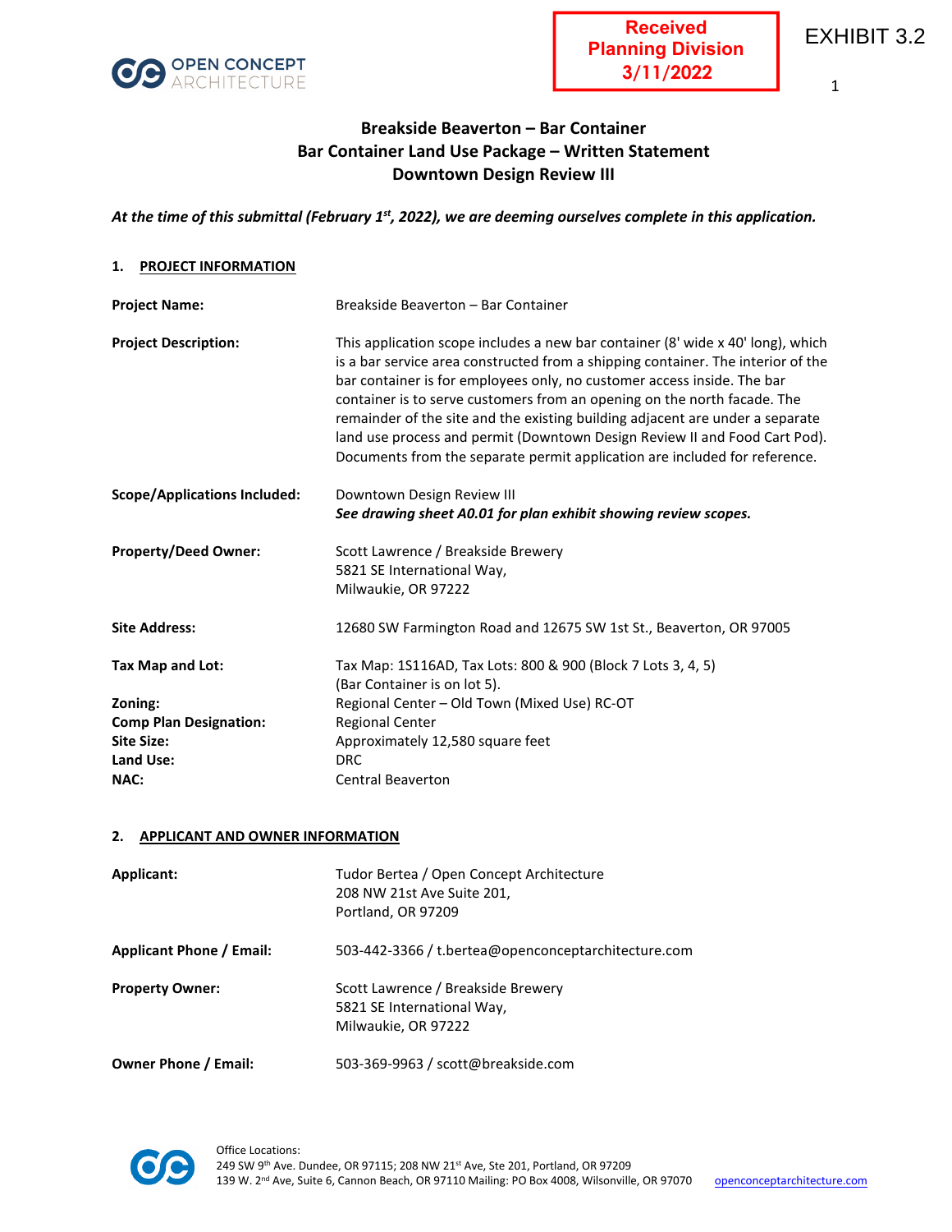Received Planning Division 3/11/2022

EXHIBIT 3.2

# Breakside Beaverton – Bar Container
## Bar Container Land Use Package – Written Statement
## Downtown Design Review III

***At the time of this submittal (February 1st, 2022), we are deeming ourselves complete in this application.***

### 1. PROJECT INFORMATION

**Project Name:** Breakside Beaverton – Bar Container

**Project Description:** This application scope includes a new bar container (8' wide x 40' long), which is a bar service area constructed from a shipping container. The interior of the bar container is for employees only, no customer access inside. The bar container is to serve customers from an opening on the north facade. The remainder of the site and the existing building adjacent are under a separate land use process and permit (Downtown Design Review II and Food Cart Pod). Documents from the separate permit application are included for reference.

**Scope/Applications Included:** Downtown Design Review III
***See drawing sheet A0.01 for plan exhibit showing review scopes.***

**Property/Deed Owner:** Scott Lawrence / Breakside Brewery
5821 SE International Way,
Milwaukie, OR 97222

**Site Address:** 12680 SW Farmington Road and 12675 SW 1st St., Beaverton, OR 97005

**Tax Map and Lot:** Tax Map: 1S116AD, Tax Lots: 800 & 900 (Block 7 Lots 3, 4, 5)
(Bar Container is on lot 5).

**Zoning:** Regional Center – Old Town (Mixed Use) RC-OT

**Comp Plan Designation:** Regional Center

**Site Size:** Approximately 12,580 square feet

**Land Use:** DRC

**NAC:** Central Beaverton

### 2. APPLICANT AND OWNER INFORMATION

**Applicant:** Tudor Bertea / Open Concept Architecture
208 NW 21st Ave Suite 201,
Portland, OR 97209

**Applicant Phone / Email:** 503-442-3366 / t.bertea@openconceptarchitecture.com

**Property Owner:** Scott Lawrence / Breakside Brewery
5821 SE International Way,
Milwaukie, OR 97222

**Owner Phone / Email:** 503-369-9963 / scott@breakside.com

Office Locations:
249 SW 9th Ave. Dundee, OR 97115; 208 NW 21st Ave, Ste 201, Portland, OR 97209
139 W. 2nd Ave, Suite 6, Cannon Beach, OR 97110 Mailing: PO Box 4008, Wilsonville, OR 97070 openconceptarchitecture.com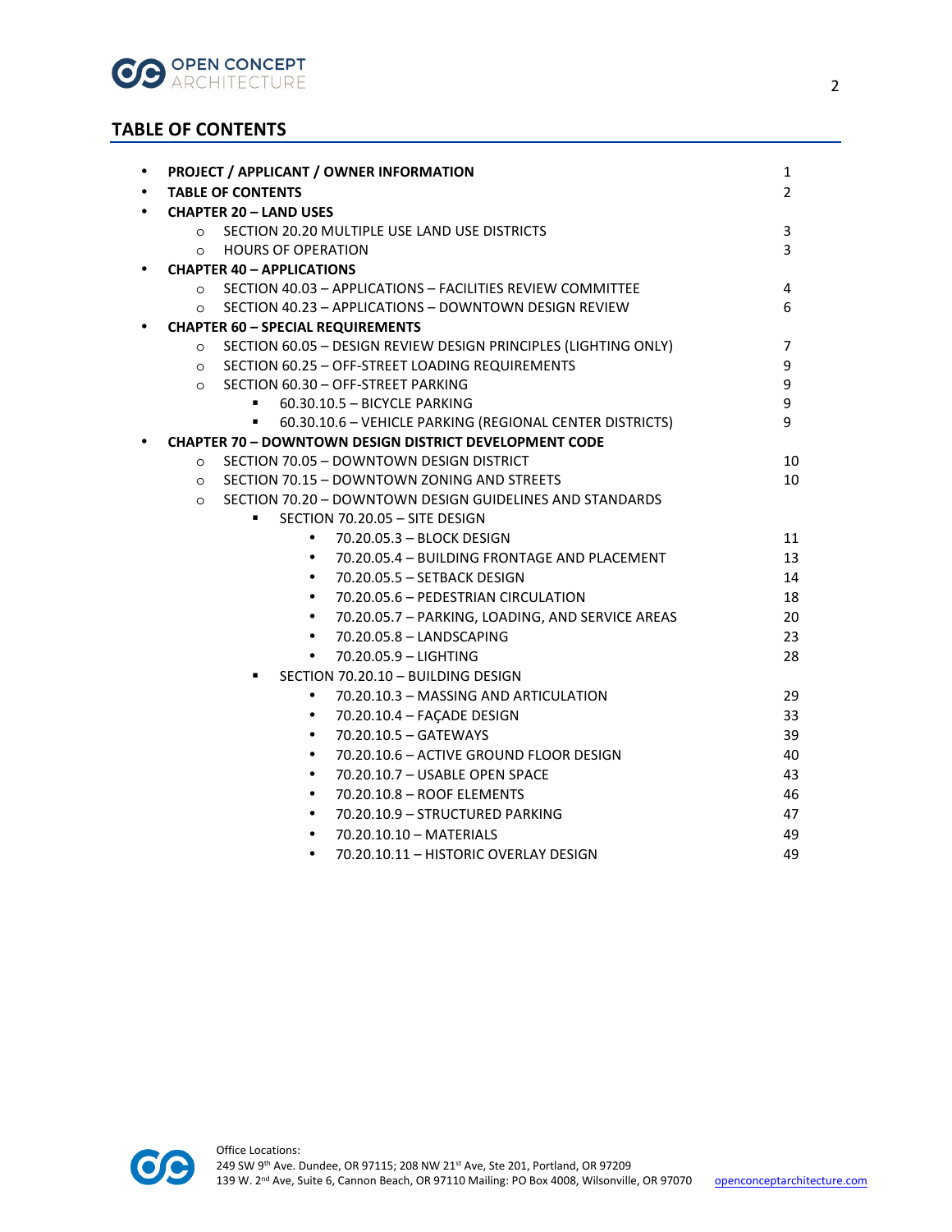## TABLE OF CONTENTS

- **PROJECT / APPLICANT / OWNER INFORMATION** 1
- **TABLE OF CONTENTS** 2
- **CHAPTER 20 – LAND USES**
  - SECTION 20.20 MULTIPLE USE LAND USE DISTRICTS 3
  - HOURS OF OPERATION 3
- **CHAPTER 40 – APPLICATIONS**
  - SECTION 40.03 – APPLICATIONS – FACILITIES REVIEW COMMITTEE 4
  - SECTION 40.23 – APPLICATIONS – DOWNTOWN DESIGN REVIEW 6
- **CHAPTER 60 – SPECIAL REQUIREMENTS**
  - SECTION 60.05 – DESIGN REVIEW DESIGN PRINCIPLES (LIGHTING ONLY) 7
  - SECTION 60.25 – OFF-STREET LOADING REQUIREMENTS 9
  - SECTION 60.30 – OFF-STREET PARKING 9
    - 60.30.10.5 – BICYCLE PARKING 9
    - 60.30.10.6 – VEHICLE PARKING (REGIONAL CENTER DISTRICTS) 9
- **CHAPTER 70 – DOWNTOWN DESIGN DISTRICT DEVELOPMENT CODE**
  - SECTION 70.05 – DOWNTOWN DESIGN DISTRICT 10
  - SECTION 70.15 – DOWNTOWN ZONING AND STREETS 10
  - SECTION 70.20 – DOWNTOWN DESIGN GUIDELINES AND STANDARDS
    - SECTION 70.20.05 – SITE DESIGN
      - 70.20.05.3 – BLOCK DESIGN 11
      - 70.20.05.4 – BUILDING FRONTAGE AND PLACEMENT 13
      - 70.20.05.5 – SETBACK DESIGN 14
      - 70.20.05.6 – PEDESTRIAN CIRCULATION 18
      - 70.20.05.7 – PARKING, LOADING, AND SERVICE AREAS 20
      - 70.20.05.8 – LANDSCAPING 23
      - 70.20.05.9 – LIGHTING 28
    - SECTION 70.20.10 – BUILDING DESIGN
      - 70.20.10.3 – MASSING AND ARTICULATION 29
      - 70.20.10.4 – FAÇADE DESIGN 33
      - 70.20.10.5 – GATEWAYS 39
      - 70.20.10.6 – ACTIVE GROUND FLOOR DESIGN 40
      - 70.20.10.7 – USABLE OPEN SPACE 43
      - 70.20.10.8 – ROOF ELEMENTS 46
      - 70.20.10.9 – STRUCTURED PARKING 47
      - 70.20.10.10 – MATERIALS 49
      - 70.20.10.11 – HISTORIC OVERLAY DESIGN 49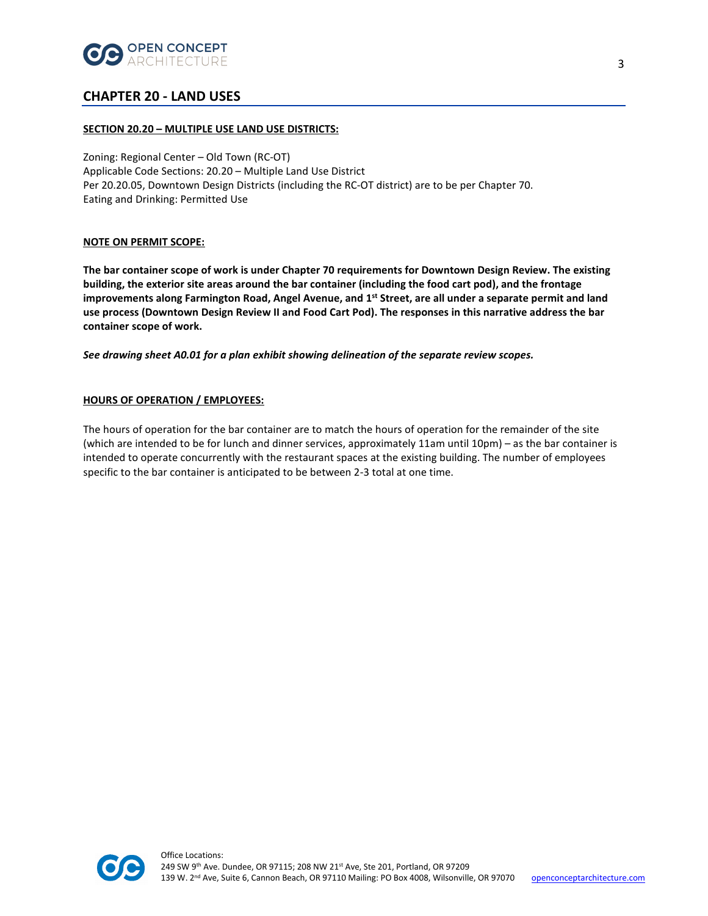## CHAPTER 20 - LAND USES

**SECTION 20.20 – MULTIPLE USE LAND USE DISTRICTS:**

Zoning: Regional Center – Old Town (RC-OT)
Applicable Code Sections: 20.20 – Multiple Land Use District
Per 20.20.05, Downtown Design Districts (including the RC-OT district) are to be per Chapter 70.
Eating and Drinking: Permitted Use

**NOTE ON PERMIT SCOPE:**

**The bar container scope of work is under Chapter 70 requirements for Downtown Design Review. The existing building, the exterior site areas around the bar container (including the food cart pod), and the frontage improvements along Farmington Road, Angel Avenue, and 1st Street, are all under a separate permit and land use process (Downtown Design Review II and Food Cart Pod). The responses in this narrative address the bar container scope of work.**

***See drawing sheet A0.01 for a plan exhibit showing delineation of the separate review scopes.***

**HOURS OF OPERATION / EMPLOYEES:**

The hours of operation for the bar container are to match the hours of operation for the remainder of the site (which are intended to be for lunch and dinner services, approximately 11am until 10pm) – as the bar container is intended to operate concurrently with the restaurant spaces at the existing building. The number of employees specific to the bar container is anticipated to be between 2-3 total at one time.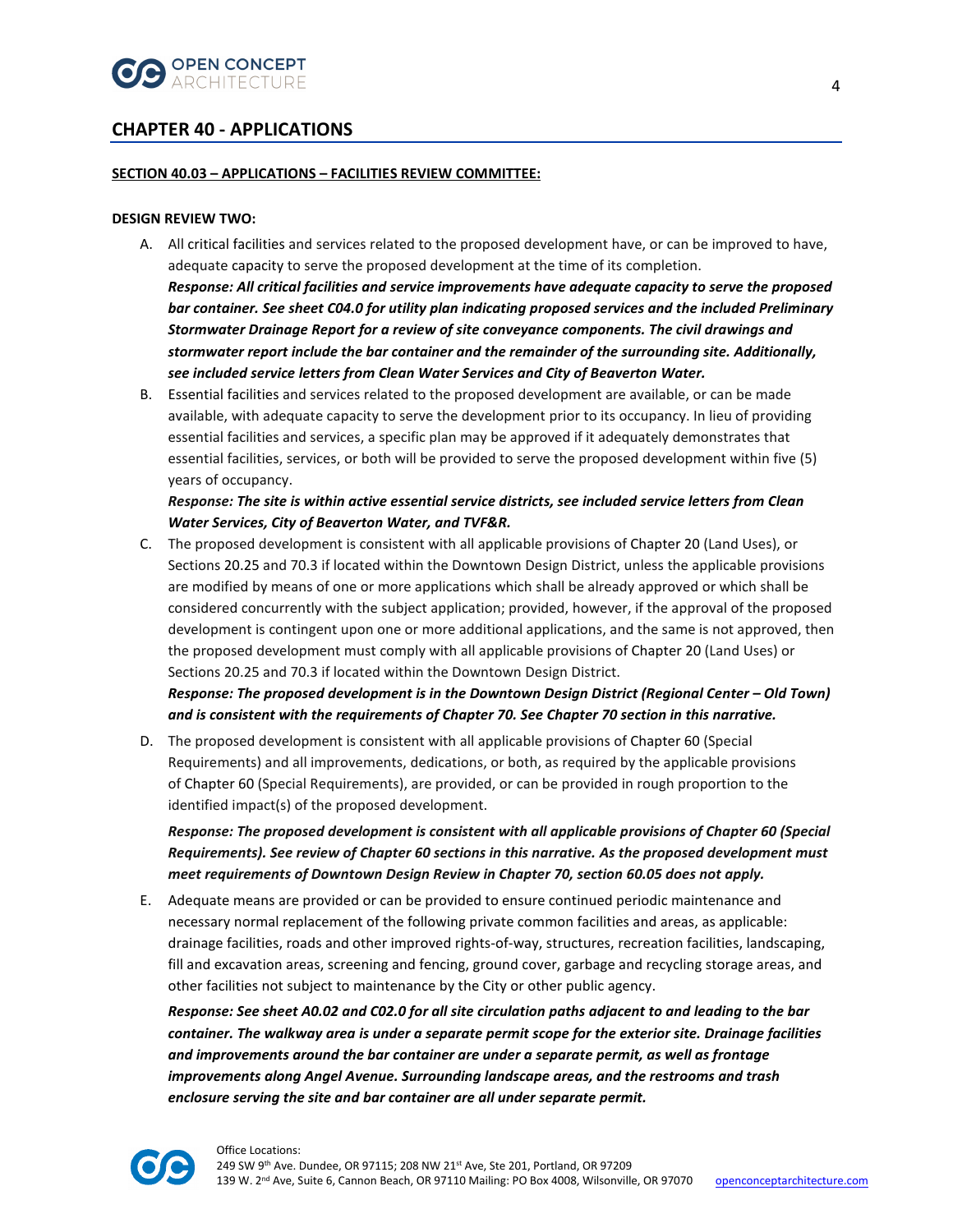## CHAPTER 40 - APPLICATIONS

**SECTION 40.03 – APPLICATIONS – FACILITIES REVIEW COMMITTEE:**

**DESIGN REVIEW TWO:**

A. All critical facilities and services related to the proposed development have, or can be improved to have, adequate capacity to serve the proposed development at the time of its completion.
***Response: All critical facilities and service improvements have adequate capacity to serve the proposed bar container. See sheet C04.0 for utility plan indicating proposed services and the included Preliminary Stormwater Drainage Report for a review of site conveyance components. The civil drawings and stormwater report include the bar container and the remainder of the surrounding site. Additionally, see included service letters from Clean Water Services and City of Beaverton Water.***

B. Essential facilities and services related to the proposed development are available, or can be made available, with adequate capacity to serve the development prior to its occupancy. In lieu of providing essential facilities and services, a specific plan may be approved if it adequately demonstrates that essential facilities, services, or both will be provided to serve the proposed development within five (5) years of occupancy.
***Response: The site is within active essential service districts, see included service letters from Clean Water Services, City of Beaverton Water, and TVF&R.***

C. The proposed development is consistent with all applicable provisions of Chapter 20 (Land Uses), or Sections 20.25 and 70.3 if located within the Downtown Design District, unless the applicable provisions are modified by means of one or more applications which shall be already approved or which shall be considered concurrently with the subject application; provided, however, if the approval of the proposed development is contingent upon one or more additional applications, and the same is not approved, then the proposed development must comply with all applicable provisions of Chapter 20 (Land Uses) or Sections 20.25 and 70.3 if located within the Downtown Design District.
***Response: The proposed development is in the Downtown Design District (Regional Center – Old Town) and is consistent with the requirements of Chapter 70. See Chapter 70 section in this narrative.***

D. The proposed development is consistent with all applicable provisions of Chapter 60 (Special Requirements) and all improvements, dedications, or both, as required by the applicable provisions of Chapter 60 (Special Requirements), are provided, or can be provided in rough proportion to the identified impact(s) of the proposed development.

***Response: The proposed development is consistent with all applicable provisions of Chapter 60 (Special Requirements). See review of Chapter 60 sections in this narrative. As the proposed development must meet requirements of Downtown Design Review in Chapter 70, section 60.05 does not apply.***

E. Adequate means are provided or can be provided to ensure continued periodic maintenance and necessary normal replacement of the following private common facilities and areas, as applicable: drainage facilities, roads and other improved rights-of-way, structures, recreation facilities, landscaping, fill and excavation areas, screening and fencing, ground cover, garbage and recycling storage areas, and other facilities not subject to maintenance by the City or other public agency.

***Response: See sheet A0.02 and C02.0 for all site circulation paths adjacent to and leading to the bar container. The walkway area is under a separate permit scope for the exterior site. Drainage facilities and improvements around the bar container are under a separate permit, as well as frontage improvements along Angel Avenue. Surrounding landscape areas, and the restrooms and trash enclosure serving the site and bar container are all under separate permit.***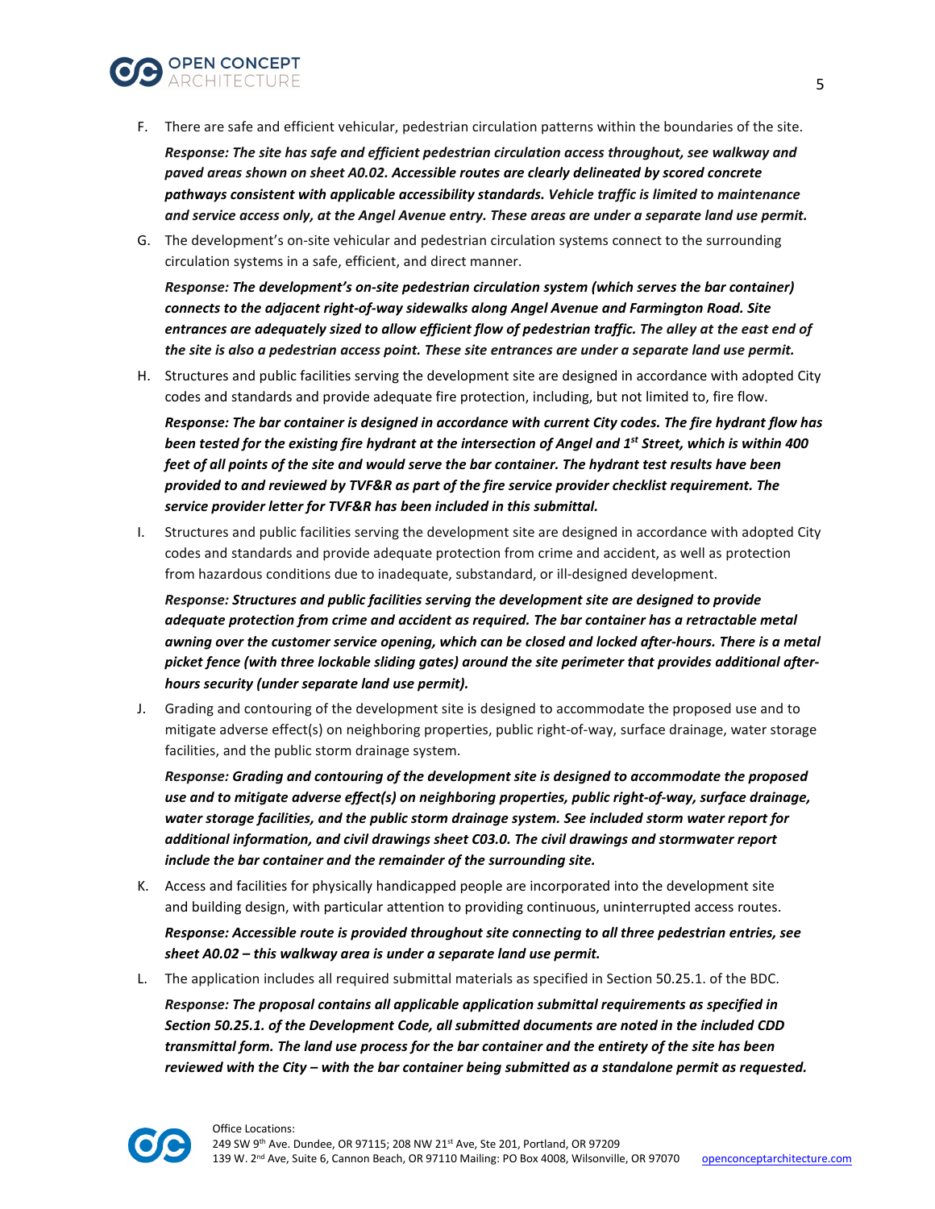F. There are safe and efficient vehicular, pedestrian circulation patterns within the boundaries of the site.

   ***Response: The site has safe and efficient pedestrian circulation access throughout, see walkway and paved areas shown on sheet A0.02. Accessible routes are clearly delineated by scored concrete pathways consistent with applicable accessibility standards. Vehicle traffic is limited to maintenance and service access only, at the Angel Avenue entry. These areas are under a separate land use permit.***

G. The development's on-site vehicular and pedestrian circulation systems connect to the surrounding circulation systems in a safe, efficient, and direct manner.

   ***Response: The development's on-site pedestrian circulation system (which serves the bar container) connects to the adjacent right-of-way sidewalks along Angel Avenue and Farmington Road. Site entrances are adequately sized to allow efficient flow of pedestrian traffic. The alley at the east end of the site is also a pedestrian access point. These site entrances are under a separate land use permit.***

H. Structures and public facilities serving the development site are designed in accordance with adopted City codes and standards and provide adequate fire protection, including, but not limited to, fire flow.

   ***Response: The bar container is designed in accordance with current City codes. The fire hydrant flow has been tested for the existing fire hydrant at the intersection of Angel and 1st Street, which is within 400 feet of all points of the site and would serve the bar container. The hydrant test results have been provided to and reviewed by TVF&R as part of the fire service provider checklist requirement. The service provider letter for TVF&R has been included in this submittal.***

I. Structures and public facilities serving the development site are designed in accordance with adopted City codes and standards and provide adequate protection from crime and accident, as well as protection from hazardous conditions due to inadequate, substandard, or ill-designed development.

   ***Response: Structures and public facilities serving the development site are designed to provide adequate protection from crime and accident as required. The bar container has a retractable metal awning over the customer service opening, which can be closed and locked after-hours. There is a metal picket fence (with three lockable sliding gates) around the site perimeter that provides additional after-hours security (under separate land use permit).***

J. Grading and contouring of the development site is designed to accommodate the proposed use and to mitigate adverse effect(s) on neighboring properties, public right-of-way, surface drainage, water storage facilities, and the public storm drainage system.

   ***Response: Grading and contouring of the development site is designed to accommodate the proposed use and to mitigate adverse effect(s) on neighboring properties, public right-of-way, surface drainage, water storage facilities, and the public storm drainage system. See included storm water report for additional information, and civil drawings sheet C03.0. The civil drawings and stormwater report include the bar container and the remainder of the surrounding site.***

K. Access and facilities for physically handicapped people are incorporated into the development site and building design, with particular attention to providing continuous, uninterrupted access routes.

   ***Response: Accessible route is provided throughout site connecting to all three pedestrian entries, see sheet A0.02 – this walkway area is under a separate land use permit.***

L. The application includes all required submittal materials as specified in Section 50.25.1. of the BDC.

   ***Response: The proposal contains all applicable application submittal requirements as specified in Section 50.25.1. of the Development Code, all submitted documents are noted in the included CDD transmittal form. The land use process for the bar container and the entirety of the site has been reviewed with the City – with the bar container being submitted as a standalone permit as requested.***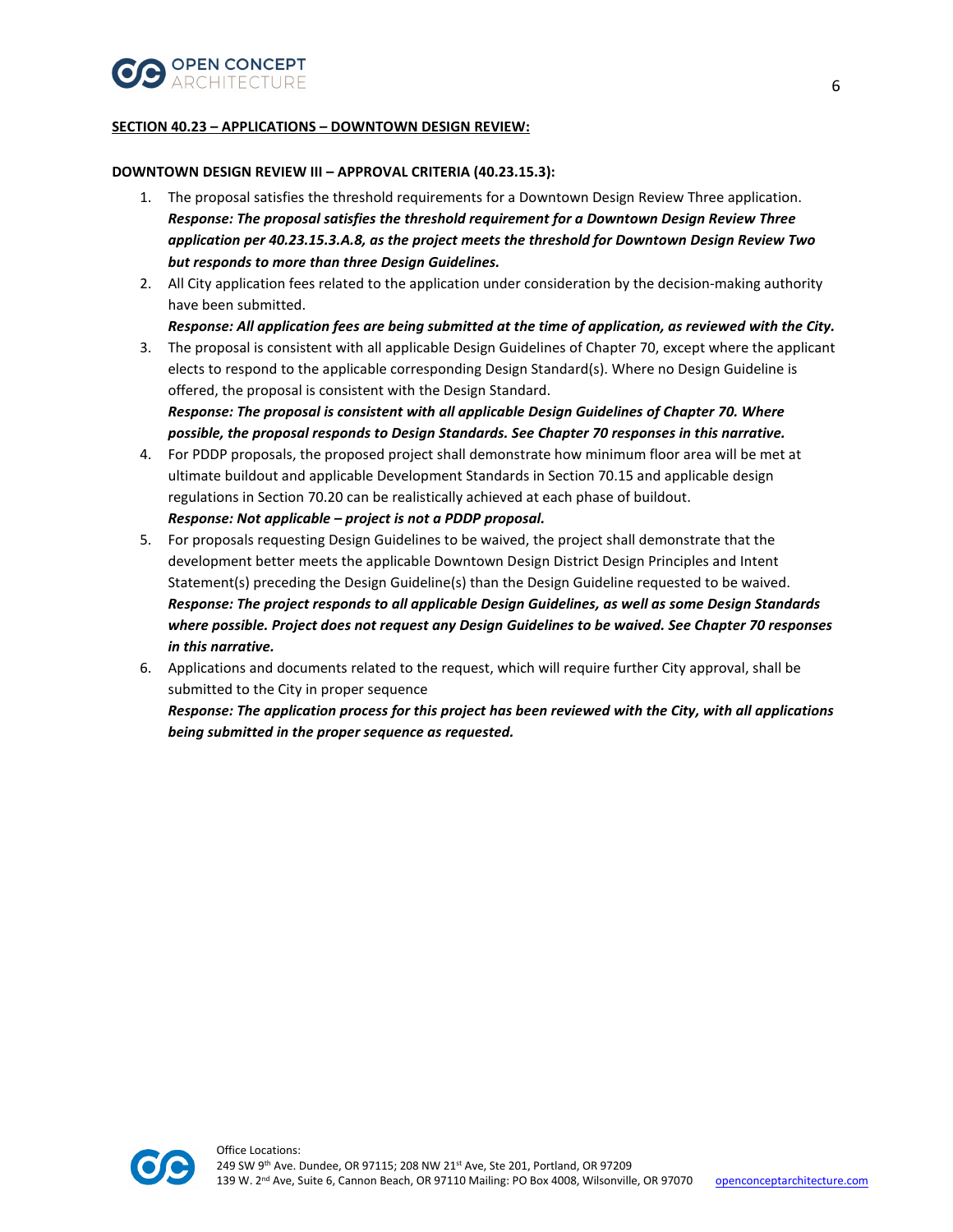**SECTION 40.23 – APPLICATIONS – DOWNTOWN DESIGN REVIEW:**

**DOWNTOWN DESIGN REVIEW III – APPROVAL CRITERIA (40.23.15.3):**

1. The proposal satisfies the threshold requirements for a Downtown Design Review Three application.
   ***Response: The proposal satisfies the threshold requirement for a Downtown Design Review Three application per 40.23.15.3.A.8, as the project meets the threshold for Downtown Design Review Two but responds to more than three Design Guidelines.***
2. All City application fees related to the application under consideration by the decision-making authority have been submitted.
   ***Response: All application fees are being submitted at the time of application, as reviewed with the City.***
3. The proposal is consistent with all applicable Design Guidelines of Chapter 70, except where the applicant elects to respond to the applicable corresponding Design Standard(s). Where no Design Guideline is offered, the proposal is consistent with the Design Standard.
   ***Response: The proposal is consistent with all applicable Design Guidelines of Chapter 70. Where possible, the proposal responds to Design Standards. See Chapter 70 responses in this narrative.***
4. For PDDP proposals, the proposed project shall demonstrate how minimum floor area will be met at ultimate buildout and applicable Development Standards in Section 70.15 and applicable design regulations in Section 70.20 can be realistically achieved at each phase of buildout.
   ***Response: Not applicable – project is not a PDDP proposal.***
5. For proposals requesting Design Guidelines to be waived, the project shall demonstrate that the development better meets the applicable Downtown Design District Design Principles and Intent Statement(s) preceding the Design Guideline(s) than the Design Guideline requested to be waived.
   ***Response: The project responds to all applicable Design Guidelines, as well as some Design Standards where possible. Project does not request any Design Guidelines to be waived. See Chapter 70 responses in this narrative.***
6. Applications and documents related to the request, which will require further City approval, shall be submitted to the City in proper sequence
   ***Response: The application process for this project has been reviewed with the City, with all applications being submitted in the proper sequence as requested.***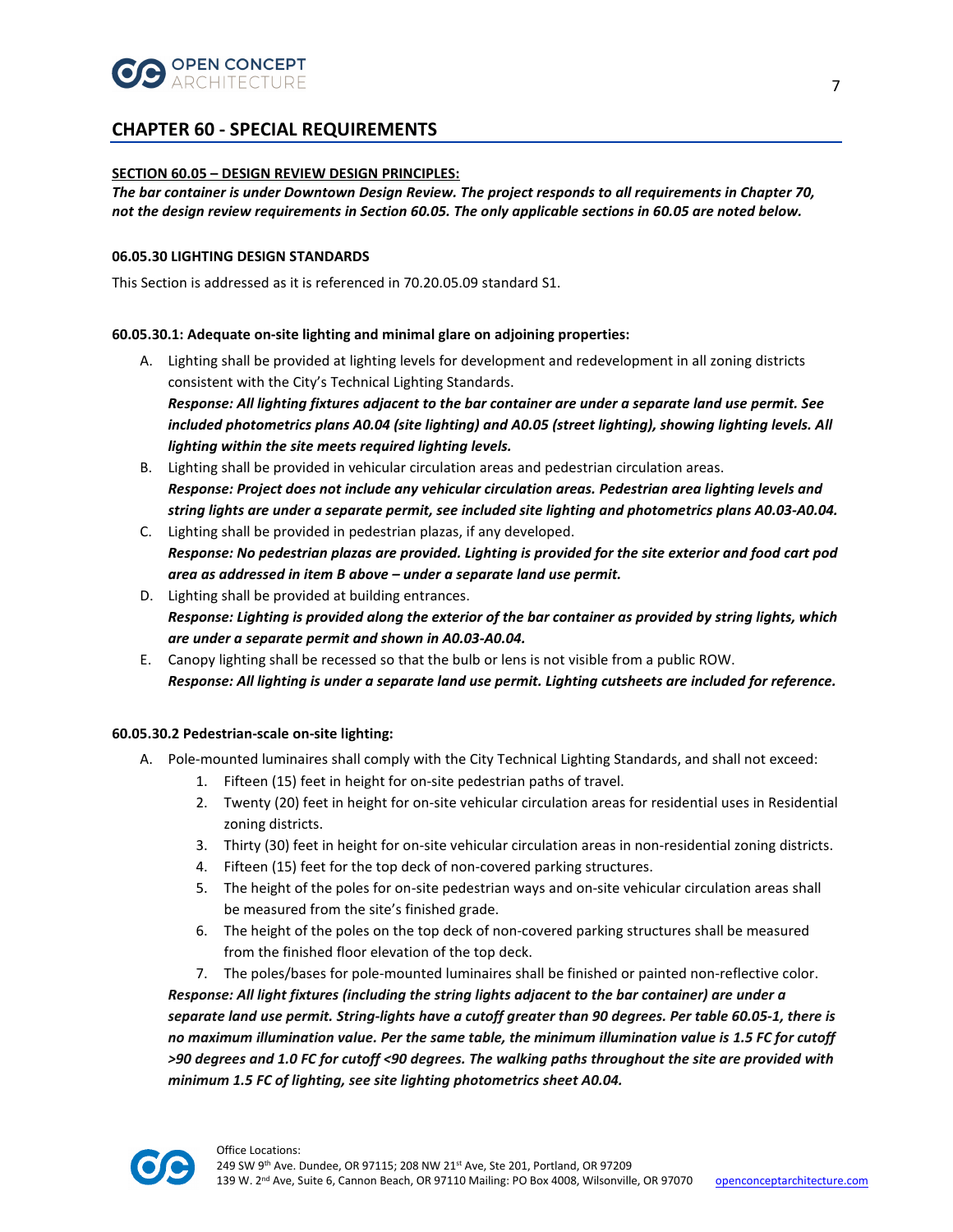## CHAPTER 60 - SPECIAL REQUIREMENTS

**SECTION 60.05 – DESIGN REVIEW DESIGN PRINCIPLES:**

***The bar container is under Downtown Design Review. The project responds to all requirements in Chapter 70, not the design review requirements in Section 60.05. The only applicable sections in 60.05 are noted below.***

**06.05.30 LIGHTING DESIGN STANDARDS**

This Section is addressed as it is referenced in 70.20.05.09 standard S1.

**60.05.30.1: Adequate on-site lighting and minimal glare on adjoining properties:**

A. Lighting shall be provided at lighting levels for development and redevelopment in all zoning districts consistent with the City's Technical Lighting Standards.
***Response: All lighting fixtures adjacent to the bar container are under a separate land use permit. See included photometrics plans A0.04 (site lighting) and A0.05 (street lighting), showing lighting levels. All lighting within the site meets required lighting levels.***

B. Lighting shall be provided in vehicular circulation areas and pedestrian circulation areas.
***Response: Project does not include any vehicular circulation areas. Pedestrian area lighting levels and string lights are under a separate permit, see included site lighting and photometrics plans A0.03-A0.04.***

C. Lighting shall be provided in pedestrian plazas, if any developed.
***Response: No pedestrian plazas are provided. Lighting is provided for the site exterior and food cart pod area as addressed in item B above – under a separate land use permit.***

D. Lighting shall be provided at building entrances.
***Response: Lighting is provided along the exterior of the bar container as provided by string lights, which are under a separate permit and shown in A0.03-A0.04.***

E. Canopy lighting shall be recessed so that the bulb or lens is not visible from a public ROW.
***Response: All lighting is under a separate land use permit. Lighting cutsheets are included for reference.***

**60.05.30.2 Pedestrian-scale on-site lighting:**

A. Pole-mounted luminaires shall comply with the City Technical Lighting Standards, and shall not exceed:
   1. Fifteen (15) feet in height for on-site pedestrian paths of travel.
   2. Twenty (20) feet in height for on-site vehicular circulation areas for residential uses in Residential zoning districts.
   3. Thirty (30) feet in height for on-site vehicular circulation areas in non-residential zoning districts.
   4. Fifteen (15) feet for the top deck of non-covered parking structures.
   5. The height of the poles for on-site pedestrian ways and on-site vehicular circulation areas shall be measured from the site's finished grade.
   6. The height of the poles on the top deck of non-covered parking structures shall be measured from the finished floor elevation of the top deck.
   7. The poles/bases for pole-mounted luminaires shall be finished or painted non-reflective color.

***Response: All light fixtures (including the string lights adjacent to the bar container) are under a separate land use permit. String-lights have a cutoff greater than 90 degrees. Per table 60.05-1, there is no maximum illumination value. Per the same table, the minimum illumination value is 1.5 FC for cutoff >90 degrees and 1.0 FC for cutoff <90 degrees. The walking paths throughout the site are provided with minimum 1.5 FC of lighting, see site lighting photometrics sheet A0.04.***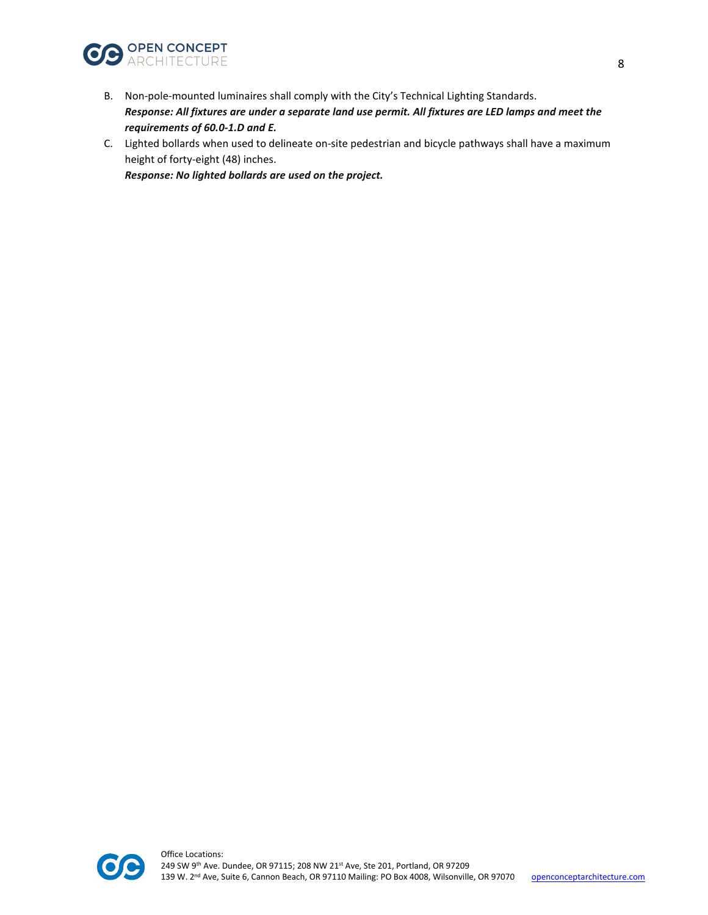B. Non-pole-mounted luminaires shall comply with the City's Technical Lighting Standards.
***Response: All fixtures are under a separate land use permit. All fixtures are LED lamps and meet the requirements of 60.0-1.D and E.***

C. Lighted bollards when used to delineate on-site pedestrian and bicycle pathways shall have a maximum height of forty-eight (48) inches.
***Response: No lighted bollards are used on the project.***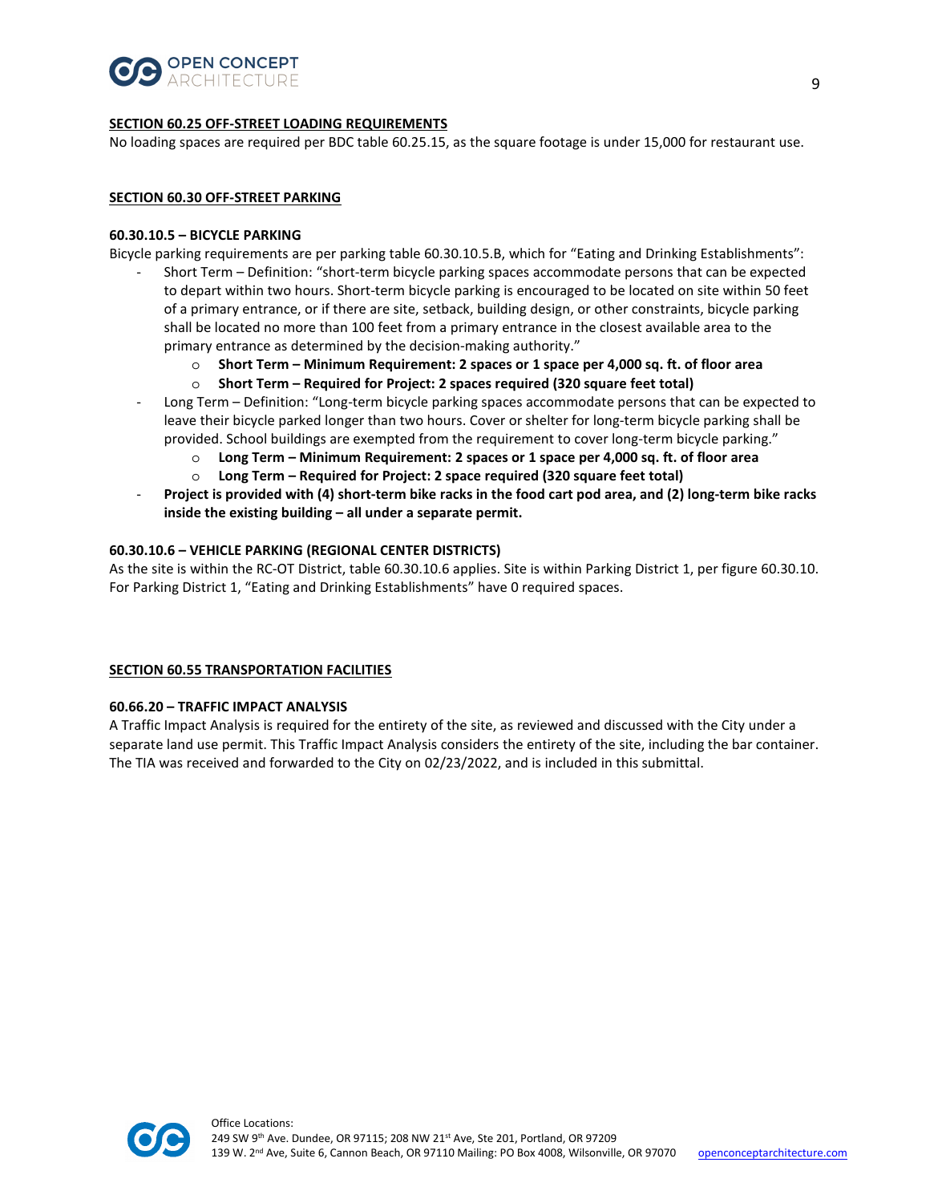**SECTION 60.25 OFF-STREET LOADING REQUIREMENTS**

No loading spaces are required per BDC table 60.25.15, as the square footage is under 15,000 for restaurant use.

**SECTION 60.30 OFF-STREET PARKING**

**60.30.10.5 – BICYCLE PARKING**

Bicycle parking requirements are per parking table 60.30.10.5.B, which for "Eating and Drinking Establishments":

- Short Term – Definition: "short-term bicycle parking spaces accommodate persons that can be expected to depart within two hours. Short-term bicycle parking is encouraged to be located on site within 50 feet of a primary entrance, or if there are site, setback, building design, or other constraints, bicycle parking shall be located no more than 100 feet from a primary entrance in the closest available area to the primary entrance as determined by the decision-making authority."
    - **Short Term – Minimum Requirement: 2 spaces or 1 space per 4,000 sq. ft. of floor area**
    - **Short Term – Required for Project: 2 spaces required (320 square feet total)**
- Long Term – Definition: "Long-term bicycle parking spaces accommodate persons that can be expected to leave their bicycle parked longer than two hours. Cover or shelter for long-term bicycle parking shall be provided. School buildings are exempted from the requirement to cover long-term bicycle parking."
    - **Long Term – Minimum Requirement: 2 spaces or 1 space per 4,000 sq. ft. of floor area**
    - **Long Term – Required for Project: 2 space required (320 square feet total)**
- **Project is provided with (4) short-term bike racks in the food cart pod area, and (2) long-term bike racks inside the existing building – all under a separate permit.**

**60.30.10.6 – VEHICLE PARKING (REGIONAL CENTER DISTRICTS)**

As the site is within the RC-OT District, table 60.30.10.6 applies. Site is within Parking District 1, per figure 60.30.10. For Parking District 1, "Eating and Drinking Establishments" have 0 required spaces.

**SECTION 60.55 TRANSPORTATION FACILITIES**

**60.66.20 – TRAFFIC IMPACT ANALYSIS**

A Traffic Impact Analysis is required for the entirety of the site, as reviewed and discussed with the City under a separate land use permit. This Traffic Impact Analysis considers the entirety of the site, including the bar container. The TIA was received and forwarded to the City on 02/23/2022, and is included in this submittal.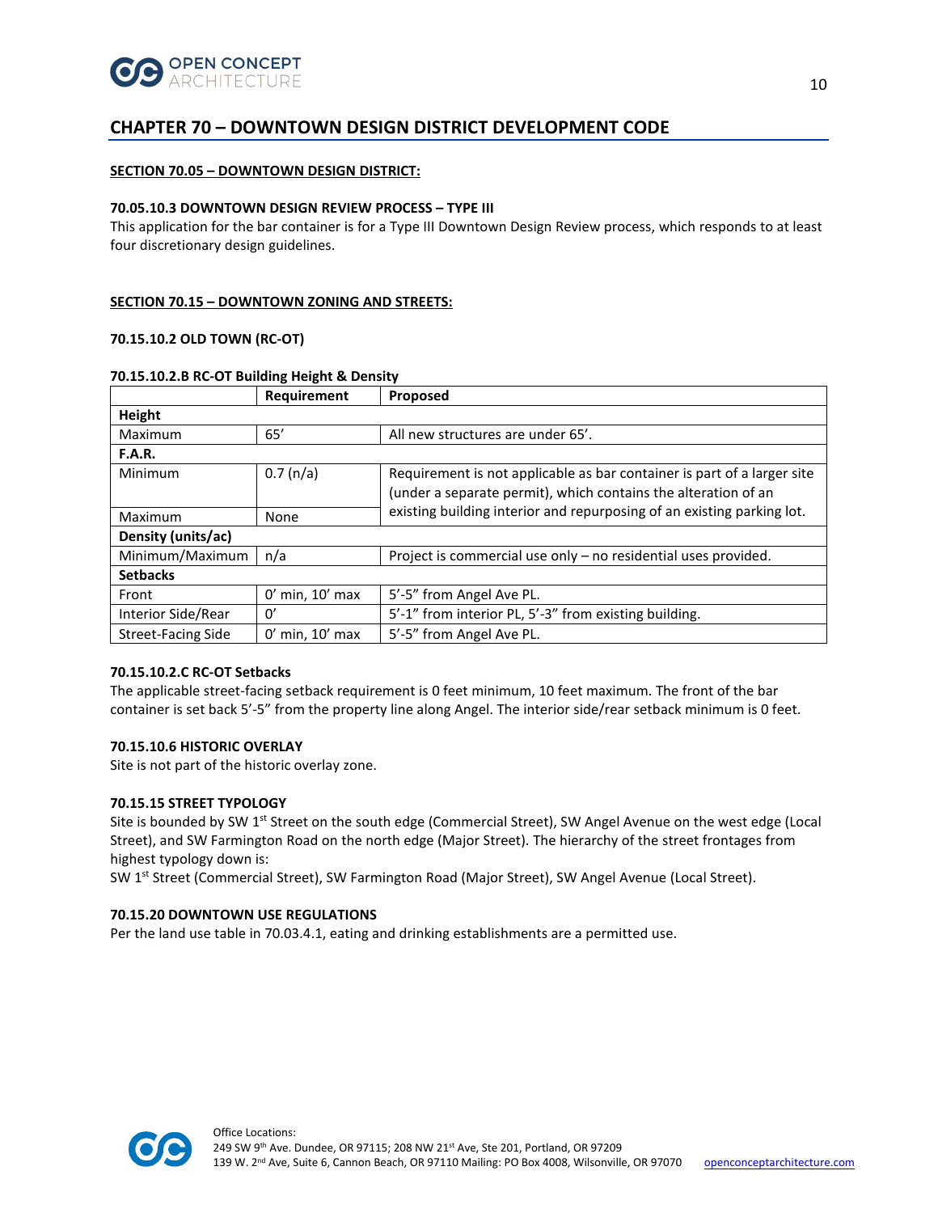## CHAPTER 70 – DOWNTOWN DESIGN DISTRICT DEVELOPMENT CODE

**SECTION 70.05 – DOWNTOWN DESIGN DISTRICT:**

**70.05.10.3 DOWNTOWN DESIGN REVIEW PROCESS – TYPE III**

This application for the bar container is for a Type III Downtown Design Review process, which responds to at least four discretionary design guidelines.

**SECTION 70.15 – DOWNTOWN ZONING AND STREETS:**

**70.15.10.2 OLD TOWN (RC-OT)**

**70.15.10.2.B RC-OT Building Height & Density**

| | Requirement | Proposed |
|---|---|---|
| **Height** | | |
| Maximum | 65' | All new structures are under 65'. |
| **F.A.R.** | | |
| Minimum | 0.7 (n/a) | Requirement is not applicable as bar container is part of a larger site (under a separate permit), which contains the alteration of an existing building interior and repurposing of an existing parking lot. |
| Maximum | None | |
| **Density (units/ac)** | | |
| Minimum/Maximum | n/a | Project is commercial use only – no residential uses provided. |
| **Setbacks** | | |
| Front | 0' min, 10' max | 5'-5" from Angel Ave PL. |
| Interior Side/Rear | 0' | 5'-1" from interior PL, 5'-3" from existing building. |
| Street-Facing Side | 0' min, 10' max | 5'-5" from Angel Ave PL. |

**70.15.10.2.C RC-OT Setbacks**

The applicable street-facing setback requirement is 0 feet minimum, 10 feet maximum. The front of the bar container is set back 5'-5" from the property line along Angel. The interior side/rear setback minimum is 0 feet.

**70.15.10.6 HISTORIC OVERLAY**

Site is not part of the historic overlay zone.

**70.15.15 STREET TYPOLOGY**

Site is bounded by SW 1st Street on the south edge (Commercial Street), SW Angel Avenue on the west edge (Local Street), and SW Farmington Road on the north edge (Major Street). The hierarchy of the street frontages from highest typology down is:

SW 1st Street (Commercial Street), SW Farmington Road (Major Street), SW Angel Avenue (Local Street).

**70.15.20 DOWNTOWN USE REGULATIONS**

Per the land use table in 70.03.4.1, eating and drinking establishments are a permitted use.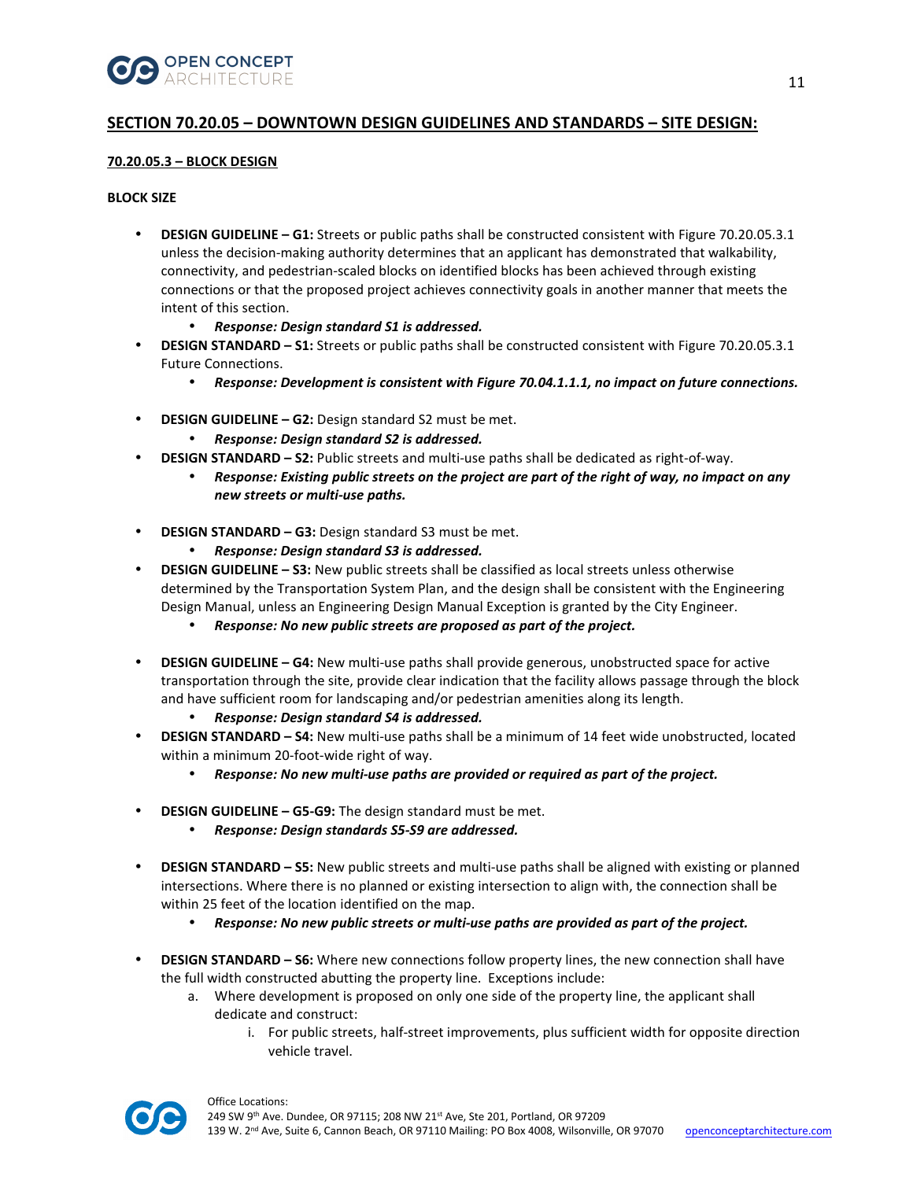## SECTION 70.20.05 – DOWNTOWN DESIGN GUIDELINES AND STANDARDS – SITE DESIGN:

### 70.20.05.3 – BLOCK DESIGN

**BLOCK SIZE**

- **DESIGN GUIDELINE – G1:** Streets or public paths shall be constructed consistent with Figure 70.20.05.3.1 unless the decision-making authority determines that an applicant has demonstrated that walkability, connectivity, and pedestrian-scaled blocks on identified blocks has been achieved through existing connections or that the proposed project achieves connectivity goals in another manner that meets the intent of this section.
  - ***Response: Design standard S1 is addressed.***
- **DESIGN STANDARD – S1:** Streets or public paths shall be constructed consistent with Figure 70.20.05.3.1 Future Connections.
  - ***Response: Development is consistent with Figure 70.04.1.1.1, no impact on future connections.***

- **DESIGN GUIDELINE – G2:** Design standard S2 must be met.
  - ***Response: Design standard S2 is addressed.***
- **DESIGN STANDARD – S2:** Public streets and multi-use paths shall be dedicated as right-of-way.
  - ***Response: Existing public streets on the project are part of the right of way, no impact on any new streets or multi-use paths.***

- **DESIGN STANDARD – G3:** Design standard S3 must be met.
  - ***Response: Design standard S3 is addressed.***
- **DESIGN GUIDELINE – S3:** New public streets shall be classified as local streets unless otherwise determined by the Transportation System Plan, and the design shall be consistent with the Engineering Design Manual, unless an Engineering Design Manual Exception is granted by the City Engineer.
  - ***Response: No new public streets are proposed as part of the project.***

- **DESIGN GUIDELINE – G4:** New multi-use paths shall provide generous, unobstructed space for active transportation through the site, provide clear indication that the facility allows passage through the block and have sufficient room for landscaping and/or pedestrian amenities along its length.
  - ***Response: Design standard S4 is addressed.***
- **DESIGN STANDARD – S4:** New multi-use paths shall be a minimum of 14 feet wide unobstructed, located within a minimum 20-foot-wide right of way.
  - ***Response: No new multi-use paths are provided or required as part of the project.***

- **DESIGN GUIDELINE – G5-G9:** The design standard must be met.
  - ***Response: Design standards S5-S9 are addressed.***

- **DESIGN STANDARD – S5:** New public streets and multi-use paths shall be aligned with existing or planned intersections. Where there is no planned or existing intersection to align with, the connection shall be within 25 feet of the location identified on the map.
  - ***Response: No new public streets or multi-use paths are provided as part of the project.***

- **DESIGN STANDARD – S6:** Where new connections follow property lines, the new connection shall have the full width constructed abutting the property line. Exceptions include:
  a. Where development is proposed on only one side of the property line, the applicant shall dedicate and construct:
     i. For public streets, half-street improvements, plus sufficient width for opposite direction vehicle travel.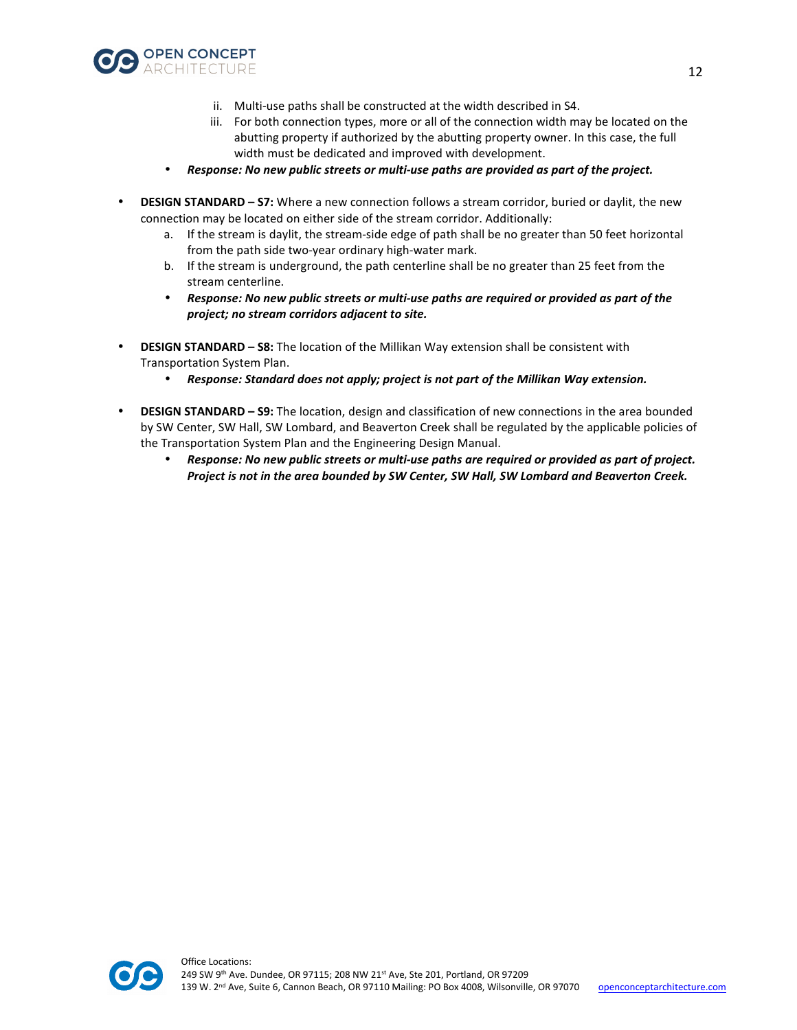ii. Multi-use paths shall be constructed at the width described in S4.
   iii. For both connection types, more or all of the connection width may be located on the abutting property if authorized by the abutting property owner. In this case, the full width must be dedicated and improved with development.

   - ***Response: No new public streets or multi-use paths are provided as part of the project.***

- **DESIGN STANDARD – S7:** Where a new connection follows a stream corridor, buried or daylit, the new connection may be located on either side of the stream corridor. Additionally:
   a. If the stream is daylit, the stream-side edge of path shall be no greater than 50 feet horizontal from the path side two-year ordinary high-water mark.
   b. If the stream is underground, the path centerline shall be no greater than 25 feet from the stream centerline.

   - ***Response: No new public streets or multi-use paths are required or provided as part of the project; no stream corridors adjacent to site.***

- **DESIGN STANDARD – S8:** The location of the Millikan Way extension shall be consistent with Transportation System Plan.
   - ***Response: Standard does not apply; project is not part of the Millikan Way extension.***

- **DESIGN STANDARD – S9:** The location, design and classification of new connections in the area bounded by SW Center, SW Hall, SW Lombard, and Beaverton Creek shall be regulated by the applicable policies of the Transportation System Plan and the Engineering Design Manual.
   - ***Response: No new public streets or multi-use paths are required or provided as part of project. Project is not in the area bounded by SW Center, SW Hall, SW Lombard and Beaverton Creek.***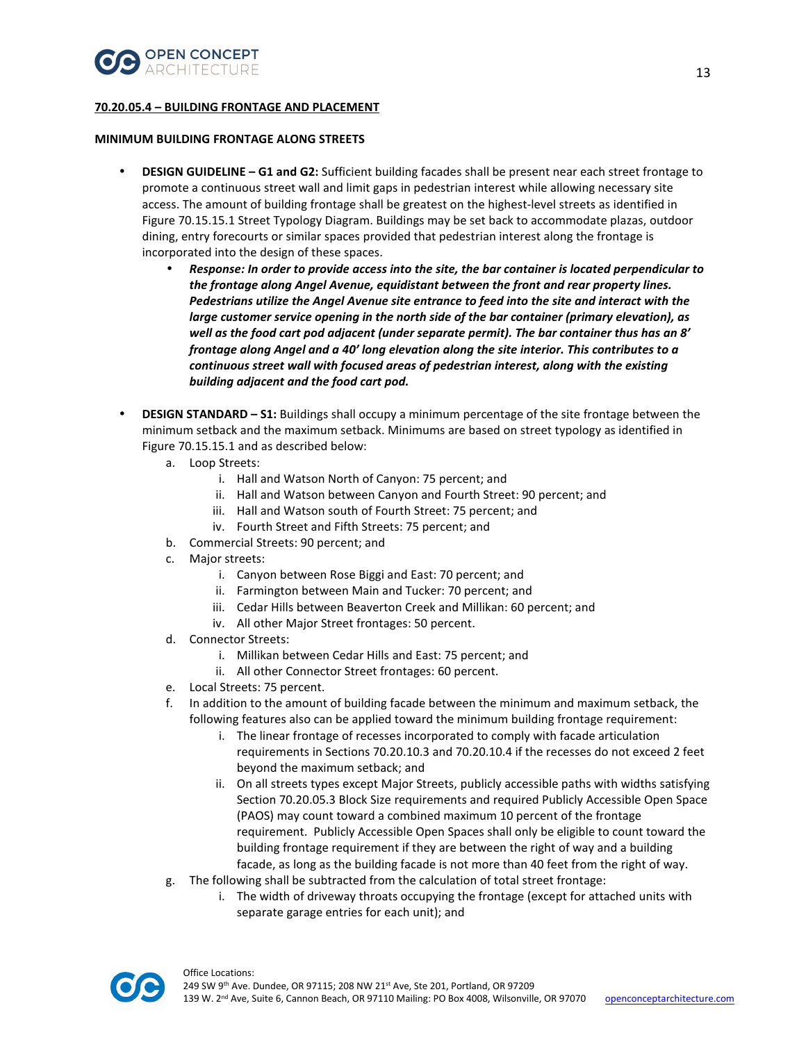**70.20.05.4 – BUILDING FRONTAGE AND PLACEMENT**

**MINIMUM BUILDING FRONTAGE ALONG STREETS**

- **DESIGN GUIDELINE – G1 and G2:** Sufficient building facades shall be present near each street frontage to promote a continuous street wall and limit gaps in pedestrian interest while allowing necessary site access. The amount of building frontage shall be greatest on the highest-level streets as identified in Figure 70.15.15.1 Street Typology Diagram. Buildings may be set back to accommodate plazas, outdoor dining, entry forecourts or similar spaces provided that pedestrian interest along the frontage is incorporated into the design of these spaces.
  - ***Response: In order to provide access into the site, the bar container is located perpendicular to the frontage along Angel Avenue, equidistant between the front and rear property lines. Pedestrians utilize the Angel Avenue site entrance to feed into the site and interact with the large customer service opening in the north side of the bar container (primary elevation), as well as the food cart pod adjacent (under separate permit). The bar container thus has an 8' frontage along Angel and a 40' long elevation along the site interior. This contributes to a continuous street wall with focused areas of pedestrian interest, along with the existing building adjacent and the food cart pod.***

- **DESIGN STANDARD – S1:** Buildings shall occupy a minimum percentage of the site frontage between the minimum setback and the maximum setback. Minimums are based on street typology as identified in Figure 70.15.15.1 and as described below:
  a. Loop Streets:
     i. Hall and Watson North of Canyon: 75 percent; and
     ii. Hall and Watson between Canyon and Fourth Street: 90 percent; and
     iii. Hall and Watson south of Fourth Street: 75 percent; and
     iv. Fourth Street and Fifth Streets: 75 percent; and
  b. Commercial Streets: 90 percent; and
  c. Major streets:
     i. Canyon between Rose Biggi and East: 70 percent; and
     ii. Farmington between Main and Tucker: 70 percent; and
     iii. Cedar Hills between Beaverton Creek and Millikan: 60 percent; and
     iv. All other Major Street frontages: 50 percent.
  d. Connector Streets:
     i. Millikan between Cedar Hills and East: 75 percent; and
     ii. All other Connector Street frontages: 60 percent.
  e. Local Streets: 75 percent.
  f. In addition to the amount of building facade between the minimum and maximum setback, the following features also can be applied toward the minimum building frontage requirement:
     i. The linear frontage of recesses incorporated to comply with facade articulation requirements in Sections 70.20.10.3 and 70.20.10.4 if the recesses do not exceed 2 feet beyond the maximum setback; and
     ii. On all streets types except Major Streets, publicly accessible paths with widths satisfying Section 70.20.05.3 Block Size requirements and required Publicly Accessible Open Space (PAOS) may count toward a combined maximum 10 percent of the frontage requirement. Publicly Accessible Open Spaces shall only be eligible to count toward the building frontage requirement if they are between the right of way and a building facade, as long as the building facade is not more than 40 feet from the right of way.
  g. The following shall be subtracted from the calculation of total street frontage:
     i. The width of driveway throats occupying the frontage (except for attached units with separate garage entries for each unit); and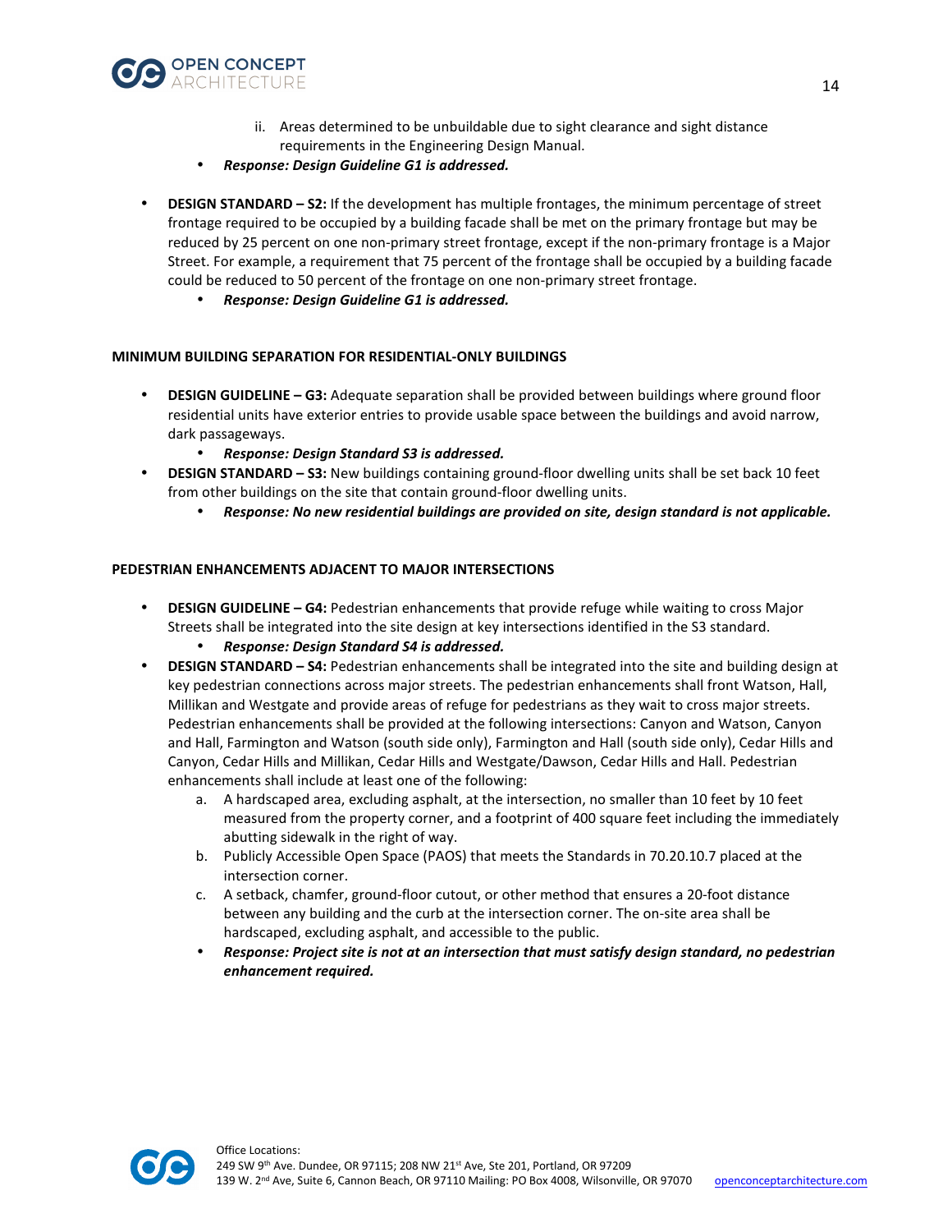ii. Areas determined to be unbuildable due to sight clearance and sight distance requirements in the Engineering Design Manual.
   - ***Response: Design Guideline G1 is addressed.***

- **DESIGN STANDARD – S2:** If the development has multiple frontages, the minimum percentage of street frontage required to be occupied by a building facade shall be met on the primary frontage but may be reduced by 25 percent on one non-primary street frontage, except if the non-primary frontage is a Major Street. For example, a requirement that 75 percent of the frontage shall be occupied by a building facade could be reduced to 50 percent of the frontage on one non-primary street frontage.
  - ***Response: Design Guideline G1 is addressed.***

**MINIMUM BUILDING SEPARATION FOR RESIDENTIAL-ONLY BUILDINGS**

- **DESIGN GUIDELINE – G3:** Adequate separation shall be provided between buildings where ground floor residential units have exterior entries to provide usable space between the buildings and avoid narrow, dark passageways.
  - ***Response: Design Standard S3 is addressed.***
- **DESIGN STANDARD – S3:** New buildings containing ground-floor dwelling units shall be set back 10 feet from other buildings on the site that contain ground-floor dwelling units.
  - ***Response: No new residential buildings are provided on site, design standard is not applicable.***

**PEDESTRIAN ENHANCEMENTS ADJACENT TO MAJOR INTERSECTIONS**

- **DESIGN GUIDELINE – G4:** Pedestrian enhancements that provide refuge while waiting to cross Major Streets shall be integrated into the site design at key intersections identified in the S3 standard.
  - ***Response: Design Standard S4 is addressed.***
- **DESIGN STANDARD – S4:** Pedestrian enhancements shall be integrated into the site and building design at key pedestrian connections across major streets. The pedestrian enhancements shall front Watson, Hall, Millikan and Westgate and provide areas of refuge for pedestrians as they wait to cross major streets. Pedestrian enhancements shall be provided at the following intersections: Canyon and Watson, Canyon and Hall, Farmington and Watson (south side only), Farmington and Hall (south side only), Cedar Hills and Canyon, Cedar Hills and Millikan, Cedar Hills and Westgate/Dawson, Cedar Hills and Hall. Pedestrian enhancements shall include at least one of the following:
   a. A hardscaped area, excluding asphalt, at the intersection, no smaller than 10 feet by 10 feet measured from the property corner, and a footprint of 400 square feet including the immediately abutting sidewalk in the right of way.
   b. Publicly Accessible Open Space (PAOS) that meets the Standards in 70.20.10.7 placed at the intersection corner.
   c. A setback, chamfer, ground-floor cutout, or other method that ensures a 20-foot distance between any building and the curb at the intersection corner. The on-site area shall be hardscaped, excluding asphalt, and accessible to the public.
   - ***Response: Project site is not at an intersection that must satisfy design standard, no pedestrian enhancement required.***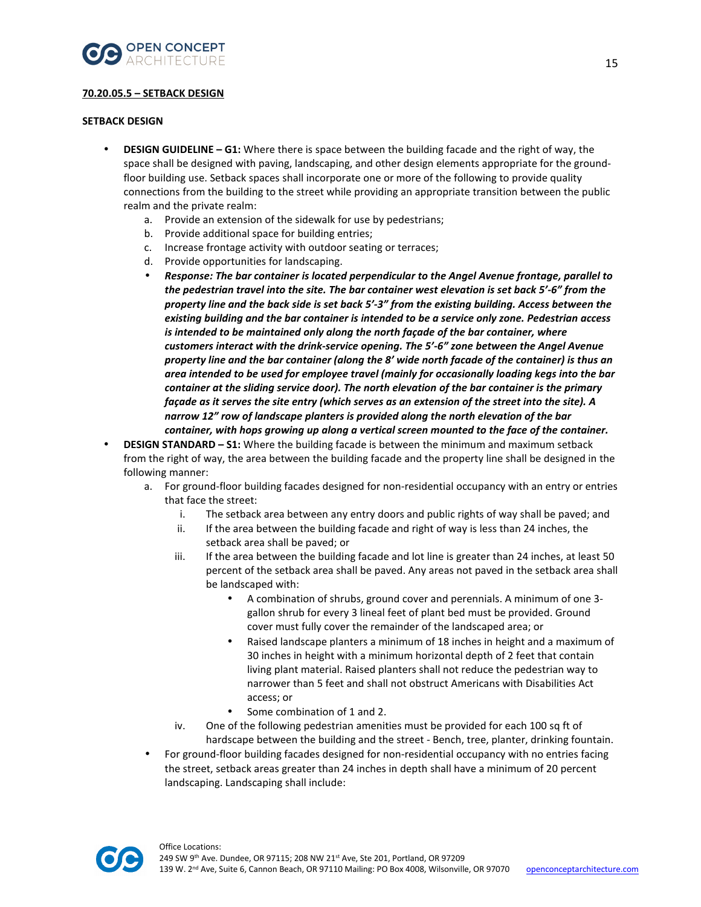**70.20.05.5 – SETBACK DESIGN**

**SETBACK DESIGN**

- **DESIGN GUIDELINE – G1:** Where there is space between the building facade and the right of way, the space shall be designed with paving, landscaping, and other design elements appropriate for the ground-floor building use. Setback spaces shall incorporate one or more of the following to provide quality connections from the building to the street while providing an appropriate transition between the public realm and the private realm:
  a. Provide an extension of the sidewalk for use by pedestrians;
  b. Provide additional space for building entries;
  c. Increase frontage activity with outdoor seating or terraces;
  d. Provide opportunities for landscaping.
  - ***Response: The bar container is located perpendicular to the Angel Avenue frontage, parallel to the pedestrian travel into the site. The bar container west elevation is set back 5'-6" from the property line and the back side is set back 5'-3" from the existing building. Access between the existing building and the bar container is intended to be a service only zone. Pedestrian access is intended to be maintained only along the north façade of the bar container, where customers interact with the drink-service opening. The 5'-6" zone between the Angel Avenue property line and the bar container (along the 8' wide north facade of the container) is thus an area intended to be used for employee travel (mainly for occasionally loading kegs into the bar container at the sliding service door). The north elevation of the bar container is the primary façade as it serves the site entry (which serves as an extension of the street into the site). A narrow 12" row of landscape planters is provided along the north elevation of the bar container, with hops growing up along a vertical screen mounted to the face of the container.***
- **DESIGN STANDARD – S1:** Where the building facade is between the minimum and maximum setback from the right of way, the area between the building facade and the property line shall be designed in the following manner:
  a. For ground-floor building facades designed for non-residential occupancy with an entry or entries that face the street:
     i. The setback area between any entry doors and public rights of way shall be paved; and
     ii. If the area between the building facade and right of way is less than 24 inches, the setback area shall be paved; or
     iii. If the area between the building facade and lot line is greater than 24 inches, at least 50 percent of the setback area shall be paved. Any areas not paved in the setback area shall be landscaped with:
        - A combination of shrubs, ground cover and perennials. A minimum of one 3-gallon shrub for every 3 lineal feet of plant bed must be provided. Ground cover must fully cover the remainder of the landscaped area; or
        - Raised landscape planters a minimum of 18 inches in height and a maximum of 30 inches in height with a minimum horizontal depth of 2 feet that contain living plant material. Raised planters shall not reduce the pedestrian way to narrower than 5 feet and shall not obstruct Americans with Disabilities Act access; or
        - Some combination of 1 and 2.
     iv. One of the following pedestrian amenities must be provided for each 100 sq ft of hardscape between the building and the street - Bench, tree, planter, drinking fountain.
  - For ground-floor building facades designed for non-residential occupancy with no entries facing the street, setback areas greater than 24 inches in depth shall have a minimum of 20 percent landscaping. Landscaping shall include: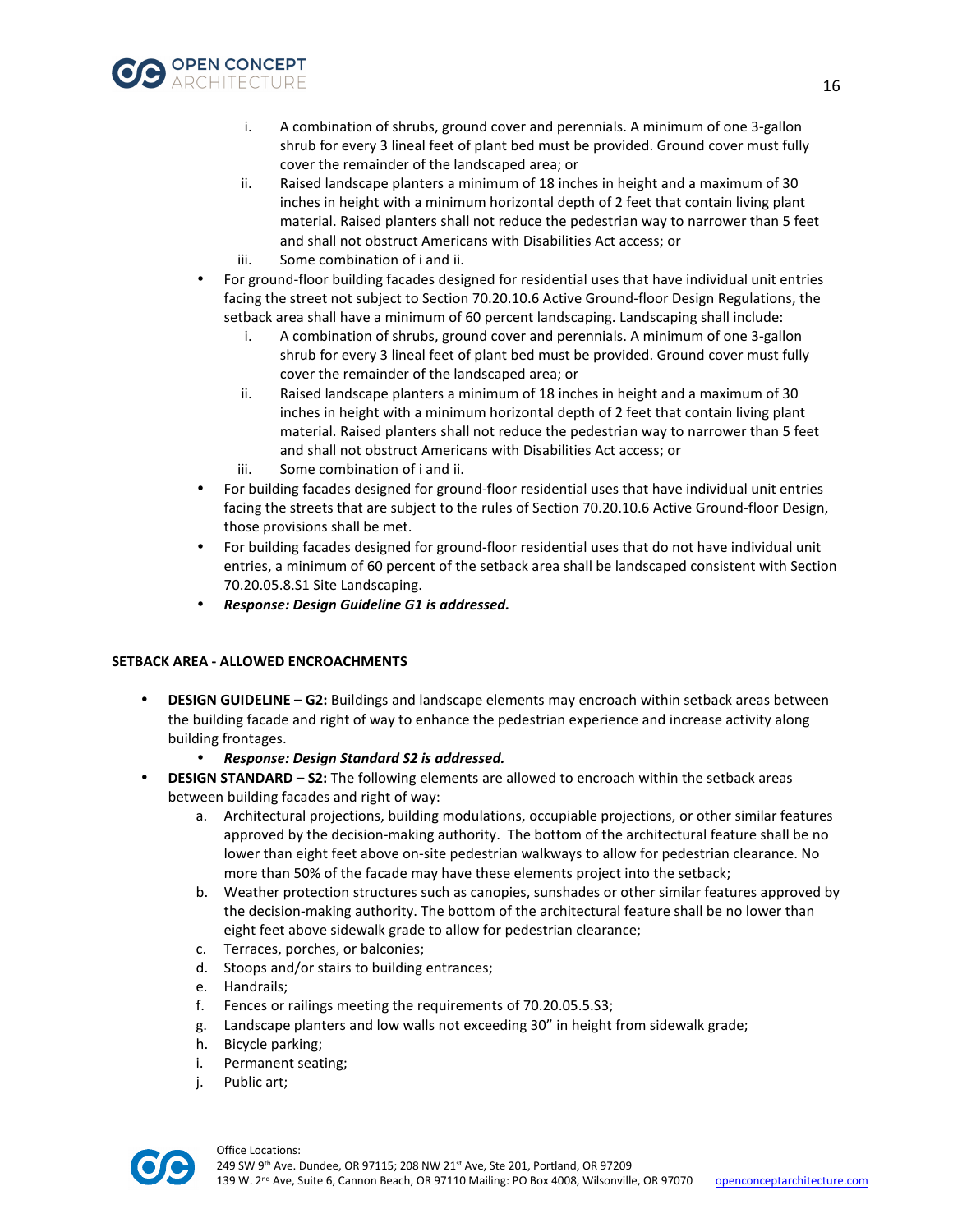i. A combination of shrubs, ground cover and perennials. A minimum of one 3-gallon shrub for every 3 lineal feet of plant bed must be provided. Ground cover must fully cover the remainder of the landscaped area; or
   ii. Raised landscape planters a minimum of 18 inches in height and a maximum of 30 inches in height with a minimum horizontal depth of 2 feet that contain living plant material. Raised planters shall not reduce the pedestrian way to narrower than 5 feet and shall not obstruct Americans with Disabilities Act access; or
   iii. Some combination of i and ii.

- For ground-floor building facades designed for residential uses that have individual unit entries facing the street not subject to Section 70.20.10.6 Active Ground-floor Design Regulations, the setback area shall have a minimum of 60 percent landscaping. Landscaping shall include:
   i. A combination of shrubs, ground cover and perennials. A minimum of one 3-gallon shrub for every 3 lineal feet of plant bed must be provided. Ground cover must fully cover the remainder of the landscaped area; or
   ii. Raised landscape planters a minimum of 18 inches in height and a maximum of 30 inches in height with a minimum horizontal depth of 2 feet that contain living plant material. Raised planters shall not reduce the pedestrian way to narrower than 5 feet and shall not obstruct Americans with Disabilities Act access; or
   iii. Some combination of i and ii.
- For building facades designed for ground-floor residential uses that have individual unit entries facing the streets that are subject to the rules of Section 70.20.10.6 Active Ground-floor Design, those provisions shall be met.
- For building facades designed for ground-floor residential uses that do not have individual unit entries, a minimum of 60 percent of the setback area shall be landscaped consistent with Section 70.20.05.8.S1 Site Landscaping.
- ***Response: Design Guideline G1 is addressed.***

**SETBACK AREA - ALLOWED ENCROACHMENTS**

- **DESIGN GUIDELINE – G2:** Buildings and landscape elements may encroach within setback areas between the building facade and right of way to enhance the pedestrian experience and increase activity along building frontages.
  - ***Response: Design Standard S2 is addressed.***
- **DESIGN STANDARD – S2:** The following elements are allowed to encroach within the setback areas between building facades and right of way:
  a. Architectural projections, building modulations, occupiable projections, or other similar features approved by the decision-making authority. The bottom of the architectural feature shall be no lower than eight feet above on-site pedestrian walkways to allow for pedestrian clearance. No more than 50% of the facade may have these elements project into the setback;
  b. Weather protection structures such as canopies, sunshades or other similar features approved by the decision-making authority. The bottom of the architectural feature shall be no lower than eight feet above sidewalk grade to allow for pedestrian clearance;
  c. Terraces, porches, or balconies;
  d. Stoops and/or stairs to building entrances;
  e. Handrails;
  f. Fences or railings meeting the requirements of 70.20.05.5.S3;
  g. Landscape planters and low walls not exceeding 30” in height from sidewalk grade;
  h. Bicycle parking;
  i. Permanent seating;
  j. Public art;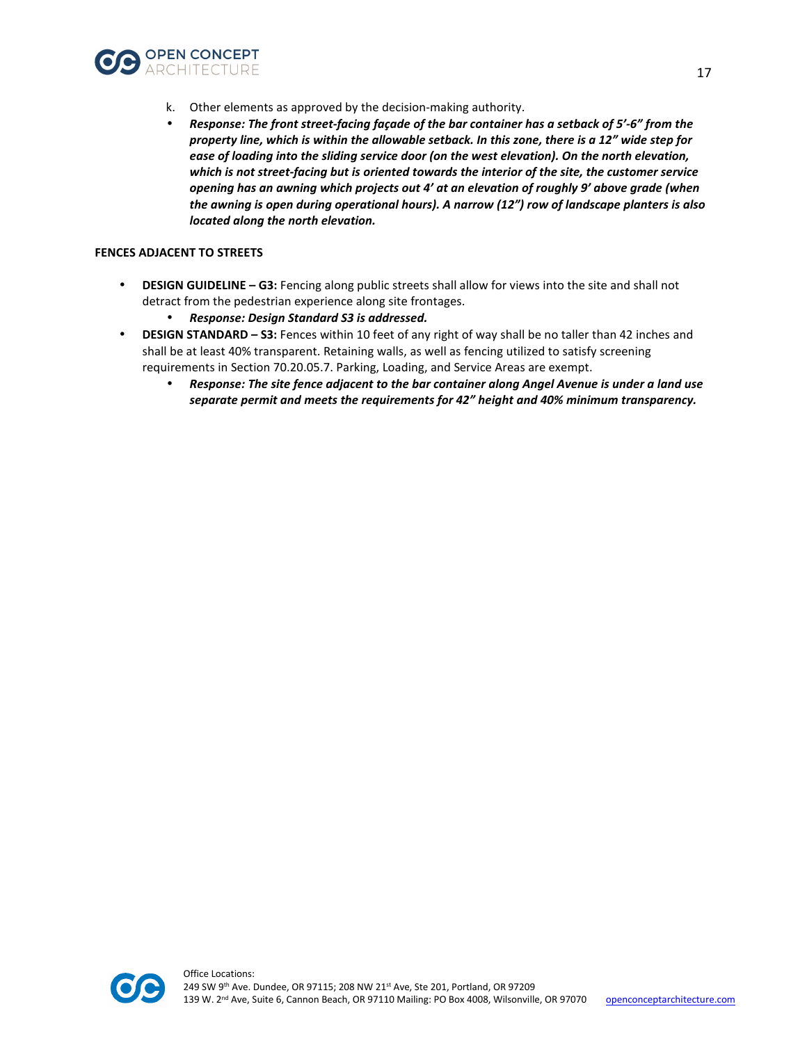k. Other elements as approved by the decision-making authority.

- ***Response: The front street-facing façade of the bar container has a setback of 5'-6" from the property line, which is within the allowable setback. In this zone, there is a 12" wide step for ease of loading into the sliding service door (on the west elevation). On the north elevation, which is not street-facing but is oriented towards the interior of the site, the customer service opening has an awning which projects out 4' at an elevation of roughly 9' above grade (when the awning is open during operational hours). A narrow (12") row of landscape planters is also located along the north elevation.***

**FENCES ADJACENT TO STREETS**

- **DESIGN GUIDELINE – G3:** Fencing along public streets shall allow for views into the site and shall not detract from the pedestrian experience along site frontages.
  - ***Response: Design Standard S3 is addressed.***
- **DESIGN STANDARD – S3:** Fences within 10 feet of any right of way shall be no taller than 42 inches and shall be at least 40% transparent. Retaining walls, as well as fencing utilized to satisfy screening requirements in Section 70.20.05.7. Parking, Loading, and Service Areas are exempt.
  - ***Response: The site fence adjacent to the bar container along Angel Avenue is under a land use separate permit and meets the requirements for 42" height and 40% minimum transparency.***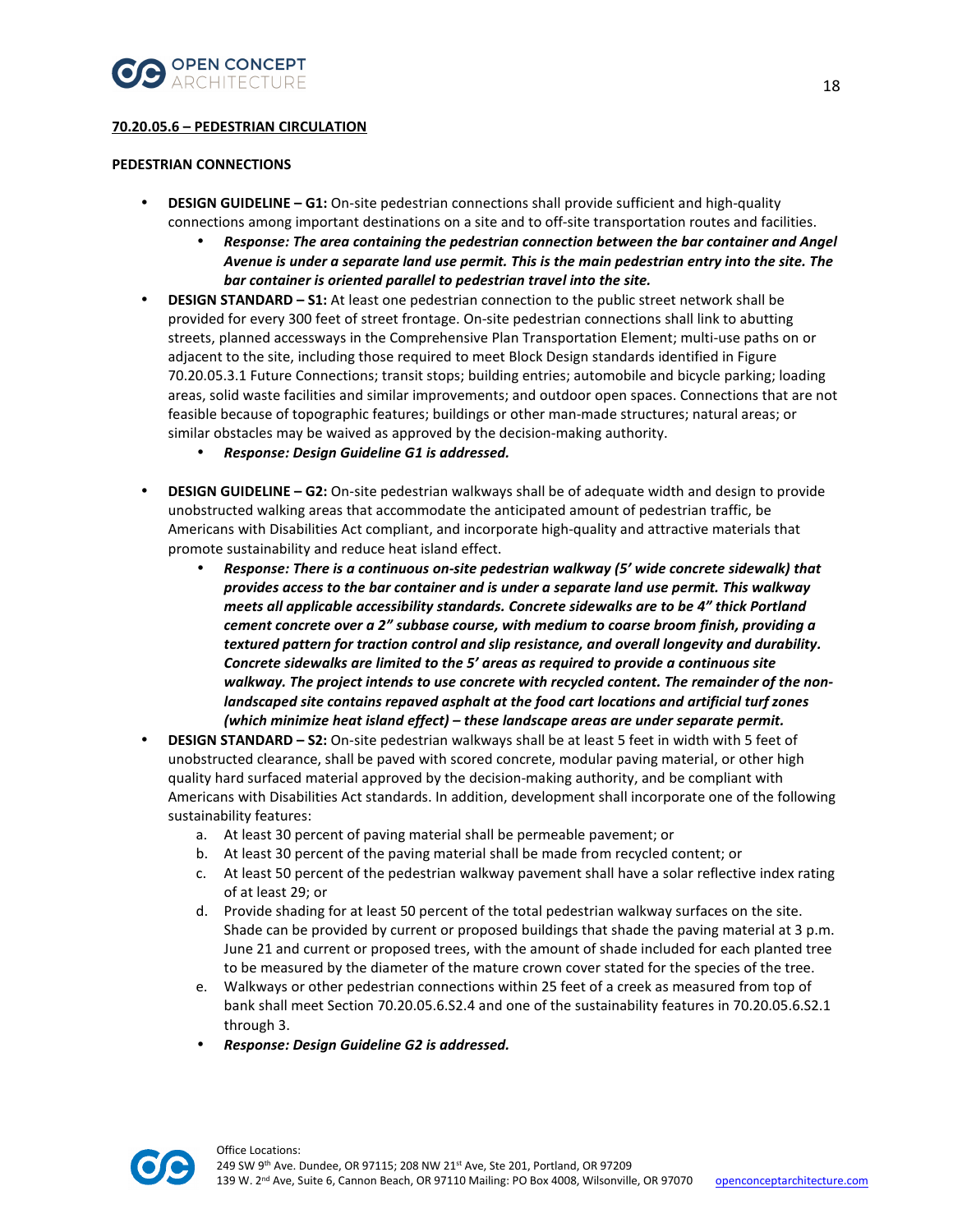**70.20.05.6 – PEDESTRIAN CIRCULATION**

**PEDESTRIAN CONNECTIONS**

- **DESIGN GUIDELINE – G1:** On-site pedestrian connections shall provide sufficient and high-quality connections among important destinations on a site and to off-site transportation routes and facilities.
    - ***Response: The area containing the pedestrian connection between the bar container and Angel Avenue is under a separate land use permit. This is the main pedestrian entry into the site. The bar container is oriented parallel to pedestrian travel into the site.***
- **DESIGN STANDARD – S1:** At least one pedestrian connection to the public street network shall be provided for every 300 feet of street frontage. On-site pedestrian connections shall link to abutting streets, planned accessways in the Comprehensive Plan Transportation Element; multi-use paths on or adjacent to the site, including those required to meet Block Design standards identified in Figure 70.20.05.3.1 Future Connections; transit stops; building entries; automobile and bicycle parking; loading areas, solid waste facilities and similar improvements; and outdoor open spaces. Connections that are not feasible because of topographic features; buildings or other man-made structures; natural areas; or similar obstacles may be waived as approved by the decision-making authority.
    - ***Response: Design Guideline G1 is addressed.***

- **DESIGN GUIDELINE – G2:** On-site pedestrian walkways shall be of adequate width and design to provide unobstructed walking areas that accommodate the anticipated amount of pedestrian traffic, be Americans with Disabilities Act compliant, and incorporate high-quality and attractive materials that promote sustainability and reduce heat island effect.
    - ***Response: There is a continuous on-site pedestrian walkway (5' wide concrete sidewalk) that provides access to the bar container and is under a separate land use permit. This walkway meets all applicable accessibility standards. Concrete sidewalks are to be 4" thick Portland cement concrete over a 2" subbase course, with medium to coarse broom finish, providing a textured pattern for traction control and slip resistance, and overall longevity and durability. Concrete sidewalks are limited to the 5' areas as required to provide a continuous site walkway. The project intends to use concrete with recycled content. The remainder of the non-landscaped site contains repaved asphalt at the food cart locations and artificial turf zones (which minimize heat island effect) – these landscape areas are under separate permit.***
- **DESIGN STANDARD – S2:** On-site pedestrian walkways shall be at least 5 feet in width with 5 feet of unobstructed clearance, shall be paved with scored concrete, modular paving material, or other high quality hard surfaced material approved by the decision-making authority, and be compliant with Americans with Disabilities Act standards. In addition, development shall incorporate one of the following sustainability features:
    a. At least 30 percent of paving material shall be permeable pavement; or
    b. At least 30 percent of the paving material shall be made from recycled content; or
    c. At least 50 percent of the pedestrian walkway pavement shall have a solar reflective index rating of at least 29; or
    d. Provide shading for at least 50 percent of the total pedestrian walkway surfaces on the site. Shade can be provided by current or proposed buildings that shade the paving material at 3 p.m. June 21 and current or proposed trees, with the amount of shade included for each planted tree to be measured by the diameter of the mature crown cover stated for the species of the tree.
    e. Walkways or other pedestrian connections within 25 feet of a creek as measured from top of bank shall meet Section 70.20.05.6.S2.4 and one of the sustainability features in 70.20.05.6.S2.1 through 3.
    - ***Response: Design Guideline G2 is addressed.***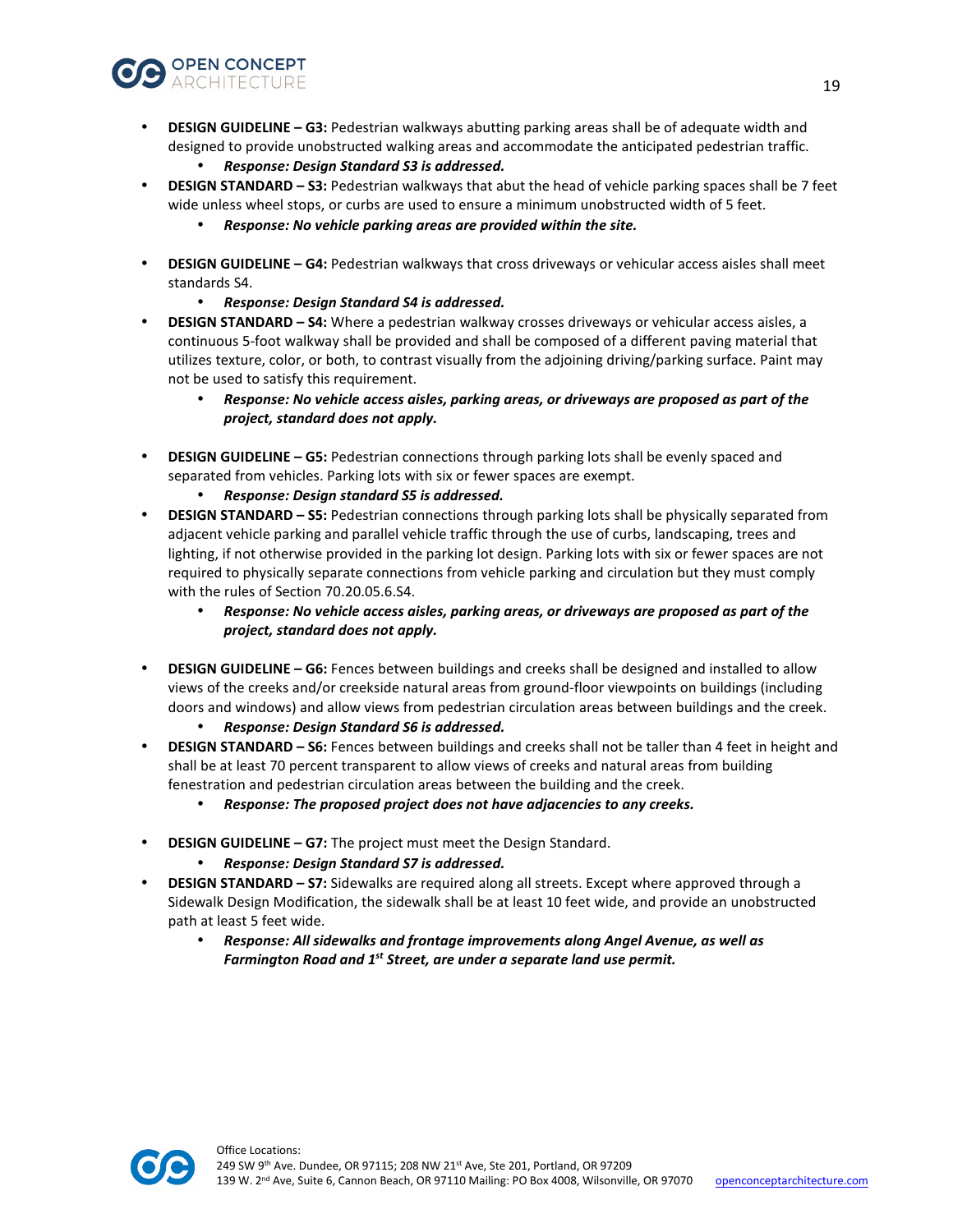- **DESIGN GUIDELINE – G3:** Pedestrian walkways abutting parking areas shall be of adequate width and designed to provide unobstructed walking areas and accommodate the anticipated pedestrian traffic.
  - ***Response: Design Standard S3 is addressed.***
- **DESIGN STANDARD – S3:** Pedestrian walkways that abut the head of vehicle parking spaces shall be 7 feet wide unless wheel stops, or curbs are used to ensure a minimum unobstructed width of 5 feet.
  - ***Response: No vehicle parking areas are provided within the site.***

- **DESIGN GUIDELINE – G4:** Pedestrian walkways that cross driveways or vehicular access aisles shall meet standards S4.
  - ***Response: Design Standard S4 is addressed.***
- **DESIGN STANDARD – S4:** Where a pedestrian walkway crosses driveways or vehicular access aisles, a continuous 5-foot walkway shall be provided and shall be composed of a different paving material that utilizes texture, color, or both, to contrast visually from the adjoining driving/parking surface. Paint may not be used to satisfy this requirement.
  - ***Response: No vehicle access aisles, parking areas, or driveways are proposed as part of the project, standard does not apply.***

- **DESIGN GUIDELINE – G5:** Pedestrian connections through parking lots shall be evenly spaced and separated from vehicles. Parking lots with six or fewer spaces are exempt.
  - ***Response: Design standard S5 is addressed.***
- **DESIGN STANDARD – S5:** Pedestrian connections through parking lots shall be physically separated from adjacent vehicle parking and parallel vehicle traffic through the use of curbs, landscaping, trees and lighting, if not otherwise provided in the parking lot design. Parking lots with six or fewer spaces are not required to physically separate connections from vehicle parking and circulation but they must comply with the rules of Section 70.20.05.6.S4.
  - ***Response: No vehicle access aisles, parking areas, or driveways are proposed as part of the project, standard does not apply.***

- **DESIGN GUIDELINE – G6:** Fences between buildings and creeks shall be designed and installed to allow views of the creeks and/or creekside natural areas from ground-floor viewpoints on buildings (including doors and windows) and allow views from pedestrian circulation areas between buildings and the creek.
  - ***Response: Design Standard S6 is addressed.***
- **DESIGN STANDARD – S6:** Fences between buildings and creeks shall not be taller than 4 feet in height and shall be at least 70 percent transparent to allow views of creeks and natural areas from building fenestration and pedestrian circulation areas between the building and the creek.
  - ***Response: The proposed project does not have adjacencies to any creeks.***

- **DESIGN GUIDELINE – G7:** The project must meet the Design Standard.
  - ***Response: Design Standard S7 is addressed.***
- **DESIGN STANDARD – S7:** Sidewalks are required along all streets. Except where approved through a Sidewalk Design Modification, the sidewalk shall be at least 10 feet wide, and provide an unobstructed path at least 5 feet wide.
  - ***Response: All sidewalks and frontage improvements along Angel Avenue, as well as Farmington Road and 1st Street, are under a separate land use permit.***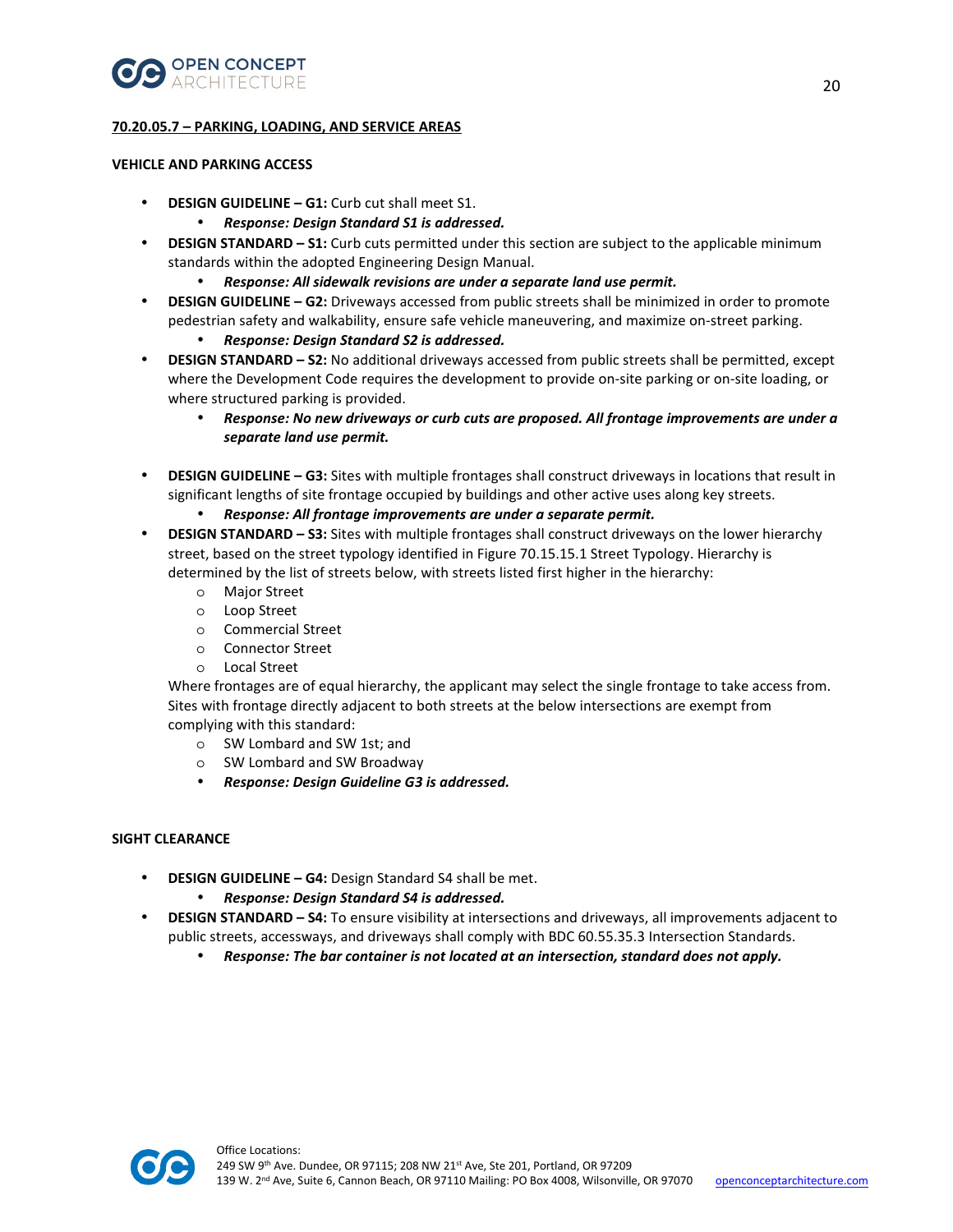**70.20.05.7 – PARKING, LOADING, AND SERVICE AREAS**

**VEHICLE AND PARKING ACCESS**

- **DESIGN GUIDELINE – G1:** Curb cut shall meet S1.
    - ***Response: Design Standard S1 is addressed.***
- **DESIGN STANDARD – S1:** Curb cuts permitted under this section are subject to the applicable minimum standards within the adopted Engineering Design Manual.
    - ***Response: All sidewalk revisions are under a separate land use permit.***
- **DESIGN GUIDELINE – G2:** Driveways accessed from public streets shall be minimized in order to promote pedestrian safety and walkability, ensure safe vehicle maneuvering, and maximize on-street parking.
    - ***Response: Design Standard S2 is addressed.***
- **DESIGN STANDARD – S2:** No additional driveways accessed from public streets shall be permitted, except where the Development Code requires the development to provide on-site parking or on-site loading, or where structured parking is provided.
    - ***Response: No new driveways or curb cuts are proposed. All frontage improvements are under a separate land use permit.***
- **DESIGN GUIDELINE – G3:** Sites with multiple frontages shall construct driveways in locations that result in significant lengths of site frontage occupied by buildings and other active uses along key streets.
    - ***Response: All frontage improvements are under a separate permit.***
- **DESIGN STANDARD – S3:** Sites with multiple frontages shall construct driveways on the lower hierarchy street, based on the street typology identified in Figure 70.15.15.1 Street Typology. Hierarchy is determined by the list of streets below, with streets listed first higher in the hierarchy:
    - Major Street
    - Loop Street
    - Commercial Street
    - Connector Street
    - Local Street

  Where frontages are of equal hierarchy, the applicant may select the single frontage to take access from. Sites with frontage directly adjacent to both streets at the below intersections are exempt from complying with this standard:
    - SW Lombard and SW 1st; and
    - SW Lombard and SW Broadway
    - ***Response: Design Guideline G3 is addressed.***

**SIGHT CLEARANCE**

- **DESIGN GUIDELINE – G4:** Design Standard S4 shall be met.
    - ***Response: Design Standard S4 is addressed.***
- **DESIGN STANDARD – S4:** To ensure visibility at intersections and driveways, all improvements adjacent to public streets, accessways, and driveways shall comply with BDC 60.55.35.3 Intersection Standards.
    - ***Response: The bar container is not located at an intersection, standard does not apply.***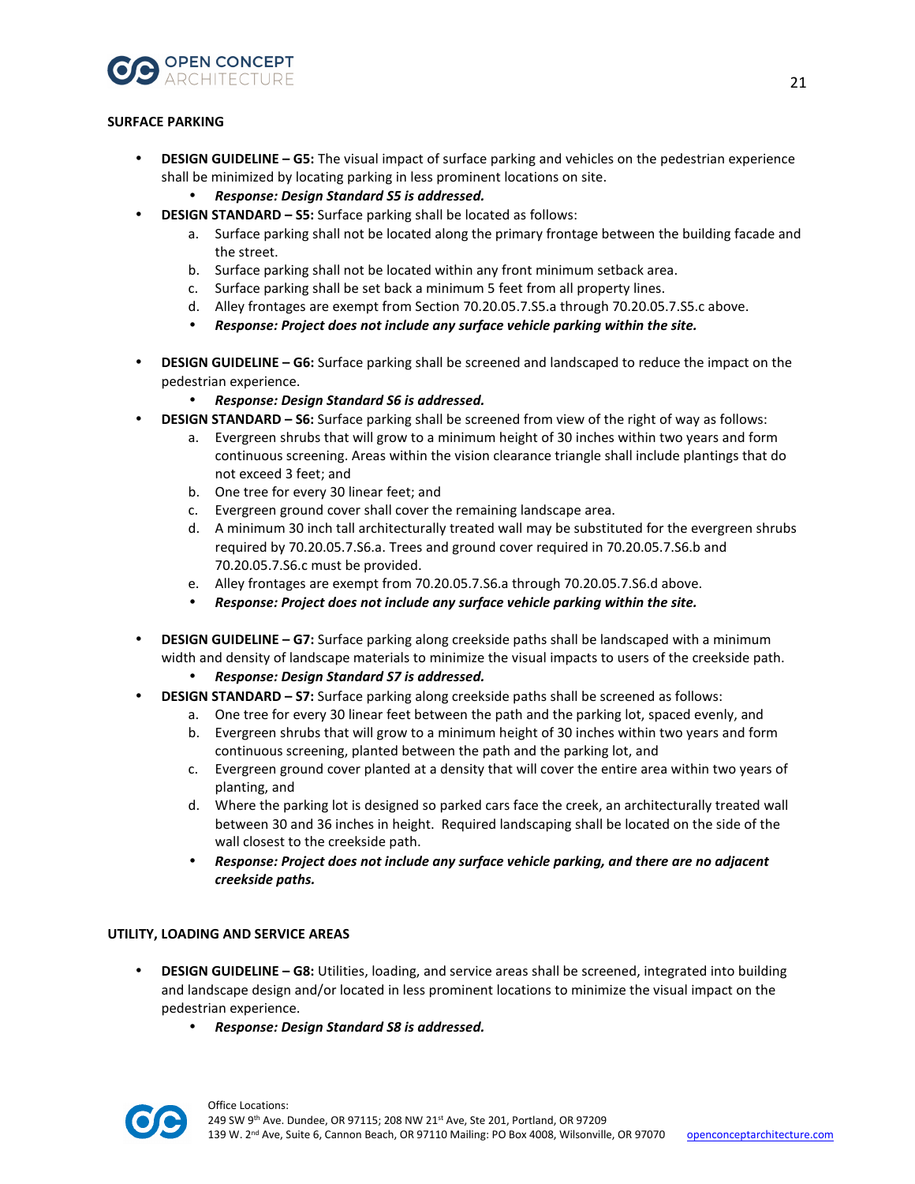## SURFACE PARKING

- **DESIGN GUIDELINE – G5:** The visual impact of surface parking and vehicles on the pedestrian experience shall be minimized by locating parking in less prominent locations on site.
    - ***Response: Design Standard S5 is addressed.***
- **DESIGN STANDARD – S5:** Surface parking shall be located as follows:
    a. Surface parking shall not be located along the primary frontage between the building facade and the street.
    b. Surface parking shall not be located within any front minimum setback area.
    c. Surface parking shall be set back a minimum 5 feet from all property lines.
    d. Alley frontages are exempt from Section 70.20.05.7.S5.a through 70.20.05.7.S5.c above.
    - ***Response: Project does not include any surface vehicle parking within the site.***

- **DESIGN GUIDELINE – G6:** Surface parking shall be screened and landscaped to reduce the impact on the pedestrian experience.
    - ***Response: Design Standard S6 is addressed.***
- **DESIGN STANDARD – S6:** Surface parking shall be screened from view of the right of way as follows:
    a. Evergreen shrubs that will grow to a minimum height of 30 inches within two years and form continuous screening. Areas within the vision clearance triangle shall include plantings that do not exceed 3 feet; and
    b. One tree for every 30 linear feet; and
    c. Evergreen ground cover shall cover the remaining landscape area.
    d. A minimum 30 inch tall architecturally treated wall may be substituted for the evergreen shrubs required by 70.20.05.7.S6.a. Trees and ground cover required in 70.20.05.7.S6.b and 70.20.05.7.S6.c must be provided.
    e. Alley frontages are exempt from 70.20.05.7.S6.a through 70.20.05.7.S6.d above.
    - ***Response: Project does not include any surface vehicle parking within the site.***

- **DESIGN GUIDELINE – G7:** Surface parking along creekside paths shall be landscaped with a minimum width and density of landscape materials to minimize the visual impacts to users of the creekside path.
    - ***Response: Design Standard S7 is addressed.***
- **DESIGN STANDARD – S7:** Surface parking along creekside paths shall be screened as follows:
    a. One tree for every 30 linear feet between the path and the parking lot, spaced evenly, and
    b. Evergreen shrubs that will grow to a minimum height of 30 inches within two years and form continuous screening, planted between the path and the parking lot, and
    c. Evergreen ground cover planted at a density that will cover the entire area within two years of planting, and
    d. Where the parking lot is designed so parked cars face the creek, an architecturally treated wall between 30 and 36 inches in height. Required landscaping shall be located on the side of the wall closest to the creekside path.
    - ***Response: Project does not include any surface vehicle parking, and there are no adjacent creekside paths.***

## UTILITY, LOADING AND SERVICE AREAS

- **DESIGN GUIDELINE – G8:** Utilities, loading, and service areas shall be screened, integrated into building and landscape design and/or located in less prominent locations to minimize the visual impact on the pedestrian experience.
    - ***Response: Design Standard S8 is addressed.***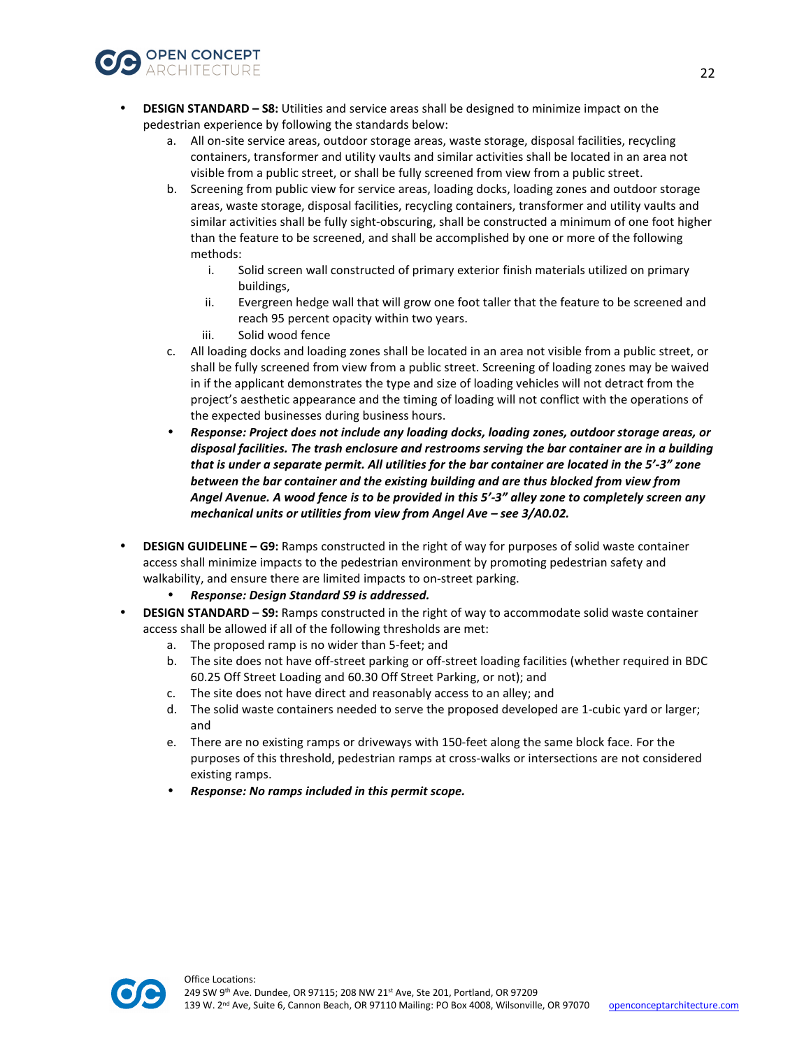- **DESIGN STANDARD – S8:** Utilities and service areas shall be designed to minimize impact on the pedestrian experience by following the standards below:
  a. All on-site service areas, outdoor storage areas, waste storage, disposal facilities, recycling containers, transformer and utility vaults and similar activities shall be located in an area not visible from a public street, or shall be fully screened from view from a public street.
  b. Screening from public view for service areas, loading docks, loading zones and outdoor storage areas, waste storage, disposal facilities, recycling containers, transformer and utility vaults and similar activities shall be fully sight-obscuring, shall be constructed a minimum of one foot higher than the feature to be screened, and shall be accomplished by one or more of the following methods:
     i. Solid screen wall constructed of primary exterior finish materials utilized on primary buildings,
     ii. Evergreen hedge wall that will grow one foot taller that the feature to be screened and reach 95 percent opacity within two years.
     iii. Solid wood fence
  c. All loading docks and loading zones shall be located in an area not visible from a public street, or shall be fully screened from view from a public street. Screening of loading zones may be waived in if the applicant demonstrates the type and size of loading vehicles will not detract from the project's aesthetic appearance and the timing of loading will not conflict with the operations of the expected businesses during business hours.
  - ***Response: Project does not include any loading docks, loading zones, outdoor storage areas, or disposal facilities. The trash enclosure and restrooms serving the bar container are in a building that is under a separate permit. All utilities for the bar container are located in the 5'-3" zone between the bar container and the existing building and are thus blocked from view from Angel Avenue. A wood fence is to be provided in this 5'-3" alley zone to completely screen any mechanical units or utilities from view from Angel Ave – see 3/A0.02.***

- **DESIGN GUIDELINE – G9:** Ramps constructed in the right of way for purposes of solid waste container access shall minimize impacts to the pedestrian environment by promoting pedestrian safety and walkability, and ensure there are limited impacts to on-street parking.
  - ***Response: Design Standard S9 is addressed.***
- **DESIGN STANDARD – S9:** Ramps constructed in the right of way to accommodate solid waste container access shall be allowed if all of the following thresholds are met:
  a. The proposed ramp is no wider than 5-feet; and
  b. The site does not have off-street parking or off-street loading facilities (whether required in BDC 60.25 Off Street Loading and 60.30 Off Street Parking, or not); and
  c. The site does not have direct and reasonably access to an alley; and
  d. The solid waste containers needed to serve the proposed developed are 1-cubic yard or larger; and
  e. There are no existing ramps or driveways with 150-feet along the same block face. For the purposes of this threshold, pedestrian ramps at cross-walks or intersections are not considered existing ramps.
  - ***Response: No ramps included in this permit scope.***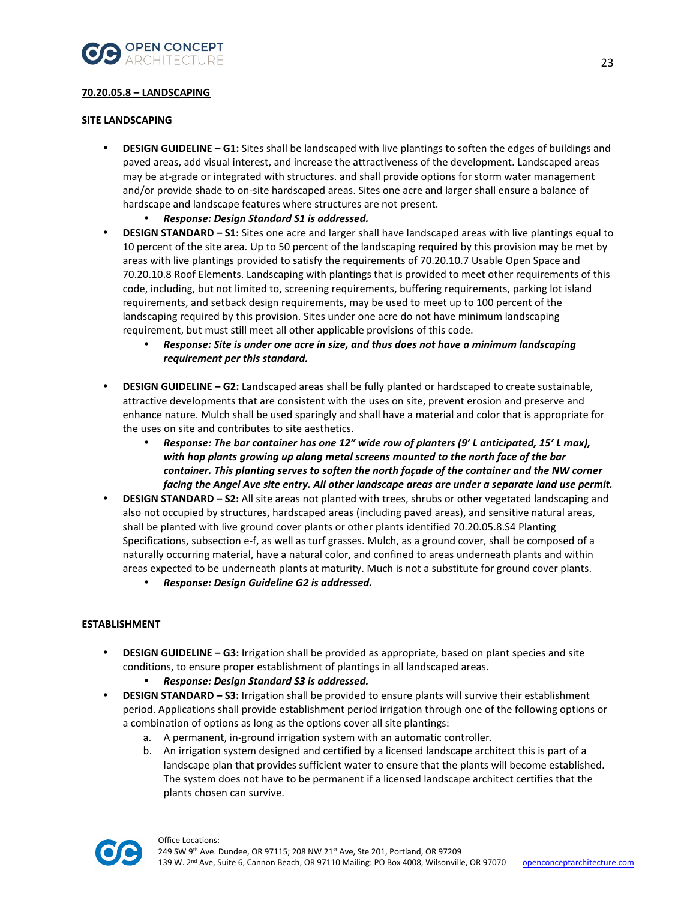## 70.20.05.8 – LANDSCAPING

### SITE LANDSCAPING

- **DESIGN GUIDELINE – G1:** Sites shall be landscaped with live plantings to soften the edges of buildings and paved areas, add visual interest, and increase the attractiveness of the development. Landscaped areas may be at-grade or integrated with structures. and shall provide options for storm water management and/or provide shade to on-site hardscaped areas. Sites one acre and larger shall ensure a balance of hardscape and landscape features where structures are not present.
    - ***Response: Design Standard S1 is addressed.***
- **DESIGN STANDARD – S1:** Sites one acre and larger shall have landscaped areas with live plantings equal to 10 percent of the site area. Up to 50 percent of the landscaping required by this provision may be met by areas with live plantings provided to satisfy the requirements of 70.20.10.7 Usable Open Space and 70.20.10.8 Roof Elements. Landscaping with plantings that is provided to meet other requirements of this code, including, but not limited to, screening requirements, buffering requirements, parking lot island requirements, and setback design requirements, may be used to meet up to 100 percent of the landscaping required by this provision. Sites under one acre do not have minimum landscaping requirement, but must still meet all other applicable provisions of this code.
    - ***Response: Site is under one acre in size, and thus does not have a minimum landscaping requirement per this standard.***
- **DESIGN GUIDELINE – G2:** Landscaped areas shall be fully planted or hardscaped to create sustainable, attractive developments that are consistent with the uses on site, prevent erosion and preserve and enhance nature. Mulch shall be used sparingly and shall have a material and color that is appropriate for the uses on site and contributes to site aesthetics.
    - ***Response: The bar container has one 12" wide row of planters (9' L anticipated, 15' L max), with hop plants growing up along metal screens mounted to the north face of the bar container. This planting serves to soften the north façade of the container and the NW corner facing the Angel Ave site entry. All other landscape areas are under a separate land use permit.***
- **DESIGN STANDARD – S2:** All site areas not planted with trees, shrubs or other vegetated landscaping and also not occupied by structures, hardscaped areas (including paved areas), and sensitive natural areas, shall be planted with live ground cover plants or other plants identified 70.20.05.8.S4 Planting Specifications, subsection e-f, as well as turf grasses. Mulch, as a ground cover, shall be composed of a naturally occurring material, have a natural color, and confined to areas underneath plants and within areas expected to be underneath plants at maturity. Much is not a substitute for ground cover plants.
    - ***Response: Design Guideline G2 is addressed.***

### ESTABLISHMENT

- **DESIGN GUIDELINE – G3:** Irrigation shall be provided as appropriate, based on plant species and site conditions, to ensure proper establishment of plantings in all landscaped areas.
    - ***Response: Design Standard S3 is addressed.***
- **DESIGN STANDARD – S3:** Irrigation shall be provided to ensure plants will survive their establishment period. Applications shall provide establishment period irrigation through one of the following options or a combination of options as long as the options cover all site plantings:
    a. A permanent, in-ground irrigation system with an automatic controller.
    b. An irrigation system designed and certified by a licensed landscape architect this is part of a landscape plan that provides sufficient water to ensure that the plants will become established. The system does not have to be permanent if a licensed landscape architect certifies that the plants chosen can survive.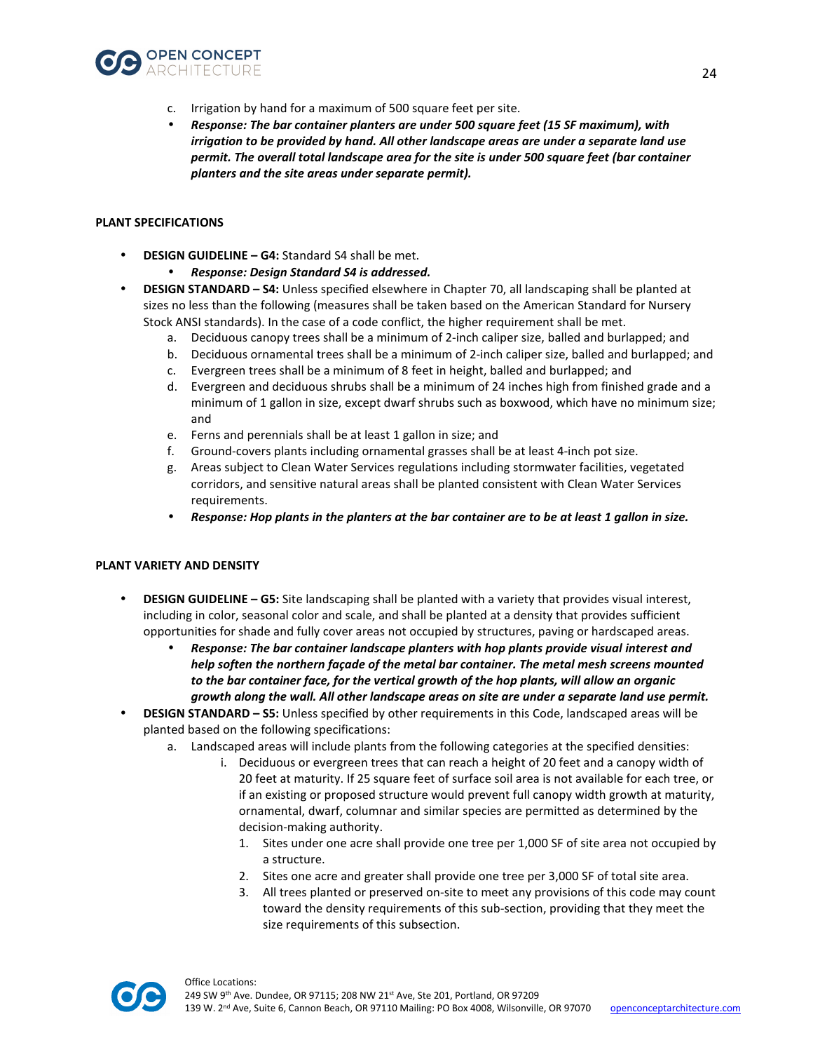c. Irrigation by hand for a maximum of 500 square feet per site.
   - ***Response: The bar container planters are under 500 square feet (15 SF maximum), with irrigation to be provided by hand. All other landscape areas are under a separate land use permit. The overall total landscape area for the site is under 500 square feet (bar container planters and the site areas under separate permit).***

**PLANT SPECIFICATIONS**

- **DESIGN GUIDELINE – G4:** Standard S4 shall be met.
  - ***Response: Design Standard S4 is addressed.***
- **DESIGN STANDARD – S4:** Unless specified elsewhere in Chapter 70, all landscaping shall be planted at sizes no less than the following (measures shall be taken based on the American Standard for Nursery Stock ANSI standards). In the case of a code conflict, the higher requirement shall be met.
  a. Deciduous canopy trees shall be a minimum of 2-inch caliper size, balled and burlapped; and
  b. Deciduous ornamental trees shall be a minimum of 2-inch caliper size, balled and burlapped; and
  c. Evergreen trees shall be a minimum of 8 feet in height, balled and burlapped; and
  d. Evergreen and deciduous shrubs shall be a minimum of 24 inches high from finished grade and a minimum of 1 gallon in size, except dwarf shrubs such as boxwood, which have no minimum size; and
  e. Ferns and perennials shall be at least 1 gallon in size; and
  f. Ground-covers plants including ornamental grasses shall be at least 4-inch pot size.
  g. Areas subject to Clean Water Services regulations including stormwater facilities, vegetated corridors, and sensitive natural areas shall be planted consistent with Clean Water Services requirements.
  - ***Response: Hop plants in the planters at the bar container are to be at least 1 gallon in size.***

**PLANT VARIETY AND DENSITY**

- **DESIGN GUIDELINE – G5:** Site landscaping shall be planted with a variety that provides visual interest, including in color, seasonal color and scale, and shall be planted at a density that provides sufficient opportunities for shade and fully cover areas not occupied by structures, paving or hardscaped areas.
  - ***Response: The bar container landscape planters with hop plants provide visual interest and help soften the northern façade of the metal bar container. The metal mesh screens mounted to the bar container face, for the vertical growth of the hop plants, will allow an organic growth along the wall. All other landscape areas on site are under a separate land use permit.***
- **DESIGN STANDARD – S5:** Unless specified by other requirements in this Code, landscaped areas will be planted based on the following specifications:
  a. Landscaped areas will include plants from the following categories at the specified densities:
     i. Deciduous or evergreen trees that can reach a height of 20 feet and a canopy width of 20 feet at maturity. If 25 square feet of surface soil area is not available for each tree, or if an existing or proposed structure would prevent full canopy width growth at maturity, ornamental, dwarf, columnar and similar species are permitted as determined by the decision-making authority.
        1. Sites under one acre shall provide one tree per 1,000 SF of site area not occupied by a structure.
        2. Sites one acre and greater shall provide one tree per 3,000 SF of total site area.
        3. All trees planted or preserved on-site to meet any provisions of this code may count toward the density requirements of this sub-section, providing that they meet the size requirements of this subsection.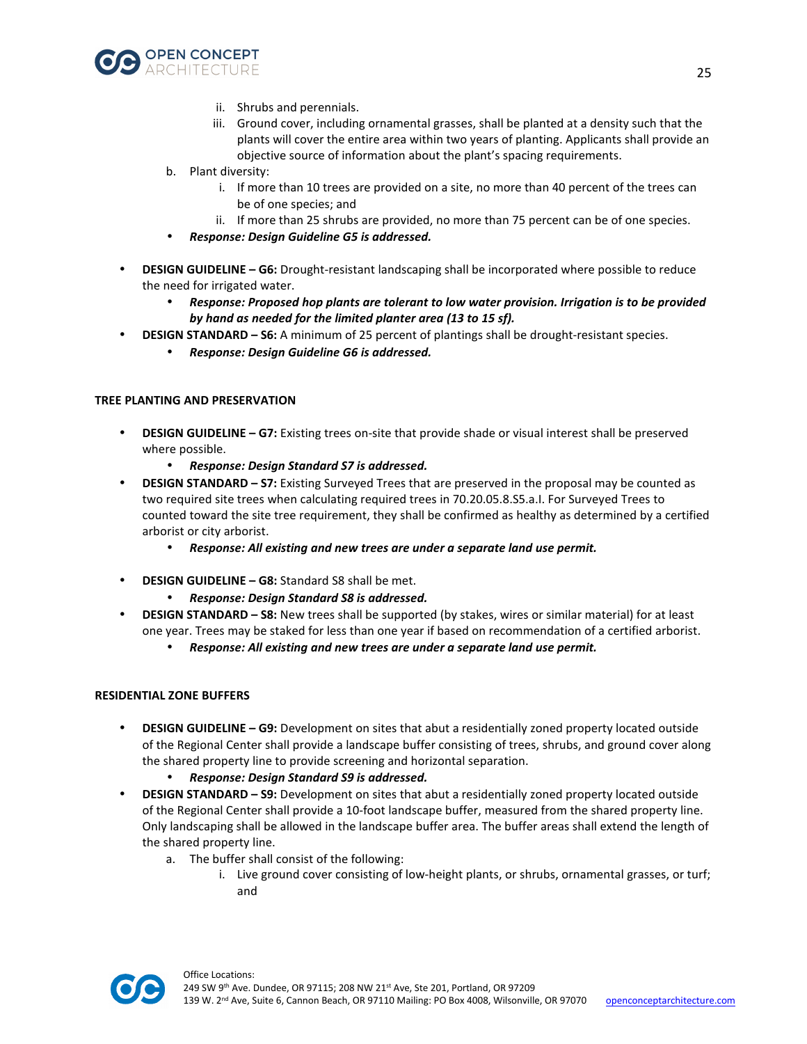ii. Shrubs and perennials.
        iii. Ground cover, including ornamental grasses, shall be planted at a density such that the plants will cover the entire area within two years of planting. Applicants shall provide an objective source of information about the plant's spacing requirements.
    b. Plant diversity:
        i. If more than 10 trees are provided on a site, no more than 40 percent of the trees can be of one species; and
        ii. If more than 25 shrubs are provided, no more than 75 percent can be of one species.
    - ***Response: Design Guideline G5 is addressed.***

- **DESIGN GUIDELINE – G6:** Drought-resistant landscaping shall be incorporated where possible to reduce the need for irrigated water.
    - ***Response: Proposed hop plants are tolerant to low water provision. Irrigation is to be provided by hand as needed for the limited planter area (13 to 15 sf).***
- **DESIGN STANDARD – S6:** A minimum of 25 percent of plantings shall be drought-resistant species.
    - ***Response: Design Guideline G6 is addressed.***

**TREE PLANTING AND PRESERVATION**

- **DESIGN GUIDELINE – G7:** Existing trees on-site that provide shade or visual interest shall be preserved where possible.
    - ***Response: Design Standard S7 is addressed.***
- **DESIGN STANDARD – S7:** Existing Surveyed Trees that are preserved in the proposal may be counted as two required site trees when calculating required trees in 70.20.05.8.S5.a.I. For Surveyed Trees to counted toward the site tree requirement, they shall be confirmed as healthy as determined by a certified arborist or city arborist.
    - ***Response: All existing and new trees are under a separate land use permit.***

- **DESIGN GUIDELINE – G8:** Standard S8 shall be met.
    - ***Response: Design Standard S8 is addressed.***
- **DESIGN STANDARD – S8:** New trees shall be supported (by stakes, wires or similar material) for at least one year. Trees may be staked for less than one year if based on recommendation of a certified arborist.
    - ***Response: All existing and new trees are under a separate land use permit.***

**RESIDENTIAL ZONE BUFFERS**

- **DESIGN GUIDELINE – G9:** Development on sites that abut a residentially zoned property located outside of the Regional Center shall provide a landscape buffer consisting of trees, shrubs, and ground cover along the shared property line to provide screening and horizontal separation.
    - ***Response: Design Standard S9 is addressed.***
- **DESIGN STANDARD – S9:** Development on sites that abut a residentially zoned property located outside of the Regional Center shall provide a 10-foot landscape buffer, measured from the shared property line. Only landscaping shall be allowed in the landscape buffer area. The buffer areas shall extend the length of the shared property line.
    a. The buffer shall consist of the following:
        i. Live ground cover consisting of low-height plants, or shrubs, ornamental grasses, or turf; and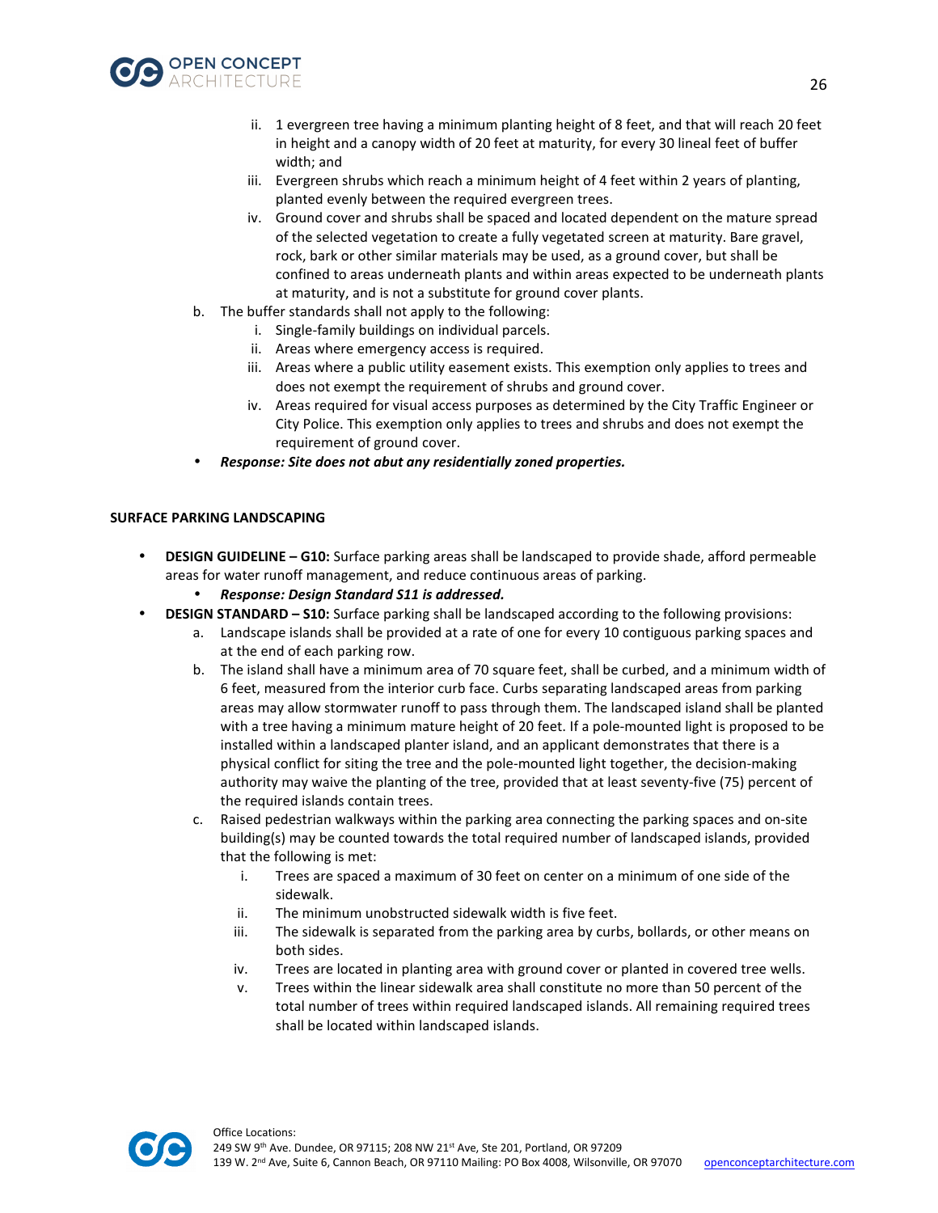ii. 1 evergreen tree having a minimum planting height of 8 feet, and that will reach 20 feet in height and a canopy width of 20 feet at maturity, for every 30 lineal feet of buffer width; and

iii. Evergreen shrubs which reach a minimum height of 4 feet within 2 years of planting, planted evenly between the required evergreen trees.

iv. Ground cover and shrubs shall be spaced and located dependent on the mature spread of the selected vegetation to create a fully vegetated screen at maturity. Bare gravel, rock, bark or other similar materials may be used, as a ground cover, but shall be confined to areas underneath plants and within areas expected to be underneath plants at maturity, and is not a substitute for ground cover plants.

b. The buffer standards shall not apply to the following:

i. Single-family buildings on individual parcels.

ii. Areas where emergency access is required.

iii. Areas where a public utility easement exists. This exemption only applies to trees and does not exempt the requirement of shrubs and ground cover.

iv. Areas required for visual access purposes as determined by the City Traffic Engineer or City Police. This exemption only applies to trees and shrubs and does not exempt the requirement of ground cover.

- ***Response: Site does not abut any residentially zoned properties.***

**SURFACE PARKING LANDSCAPING**

- **DESIGN GUIDELINE – G10:** Surface parking areas shall be landscaped to provide shade, afford permeable areas for water runoff management, and reduce continuous areas of parking.
  - ***Response: Design Standard S11 is addressed.***
- **DESIGN STANDARD – S10:** Surface parking shall be landscaped according to the following provisions:

a. Landscape islands shall be provided at a rate of one for every 10 contiguous parking spaces and at the end of each parking row.

b. The island shall have a minimum area of 70 square feet, shall be curbed, and a minimum width of 6 feet, measured from the interior curb face. Curbs separating landscaped areas from parking areas may allow stormwater runoff to pass through them. The landscaped island shall be planted with a tree having a minimum mature height of 20 feet. If a pole-mounted light is proposed to be installed within a landscaped planter island, and an applicant demonstrates that there is a physical conflict for siting the tree and the pole-mounted light together, the decision-making authority may waive the planting of the tree, provided that at least seventy-five (75) percent of the required islands contain trees.

c. Raised pedestrian walkways within the parking area connecting the parking spaces and on-site building(s) may be counted towards the total required number of landscaped islands, provided that the following is met:

i. Trees are spaced a maximum of 30 feet on center on a minimum of one side of the sidewalk.

ii. The minimum unobstructed sidewalk width is five feet.

iii. The sidewalk is separated from the parking area by curbs, bollards, or other means on both sides.

iv. Trees are located in planting area with ground cover or planted in covered tree wells.

v. Trees within the linear sidewalk area shall constitute no more than 50 percent of the total number of trees within required landscaped islands. All remaining required trees shall be located within landscaped islands.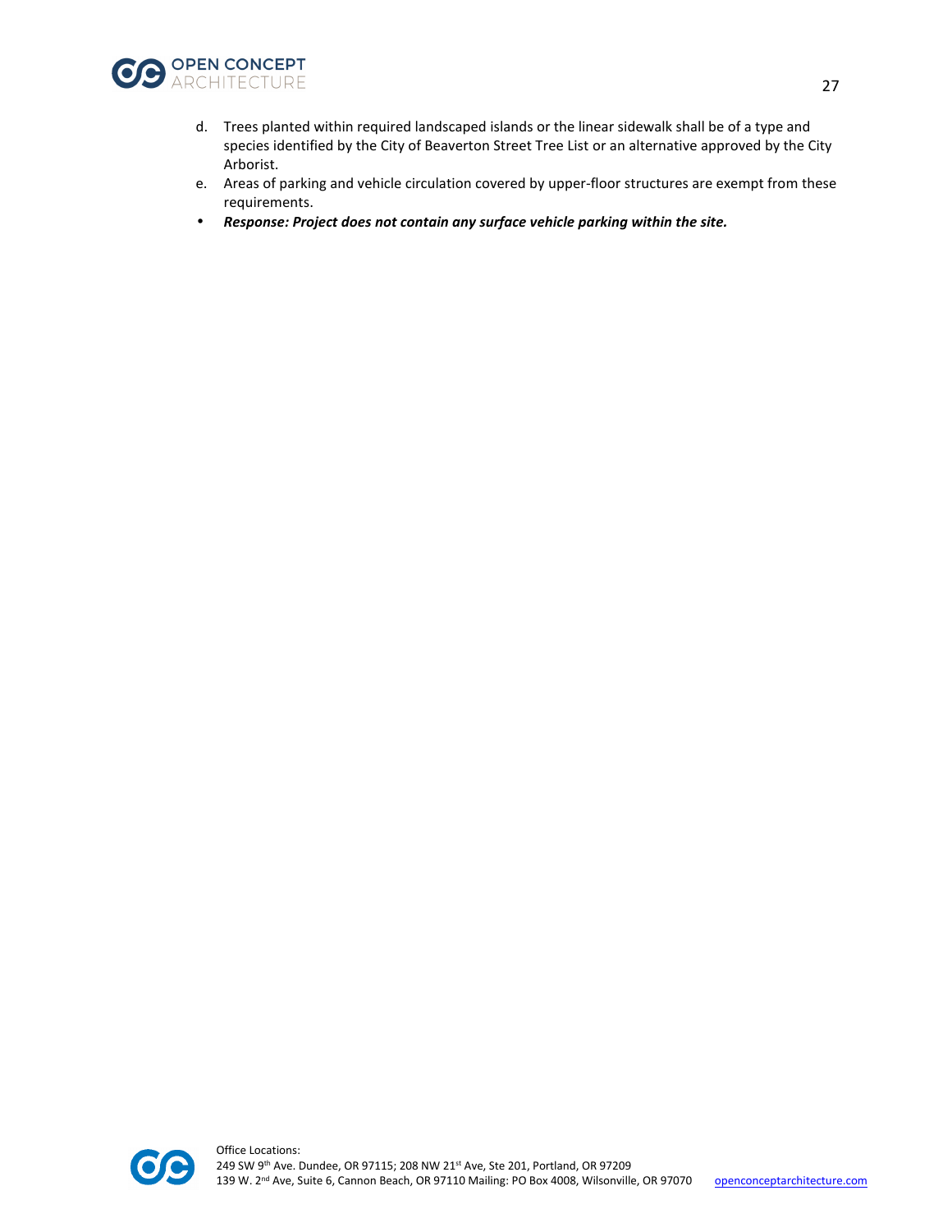d. Trees planted within required landscaped islands or the linear sidewalk shall be of a type and species identified by the City of Beaverton Street Tree List or an alternative approved by the City Arborist.

e. Areas of parking and vehicle circulation covered by upper-floor structures are exempt from these requirements.

- ***Response: Project does not contain any surface vehicle parking within the site.***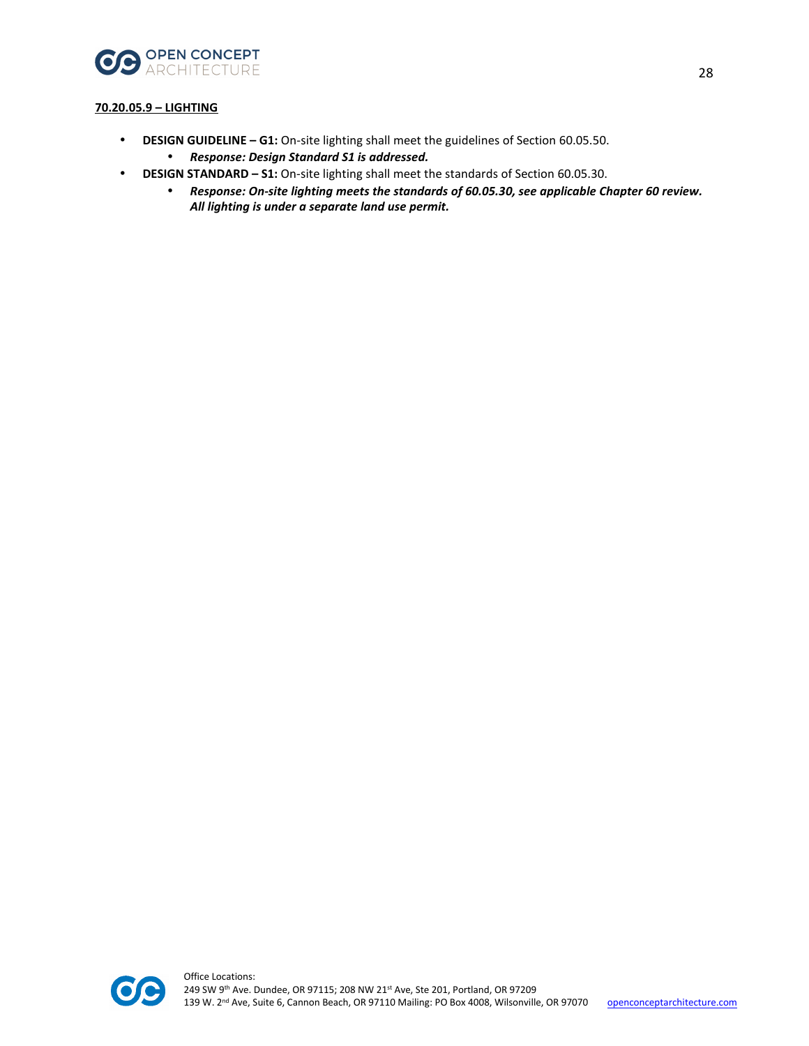**70.20.05.9 – LIGHTING**

- **DESIGN GUIDELINE – G1:** On-site lighting shall meet the guidelines of Section 60.05.50.
    - ***Response: Design Standard S1 is addressed.***
- **DESIGN STANDARD – S1:** On-site lighting shall meet the standards of Section 60.05.30.
    - ***Response: On-site lighting meets the standards of 60.05.30, see applicable Chapter 60 review. All lighting is under a separate land use permit.***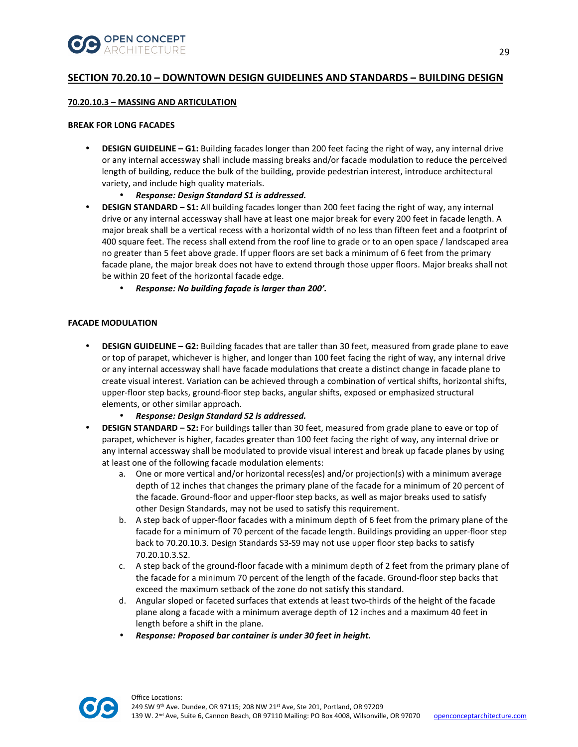## SECTION 70.20.10 – DOWNTOWN DESIGN GUIDELINES AND STANDARDS – BUILDING DESIGN

### 70.20.10.3 – MASSING AND ARTICULATION

**BREAK FOR LONG FACADES**

- **DESIGN GUIDELINE – G1:** Building facades longer than 200 feet facing the right of way, any internal drive or any internal accessway shall include massing breaks and/or facade modulation to reduce the perceived length of building, reduce the bulk of the building, provide pedestrian interest, introduce architectural variety, and include high quality materials.
    - ***Response: Design Standard S1 is addressed.***
- **DESIGN STANDARD – S1:** All building facades longer than 200 feet facing the right of way, any internal drive or any internal accessway shall have at least one major break for every 200 feet in facade length. A major break shall be a vertical recess with a horizontal width of no less than fifteen feet and a footprint of 400 square feet. The recess shall extend from the roof line to grade or to an open space / landscaped area no greater than 5 feet above grade. If upper floors are set back a minimum of 6 feet from the primary facade plane, the major break does not have to extend through those upper floors. Major breaks shall not be within 20 feet of the horizontal facade edge.
    - ***Response: No building façade is larger than 200'.***

**FACADE MODULATION**

- **DESIGN GUIDELINE – G2:** Building facades that are taller than 30 feet, measured from grade plane to eave or top of parapet, whichever is higher, and longer than 100 feet facing the right of way, any internal drive or any internal accessway shall have facade modulations that create a distinct change in facade plane to create visual interest. Variation can be achieved through a combination of vertical shifts, horizontal shifts, upper-floor step backs, ground-floor step backs, angular shifts, exposed or emphasized structural elements, or other similar approach.
    - ***Response: Design Standard S2 is addressed.***
- **DESIGN STANDARD – S2:** For buildings taller than 30 feet, measured from grade plane to eave or top of parapet, whichever is higher, facades greater than 100 feet facing the right of way, any internal drive or any internal accessway shall be modulated to provide visual interest and break up facade planes by using at least one of the following facade modulation elements:
    a. One or more vertical and/or horizontal recess(es) and/or projection(s) with a minimum average depth of 12 inches that changes the primary plane of the facade for a minimum of 20 percent of the facade. Ground-floor and upper-floor step backs, as well as major breaks used to satisfy other Design Standards, may not be used to satisfy this requirement.
    b. A step back of upper-floor facades with a minimum depth of 6 feet from the primary plane of the facade for a minimum of 70 percent of the facade length. Buildings providing an upper-floor step back to 70.20.10.3. Design Standards S3-S9 may not use upper floor step backs to satisfy 70.20.10.3.S2.
    c. A step back of the ground-floor facade with a minimum depth of 2 feet from the primary plane of the facade for a minimum 70 percent of the length of the facade. Ground-floor step backs that exceed the maximum setback of the zone do not satisfy this standard.
    d. Angular sloped or faceted surfaces that extends at least two-thirds of the height of the facade plane along a facade with a minimum average depth of 12 inches and a maximum 40 feet in length before a shift in the plane.
    - ***Response: Proposed bar container is under 30 feet in height.***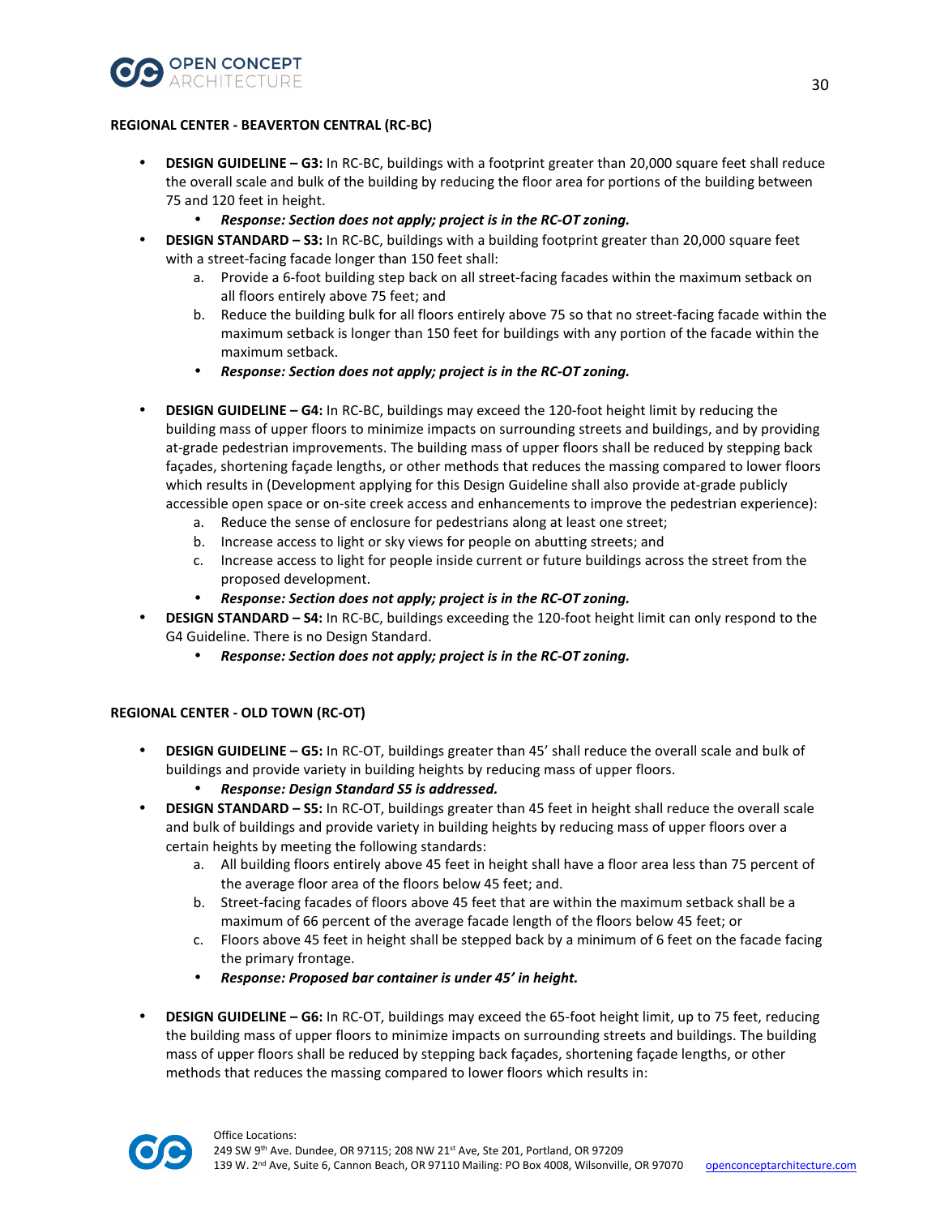**REGIONAL CENTER - BEAVERTON CENTRAL (RC-BC)**

- **DESIGN GUIDELINE – G3:** In RC-BC, buildings with a footprint greater than 20,000 square feet shall reduce the overall scale and bulk of the building by reducing the floor area for portions of the building between 75 and 120 feet in height.
    - ***Response: Section does not apply; project is in the RC-OT zoning.***
- **DESIGN STANDARD – S3:** In RC-BC, buildings with a building footprint greater than 20,000 square feet with a street-facing facade longer than 150 feet shall:
    a. Provide a 6-foot building step back on all street-facing facades within the maximum setback on all floors entirely above 75 feet; and
    b. Reduce the building bulk for all floors entirely above 75 so that no street-facing facade within the maximum setback is longer than 150 feet for buildings with any portion of the facade within the maximum setback.
    - ***Response: Section does not apply; project is in the RC-OT zoning.***

- **DESIGN GUIDELINE – G4:** In RC-BC, buildings may exceed the 120-foot height limit by reducing the building mass of upper floors to minimize impacts on surrounding streets and buildings, and by providing at-grade pedestrian improvements. The building mass of upper floors shall be reduced by stepping back façades, shortening façade lengths, or other methods that reduces the massing compared to lower floors which results in (Development applying for this Design Guideline shall also provide at-grade publicly accessible open space or on-site creek access and enhancements to improve the pedestrian experience):
    a. Reduce the sense of enclosure for pedestrians along at least one street;
    b. Increase access to light or sky views for people on abutting streets; and
    c. Increase access to light for people inside current or future buildings across the street from the proposed development.
    - ***Response: Section does not apply; project is in the RC-OT zoning.***
- **DESIGN STANDARD – S4:** In RC-BC, buildings exceeding the 120-foot height limit can only respond to the G4 Guideline. There is no Design Standard.
    - ***Response: Section does not apply; project is in the RC-OT zoning.***

**REGIONAL CENTER - OLD TOWN (RC-OT)**

- **DESIGN GUIDELINE – G5:** In RC-OT, buildings greater than 45' shall reduce the overall scale and bulk of buildings and provide variety in building heights by reducing mass of upper floors.
    - ***Response: Design Standard S5 is addressed.***
- **DESIGN STANDARD – S5:** In RC-OT, buildings greater than 45 feet in height shall reduce the overall scale and bulk of buildings and provide variety in building heights by reducing mass of upper floors over a certain heights by meeting the following standards:
    a. All building floors entirely above 45 feet in height shall have a floor area less than 75 percent of the average floor area of the floors below 45 feet; and.
    b. Street-facing facades of floors above 45 feet that are within the maximum setback shall be a maximum of 66 percent of the average facade length of the floors below 45 feet; or
    c. Floors above 45 feet in height shall be stepped back by a minimum of 6 feet on the facade facing the primary frontage.
    - ***Response: Proposed bar container is under 45' in height.***

- **DESIGN GUIDELINE – G6:** In RC-OT, buildings may exceed the 65-foot height limit, up to 75 feet, reducing the building mass of upper floors to minimize impacts on surrounding streets and buildings. The building mass of upper floors shall be reduced by stepping back façades, shortening façade lengths, or other methods that reduces the massing compared to lower floors which results in: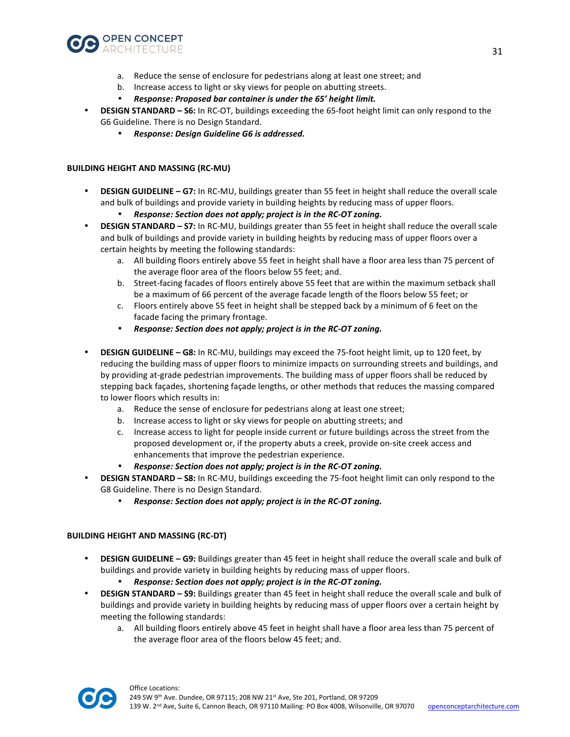a. Reduce the sense of enclosure for pedestrians along at least one street; and
   b. Increase access to light or sky views for people on abutting streets.
   - ***Response: Proposed bar container is under the 65' height limit.***
- **DESIGN STANDARD – S6:** In RC-OT, buildings exceeding the 65-foot height limit can only respond to the G6 Guideline. There is no Design Standard.
   - ***Response: Design Guideline G6 is addressed.***

**BUILDING HEIGHT AND MASSING (RC-MU)**

- **DESIGN GUIDELINE – G7:** In RC-MU, buildings greater than 55 feet in height shall reduce the overall scale and bulk of buildings and provide variety in building heights by reducing mass of upper floors.
   - ***Response: Section does not apply; project is in the RC-OT zoning.***
- **DESIGN STANDARD – S7:** In RC-MU, buildings greater than 55 feet in height shall reduce the overall scale and bulk of buildings and provide variety in building heights by reducing mass of upper floors over a certain heights by meeting the following standards:
   a. All building floors entirely above 55 feet in height shall have a floor area less than 75 percent of the average floor area of the floors below 55 feet; and.
   b. Street-facing facades of floors entirely above 55 feet that are within the maximum setback shall be a maximum of 66 percent of the average facade length of the floors below 55 feet; or
   c. Floors entirely above 55 feet in height shall be stepped back by a minimum of 6 feet on the facade facing the primary frontage.
   - ***Response: Section does not apply; project is in the RC-OT zoning.***
- **DESIGN GUIDELINE – G8:** In RC-MU, buildings may exceed the 75-foot height limit, up to 120 feet, by reducing the building mass of upper floors to minimize impacts on surrounding streets and buildings, and by providing at-grade pedestrian improvements. The building mass of upper floors shall be reduced by stepping back façades, shortening façade lengths, or other methods that reduces the massing compared to lower floors which results in:
   a. Reduce the sense of enclosure for pedestrians along at least one street;
   b. Increase access to light or sky views for people on abutting streets; and
   c. Increase access to light for people inside current or future buildings across the street from the proposed development or, if the property abuts a creek, provide on-site creek access and enhancements that improve the pedestrian experience.
   - ***Response: Section does not apply; project is in the RC-OT zoning.***
- **DESIGN STANDARD – S8:** In RC-MU, buildings exceeding the 75-foot height limit can only respond to the G8 Guideline. There is no Design Standard.
   - ***Response: Section does not apply; project is in the RC-OT zoning.***

**BUILDING HEIGHT AND MASSING (RC-DT)**

- **DESIGN GUIDELINE – G9:** Buildings greater than 45 feet in height shall reduce the overall scale and bulk of buildings and provide variety in building heights by reducing mass of upper floors.
   - ***Response: Section does not apply; project is in the RC-OT zoning.***
- **DESIGN STANDARD – S9:** Buildings greater than 45 feet in height shall reduce the overall scale and bulk of buildings and provide variety in building heights by reducing mass of upper floors over a certain height by meeting the following standards:
   a. All building floors entirely above 45 feet in height shall have a floor area less than 75 percent of the average floor area of the floors below 45 feet; and.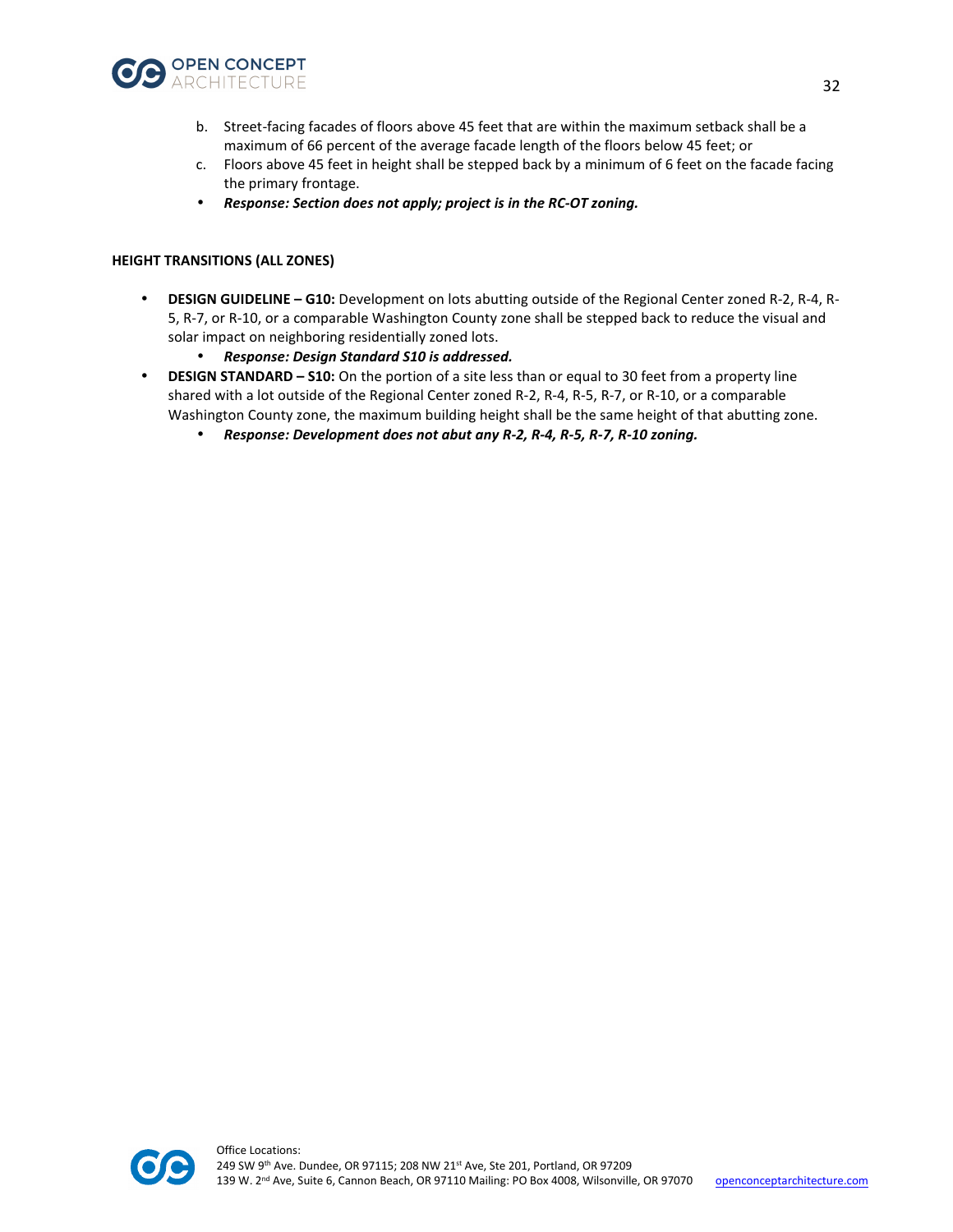b. Street-facing facades of floors above 45 feet that are within the maximum setback shall be a maximum of 66 percent of the average facade length of the floors below 45 feet; or
c. Floors above 45 feet in height shall be stepped back by a minimum of 6 feet on the facade facing the primary frontage.

- ***Response: Section does not apply; project is in the RC-OT zoning.***

**HEIGHT TRANSITIONS (ALL ZONES)**

- **DESIGN GUIDELINE – G10:** Development on lots abutting outside of the Regional Center zoned R-2, R-4, R-5, R-7, or R-10, or a comparable Washington County zone shall be stepped back to reduce the visual and solar impact on neighboring residentially zoned lots.
  - ***Response: Design Standard S10 is addressed.***
- **DESIGN STANDARD – S10:** On the portion of a site less than or equal to 30 feet from a property line shared with a lot outside of the Regional Center zoned R-2, R-4, R-5, R-7, or R-10, or a comparable Washington County zone, the maximum building height shall be the same height of that abutting zone.
  - ***Response: Development does not abut any R-2, R-4, R-5, R-7, R-10 zoning.***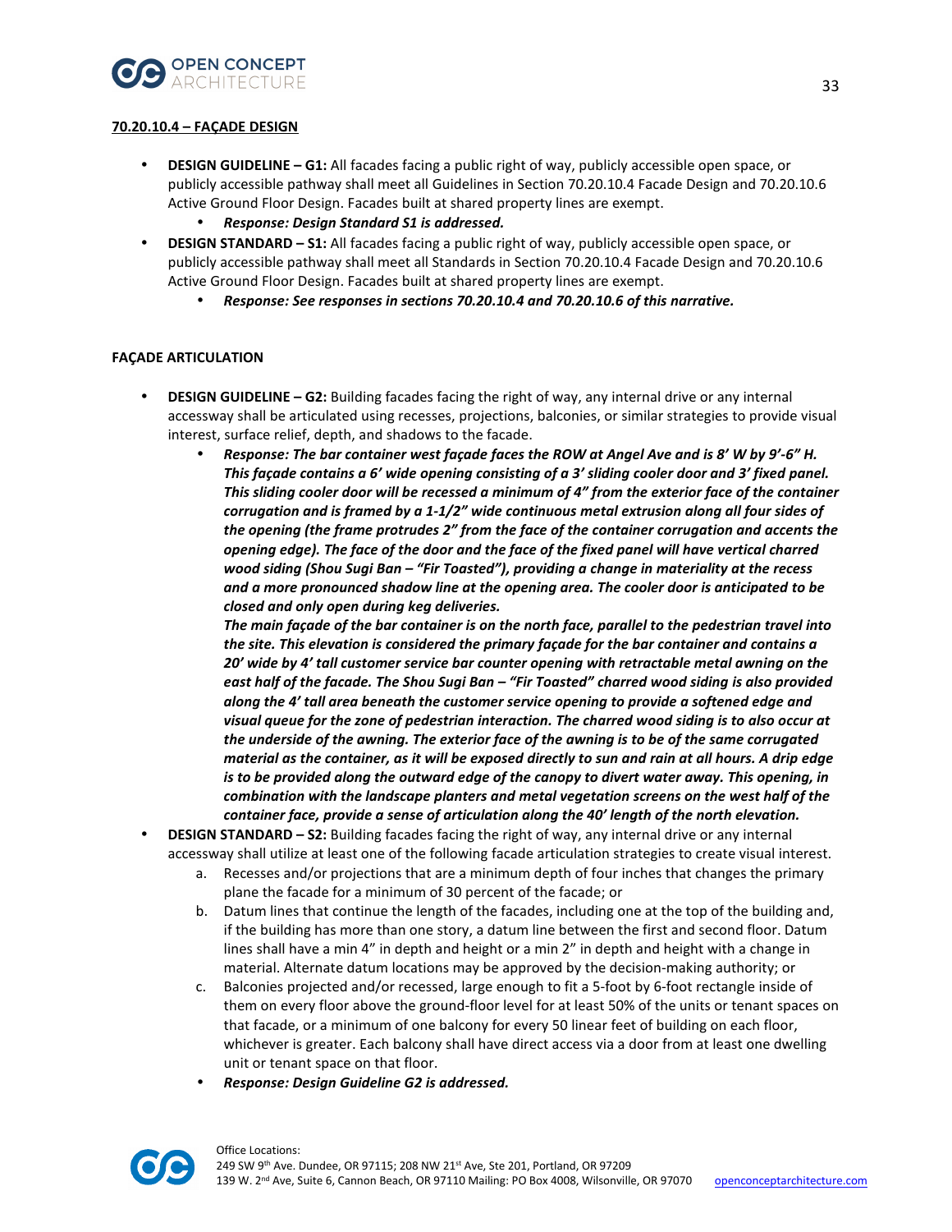**70.20.10.4 – FAÇADE DESIGN**

- **DESIGN GUIDELINE – G1:** All facades facing a public right of way, publicly accessible open space, or publicly accessible pathway shall meet all Guidelines in Section 70.20.10.4 Facade Design and 70.20.10.6 Active Ground Floor Design. Facades built at shared property lines are exempt.
  - ***Response: Design Standard S1 is addressed.***
- **DESIGN STANDARD – S1:** All facades facing a public right of way, publicly accessible open space, or publicly accessible pathway shall meet all Standards in Section 70.20.10.4 Facade Design and 70.20.10.6 Active Ground Floor Design. Facades built at shared property lines are exempt.
  - ***Response: See responses in sections 70.20.10.4 and 70.20.10.6 of this narrative.***

**FAÇADE ARTICULATION**

- **DESIGN GUIDELINE – G2:** Building facades facing the right of way, any internal drive or any internal accessway shall be articulated using recesses, projections, balconies, or similar strategies to provide visual interest, surface relief, depth, and shadows to the facade.
  - ***Response: The bar container west façade faces the ROW at Angel Ave and is 8' W by 9'-6" H. This façade contains a 6' wide opening consisting of a 3' sliding cooler door and 3' fixed panel. This sliding cooler door will be recessed a minimum of 4" from the exterior face of the container corrugation and is framed by a 1-1/2" wide continuous metal extrusion along all four sides of the opening (the frame protrudes 2" from the face of the container corrugation and accents the opening edge). The face of the door and the face of the fixed panel will have vertical charred wood siding (Shou Sugi Ban – "Fir Toasted"), providing a change in materiality at the recess and a more pronounced shadow line at the opening area. The cooler door is anticipated to be closed and only open during keg deliveries.***
    ***The main façade of the bar container is on the north face, parallel to the pedestrian travel into the site. This elevation is considered the primary façade for the bar container and contains a 20' wide by 4' tall customer service bar counter opening with retractable metal awning on the east half of the facade. The Shou Sugi Ban – "Fir Toasted" charred wood siding is also provided along the 4' tall area beneath the customer service opening to provide a softened edge and visual queue for the zone of pedestrian interaction. The charred wood siding is to also occur at the underside of the awning. The exterior face of the awning is to be of the same corrugated material as the container, as it will be exposed directly to sun and rain at all hours. A drip edge is to be provided along the outward edge of the canopy to divert water away. This opening, in combination with the landscape planters and metal vegetation screens on the west half of the container face, provide a sense of articulation along the 40' length of the north elevation.***
- **DESIGN STANDARD – S2:** Building facades facing the right of way, any internal drive or any internal accessway shall utilize at least one of the following facade articulation strategies to create visual interest.
  a. Recesses and/or projections that are a minimum depth of four inches that changes the primary plane the facade for a minimum of 30 percent of the facade; or
  b. Datum lines that continue the length of the facades, including one at the top of the building and, if the building has more than one story, a datum line between the first and second floor. Datum lines shall have a min 4" in depth and height or a min 2" in depth and height with a change in material. Alternate datum locations may be approved by the decision-making authority; or
  c. Balconies projected and/or recessed, large enough to fit a 5-foot by 6-foot rectangle inside of them on every floor above the ground-floor level for at least 50% of the units or tenant spaces on that facade, or a minimum of one balcony for every 50 linear feet of building on each floor, whichever is greater. Each balcony shall have direct access via a door from at least one dwelling unit or tenant space on that floor.
  - ***Response: Design Guideline G2 is addressed.***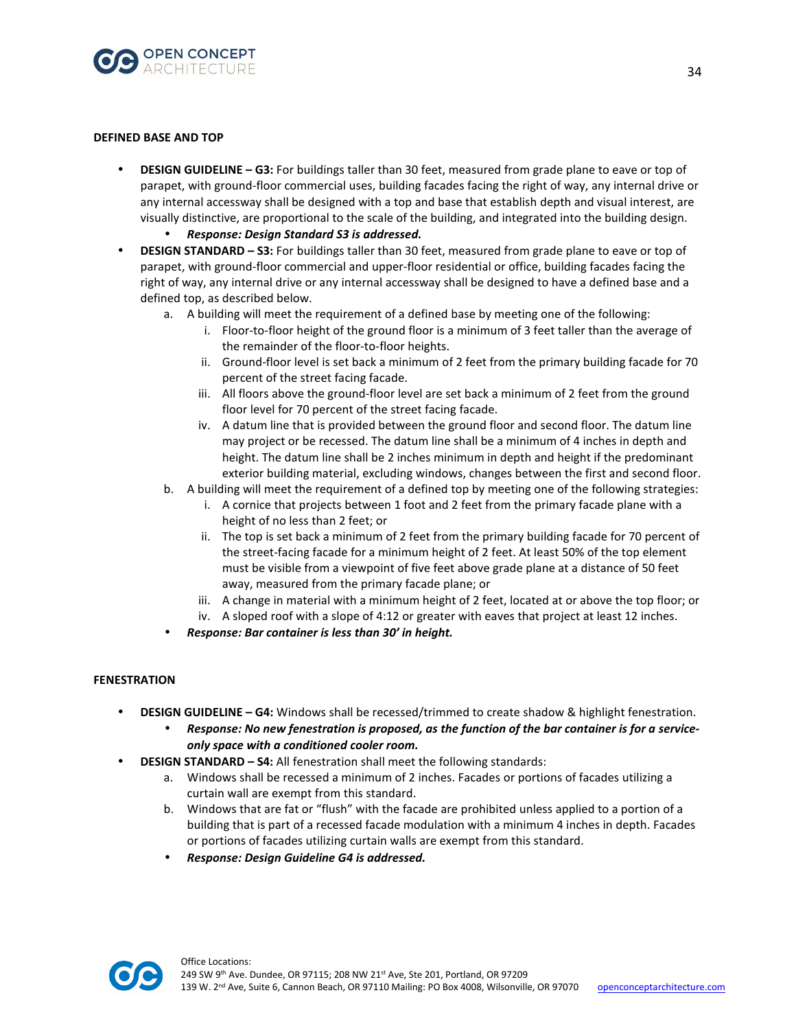**DEFINED BASE AND TOP**

- **DESIGN GUIDELINE – G3:** For buildings taller than 30 feet, measured from grade plane to eave or top of parapet, with ground-floor commercial uses, building facades facing the right of way, any internal drive or any internal accessway shall be designed with a top and base that establish depth and visual interest, are visually distinctive, are proportional to the scale of the building, and integrated into the building design.
    - ***Response: Design Standard S3 is addressed.***
- **DESIGN STANDARD – S3:** For buildings taller than 30 feet, measured from grade plane to eave or top of parapet, with ground-floor commercial and upper-floor residential or office, building facades facing the right of way, any internal drive or any internal accessway shall be designed to have a defined base and a defined top, as described below.
    a. A building will meet the requirement of a defined base by meeting one of the following:
        i. Floor-to-floor height of the ground floor is a minimum of 3 feet taller than the average of the remainder of the floor-to-floor heights.
        ii. Ground-floor level is set back a minimum of 2 feet from the primary building facade for 70 percent of the street facing facade.
        iii. All floors above the ground-floor level are set back a minimum of 2 feet from the ground floor level for 70 percent of the street facing facade.
        iv. A datum line that is provided between the ground floor and second floor. The datum line may project or be recessed. The datum line shall be a minimum of 4 inches in depth and height. The datum line shall be 2 inches minimum in depth and height if the predominant exterior building material, excluding windows, changes between the first and second floor.
    b. A building will meet the requirement of a defined top by meeting one of the following strategies:
        i. A cornice that projects between 1 foot and 2 feet from the primary facade plane with a height of no less than 2 feet; or
        ii. The top is set back a minimum of 2 feet from the primary building facade for 70 percent of the street-facing facade for a minimum height of 2 feet. At least 50% of the top element must be visible from a viewpoint of five feet above grade plane at a distance of 50 feet away, measured from the primary facade plane; or
        iii. A change in material with a minimum height of 2 feet, located at or above the top floor; or
        iv. A sloped roof with a slope of 4:12 or greater with eaves that project at least 12 inches.
    - ***Response: Bar container is less than 30' in height.***

**FENESTRATION**

- **DESIGN GUIDELINE – G4:** Windows shall be recessed/trimmed to create shadow & highlight fenestration.
    - ***Response: No new fenestration is proposed, as the function of the bar container is for a service-only space with a conditioned cooler room.***
- **DESIGN STANDARD – S4:** All fenestration shall meet the following standards:
    a. Windows shall be recessed a minimum of 2 inches. Facades or portions of facades utilizing a curtain wall are exempt from this standard.
    b. Windows that are fat or "flush" with the facade are prohibited unless applied to a portion of a building that is part of a recessed facade modulation with a minimum 4 inches in depth. Facades or portions of facades utilizing curtain walls are exempt from this standard.
    - ***Response: Design Guideline G4 is addressed.***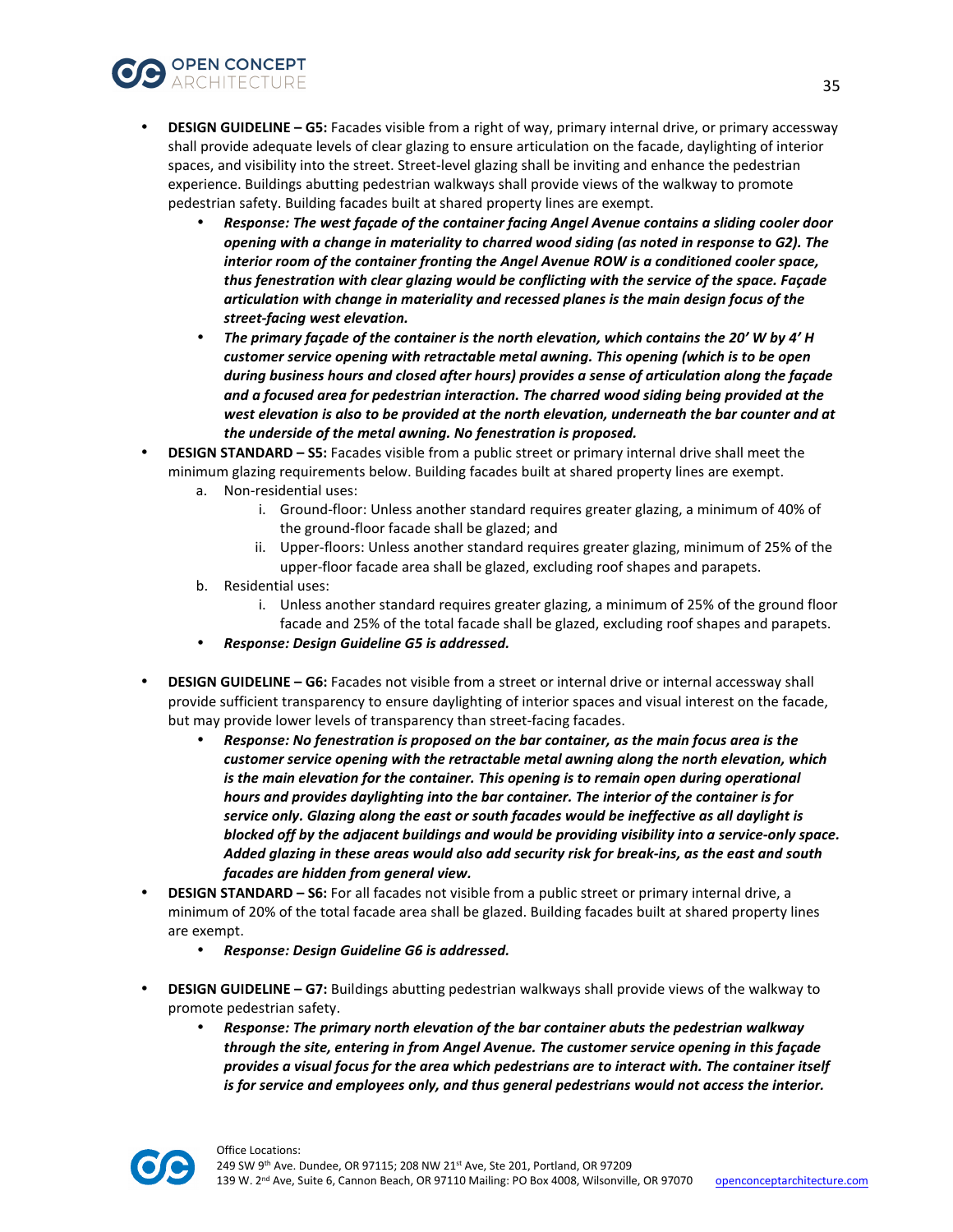- **DESIGN GUIDELINE – G5:** Facades visible from a right of way, primary internal drive, or primary accessway shall provide adequate levels of clear glazing to ensure articulation on the facade, daylighting of interior spaces, and visibility into the street. Street-level glazing shall be inviting and enhance the pedestrian experience. Buildings abutting pedestrian walkways shall provide views of the walkway to promote pedestrian safety. Building facades built at shared property lines are exempt.
    - ***Response: The west façade of the container facing Angel Avenue contains a sliding cooler door opening with a change in materiality to charred wood siding (as noted in response to G2). The interior room of the container fronting the Angel Avenue ROW is a conditioned cooler space, thus fenestration with clear glazing would be conflicting with the service of the space. Façade articulation with change in materiality and recessed planes is the main design focus of the street-facing west elevation.***
    - ***The primary façade of the container is the north elevation, which contains the 20' W by 4' H customer service opening with retractable metal awning. This opening (which is to be open during business hours and closed after hours) provides a sense of articulation along the façade and a focused area for pedestrian interaction. The charred wood siding being provided at the west elevation is also to be provided at the north elevation, underneath the bar counter and at the underside of the metal awning. No fenestration is proposed.***
- **DESIGN STANDARD – S5:** Facades visible from a public street or primary internal drive shall meet the minimum glazing requirements below. Building facades built at shared property lines are exempt.
    a. Non-residential uses:
        i. Ground-floor: Unless another standard requires greater glazing, a minimum of 40% of the ground-floor facade shall be glazed; and
        ii. Upper-floors: Unless another standard requires greater glazing, minimum of 25% of the upper-floor facade area shall be glazed, excluding roof shapes and parapets.
    b. Residential uses:
        i. Unless another standard requires greater glazing, a minimum of 25% of the ground floor facade and 25% of the total facade shall be glazed, excluding roof shapes and parapets.
    - ***Response: Design Guideline G5 is addressed.***

- **DESIGN GUIDELINE – G6:** Facades not visible from a street or internal drive or internal accessway shall provide sufficient transparency to ensure daylighting of interior spaces and visual interest on the facade, but may provide lower levels of transparency than street-facing facades.
    - ***Response: No fenestration is proposed on the bar container, as the main focus area is the customer service opening with the retractable metal awning along the north elevation, which is the main elevation for the container. This opening is to remain open during operational hours and provides daylighting into the bar container. The interior of the container is for service only. Glazing along the east or south facades would be ineffective as all daylight is blocked off by the adjacent buildings and would be providing visibility into a service-only space. Added glazing in these areas would also add security risk for break-ins, as the east and south facades are hidden from general view.***
- **DESIGN STANDARD – S6:** For all facades not visible from a public street or primary internal drive, a minimum of 20% of the total facade area shall be glazed. Building facades built at shared property lines are exempt.
    - ***Response: Design Guideline G6 is addressed.***

- **DESIGN GUIDELINE – G7:** Buildings abutting pedestrian walkways shall provide views of the walkway to promote pedestrian safety.
    - ***Response: The primary north elevation of the bar container abuts the pedestrian walkway through the site, entering in from Angel Avenue. The customer service opening in this façade provides a visual focus for the area which pedestrians are to interact with. The container itself is for service and employees only, and thus general pedestrians would not access the interior.***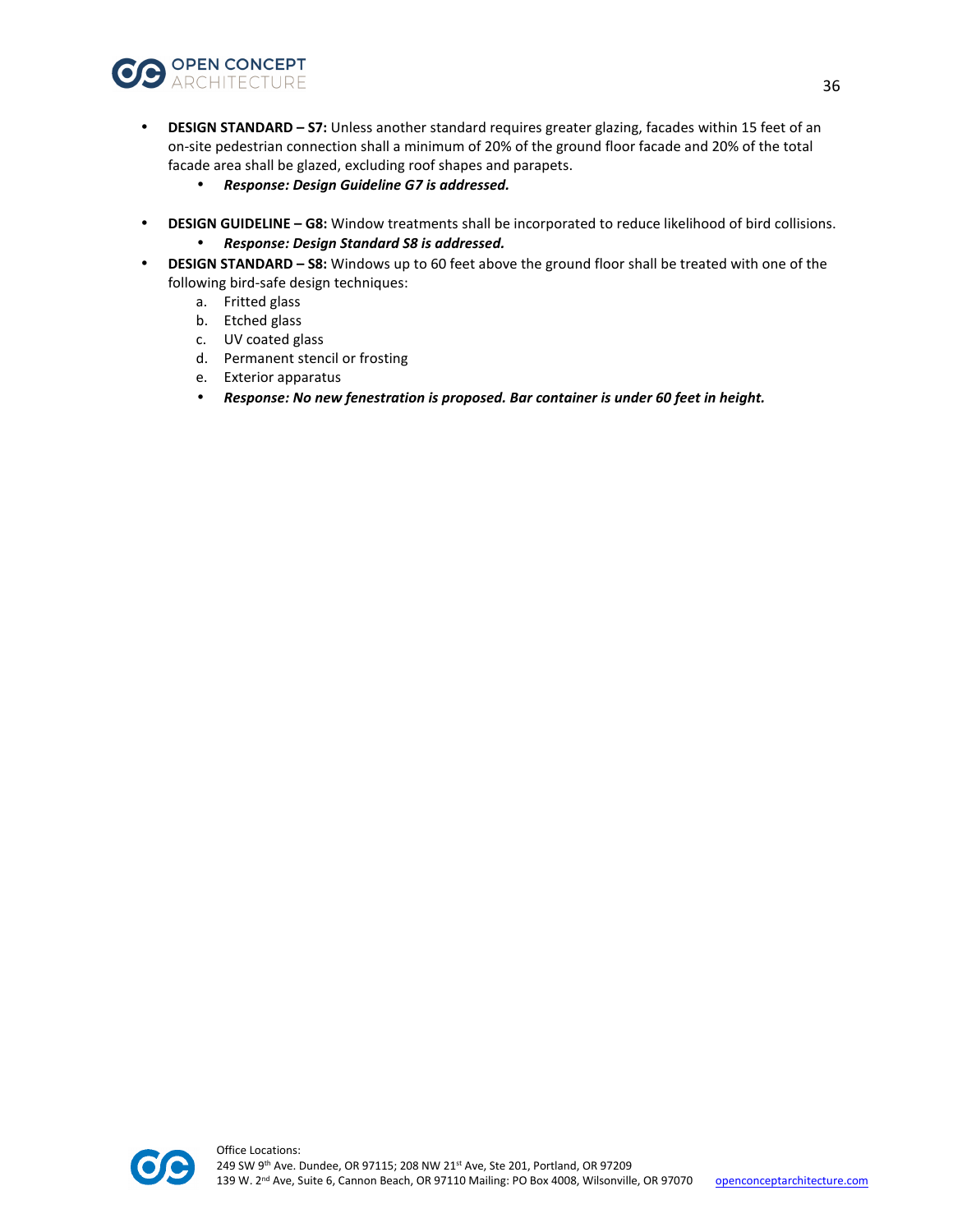- **DESIGN STANDARD – S7:** Unless another standard requires greater glazing, facades within 15 feet of an on-site pedestrian connection shall a minimum of 20% of the ground floor facade and 20% of the total facade area shall be glazed, excluding roof shapes and parapets.
  - ***Response: Design Guideline G7 is addressed.***

- **DESIGN GUIDELINE – G8:** Window treatments shall be incorporated to reduce likelihood of bird collisions.
  - ***Response: Design Standard S8 is addressed.***
- **DESIGN STANDARD – S8:** Windows up to 60 feet above the ground floor shall be treated with one of the following bird-safe design techniques:
  a. Fritted glass
  b. Etched glass
  c. UV coated glass
  d. Permanent stencil or frosting
  e. Exterior apparatus
  - ***Response: No new fenestration is proposed. Bar container is under 60 feet in height.***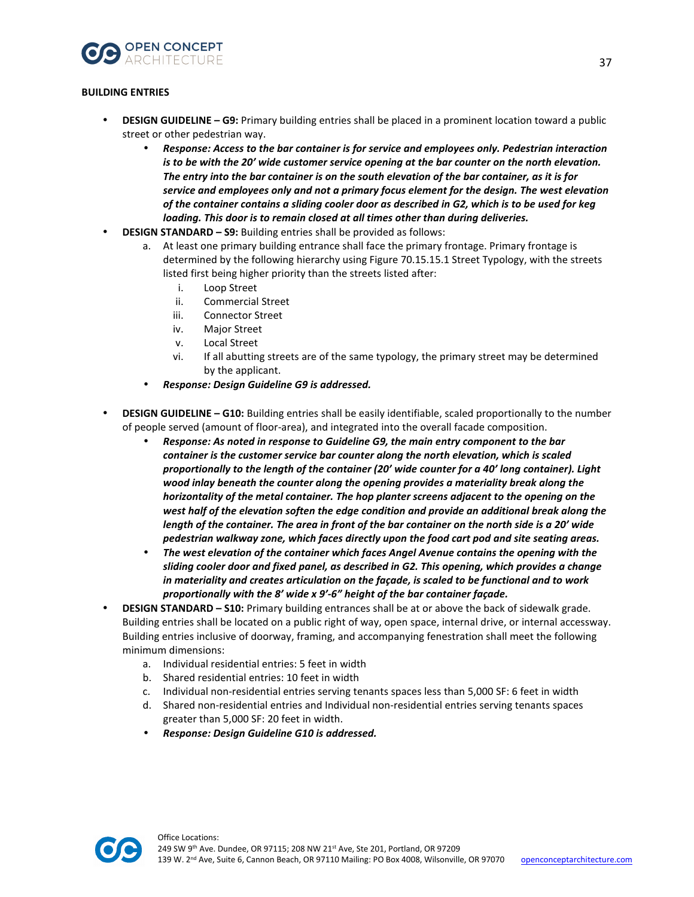**BUILDING ENTRIES**

- **DESIGN GUIDELINE – G9:** Primary building entries shall be placed in a prominent location toward a public street or other pedestrian way.
  - ***Response: Access to the bar container is for service and employees only. Pedestrian interaction is to be with the 20' wide customer service opening at the bar counter on the north elevation. The entry into the bar container is on the south elevation of the bar container, as it is for service and employees only and not a primary focus element for the design. The west elevation of the container contains a sliding cooler door as described in G2, which is to be used for keg loading. This door is to remain closed at all times other than during deliveries.***
- **DESIGN STANDARD – S9:** Building entries shall be provided as follows:
  a. At least one primary building entrance shall face the primary frontage. Primary frontage is determined by the following hierarchy using Figure 70.15.15.1 Street Typology, with the streets listed first being higher priority than the streets listed after:
     i. Loop Street
     ii. Commercial Street
     iii. Connector Street
     iv. Major Street
     v. Local Street
     vi. If all abutting streets are of the same typology, the primary street may be determined by the applicant.
  - ***Response: Design Guideline G9 is addressed.***
- **DESIGN GUIDELINE – G10:** Building entries shall be easily identifiable, scaled proportionally to the number of people served (amount of floor-area), and integrated into the overall facade composition.
  - ***Response: As noted in response to Guideline G9, the main entry component to the bar container is the customer service bar counter along the north elevation, which is scaled proportionally to the length of the container (20' wide counter for a 40' long container). Light wood inlay beneath the counter along the opening provides a materiality break along the horizontality of the metal container. The hop planter screens adjacent to the opening on the west half of the elevation soften the edge condition and provide an additional break along the length of the container. The area in front of the bar container on the north side is a 20' wide pedestrian walkway zone, which faces directly upon the food cart pod and site seating areas.***
  - ***The west elevation of the container which faces Angel Avenue contains the opening with the sliding cooler door and fixed panel, as described in G2. This opening, which provides a change in materiality and creates articulation on the façade, is scaled to be functional and to work proportionally with the 8' wide x 9'-6" height of the bar container façade.***
- **DESIGN STANDARD – S10:** Primary building entrances shall be at or above the back of sidewalk grade. Building entries shall be located on a public right of way, open space, internal drive, or internal accessway. Building entries inclusive of doorway, framing, and accompanying fenestration shall meet the following minimum dimensions:
  a. Individual residential entries: 5 feet in width
  b. Shared residential entries: 10 feet in width
  c. Individual non-residential entries serving tenants spaces less than 5,000 SF: 6 feet in width
  d. Shared non-residential entries and Individual non-residential entries serving tenants spaces greater than 5,000 SF: 20 feet in width.
  - ***Response: Design Guideline G10 is addressed.***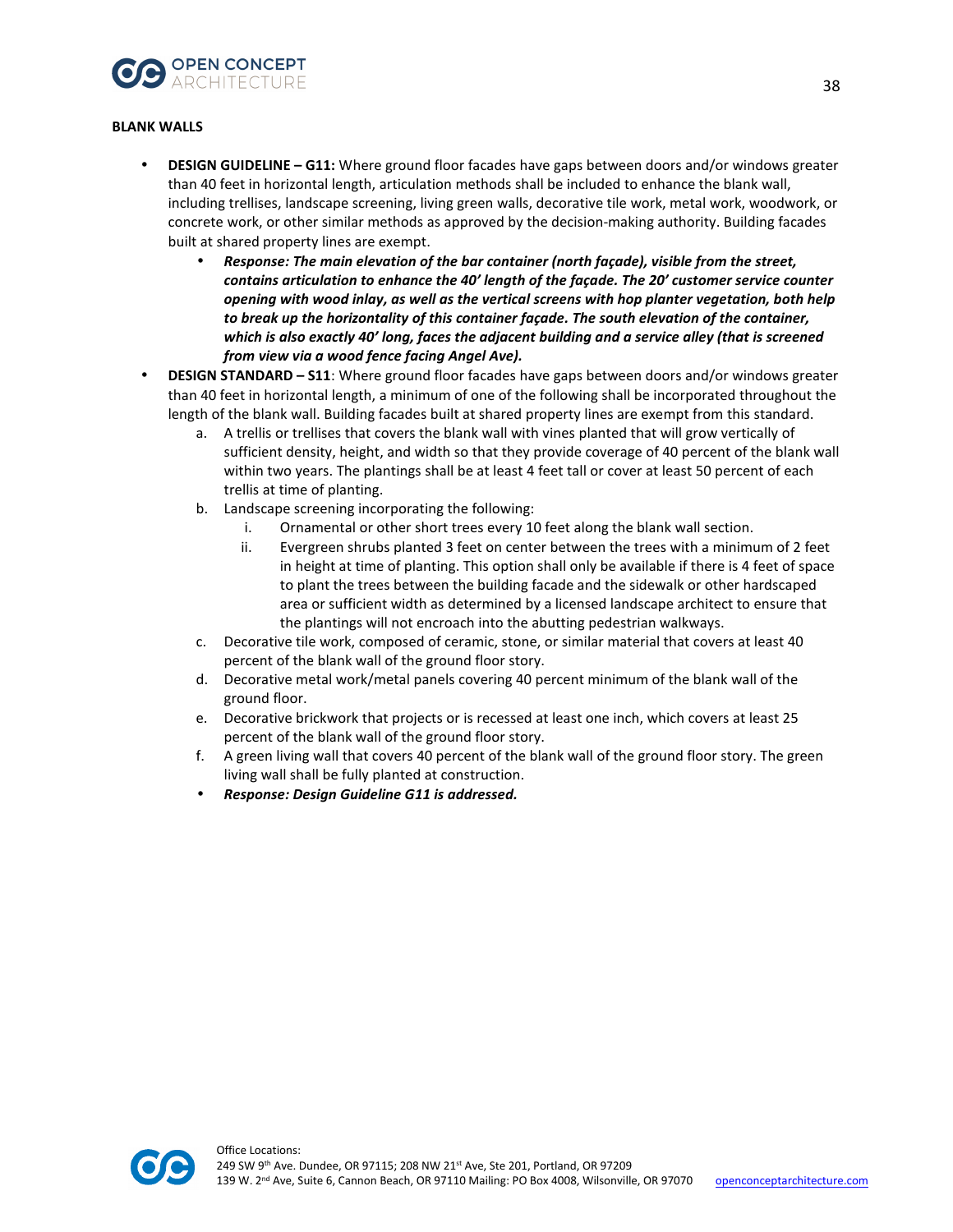**BLANK WALLS**

- **DESIGN GUIDELINE – G11:** Where ground floor facades have gaps between doors and/or windows greater than 40 feet in horizontal length, articulation methods shall be included to enhance the blank wall, including trellises, landscape screening, living green walls, decorative tile work, metal work, woodwork, or concrete work, or other similar methods as approved by the decision-making authority. Building facades built at shared property lines are exempt.
  - ***Response: The main elevation of the bar container (north façade), visible from the street, contains articulation to enhance the 40' length of the façade. The 20' customer service counter opening with wood inlay, as well as the vertical screens with hop planter vegetation, both help to break up the horizontality of this container façade. The south elevation of the container, which is also exactly 40' long, faces the adjacent building and a service alley (that is screened from view via a wood fence facing Angel Ave).***
- **DESIGN STANDARD – S11**: Where ground floor facades have gaps between doors and/or windows greater than 40 feet in horizontal length, a minimum of one of the following shall be incorporated throughout the length of the blank wall. Building facades built at shared property lines are exempt from this standard.
  a. A trellis or trellises that covers the blank wall with vines planted that will grow vertically of sufficient density, height, and width so that they provide coverage of 40 percent of the blank wall within two years. The plantings shall be at least 4 feet tall or cover at least 50 percent of each trellis at time of planting.
  b. Landscape screening incorporating the following:
     i. Ornamental or other short trees every 10 feet along the blank wall section.
     ii. Evergreen shrubs planted 3 feet on center between the trees with a minimum of 2 feet in height at time of planting. This option shall only be available if there is 4 feet of space to plant the trees between the building facade and the sidewalk or other hardscaped area or sufficient width as determined by a licensed landscape architect to ensure that the plantings will not encroach into the abutting pedestrian walkways.
  c. Decorative tile work, composed of ceramic, stone, or similar material that covers at least 40 percent of the blank wall of the ground floor story.
  d. Decorative metal work/metal panels covering 40 percent minimum of the blank wall of the ground floor.
  e. Decorative brickwork that projects or is recessed at least one inch, which covers at least 25 percent of the blank wall of the ground floor story.
  f. A green living wall that covers 40 percent of the blank wall of the ground floor story. The green living wall shall be fully planted at construction.
  - ***Response: Design Guideline G11 is addressed.***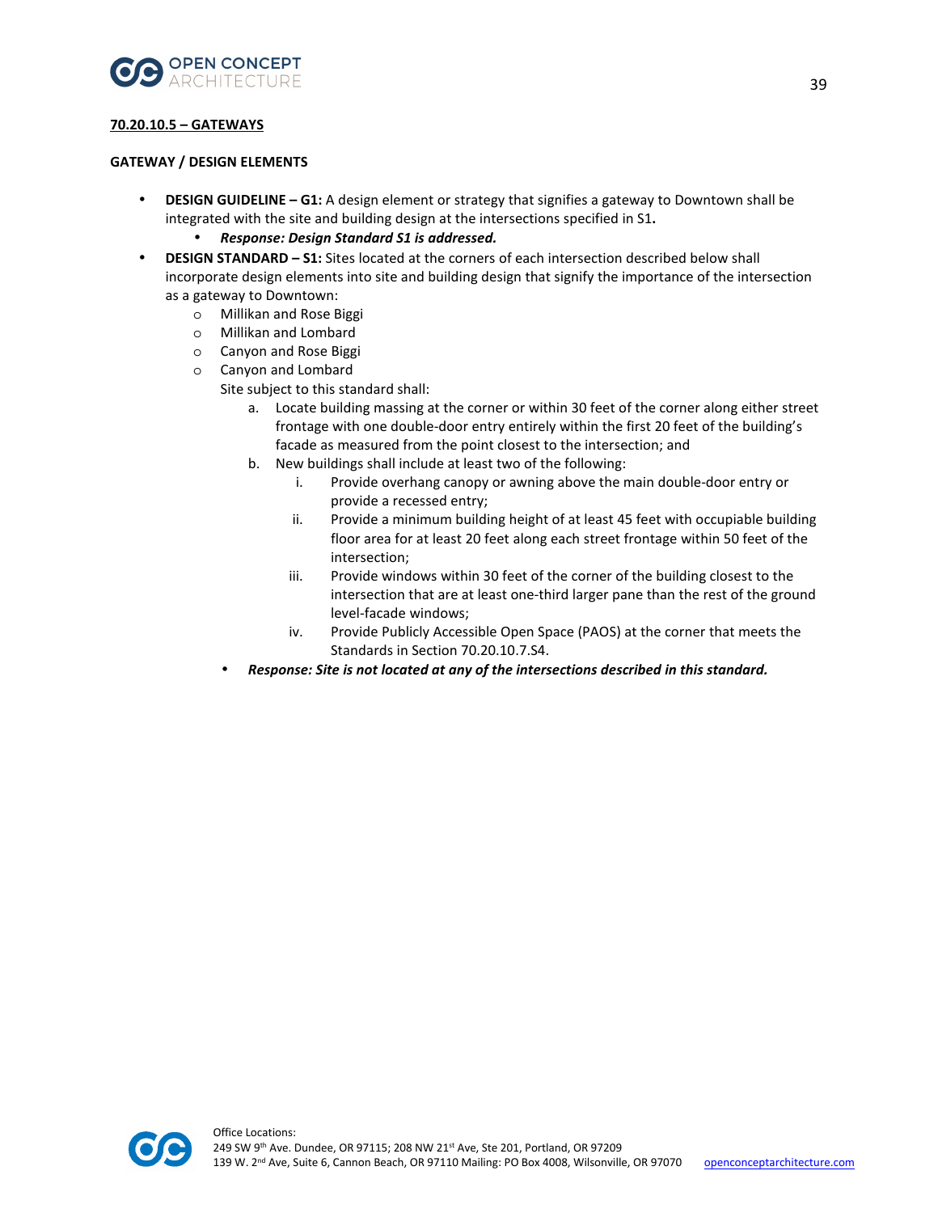**70.20.10.5 – GATEWAYS**

**GATEWAY / DESIGN ELEMENTS**

- **DESIGN GUIDELINE – G1:** A design element or strategy that signifies a gateway to Downtown shall be integrated with the site and building design at the intersections specified in S1**.**
    - ***Response: Design Standard S1 is addressed.***
- **DESIGN STANDARD – S1:** Sites located at the corners of each intersection described below shall incorporate design elements into site and building design that signify the importance of the intersection as a gateway to Downtown:
    - Millikan and Rose Biggi
    - Millikan and Lombard
    - Canyon and Rose Biggi
    - Canyon and Lombard

    Site subject to this standard shall:

    a. Locate building massing at the corner or within 30 feet of the corner along either street frontage with one double-door entry entirely within the first 20 feet of the building's facade as measured from the point closest to the intersection; and

    b. New buildings shall include at least two of the following:

      i. Provide overhang canopy or awning above the main double-door entry or provide a recessed entry;

      ii. Provide a minimum building height of at least 45 feet with occupiable building floor area for at least 20 feet along each street frontage within 50 feet of the intersection;

      iii. Provide windows within 30 feet of the corner of the building closest to the intersection that are at least one-third larger pane than the rest of the ground level-facade windows;

      iv. Provide Publicly Accessible Open Space (PAOS) at the corner that meets the Standards in Section 70.20.10.7.S4.

    - ***Response: Site is not located at any of the intersections described in this standard.***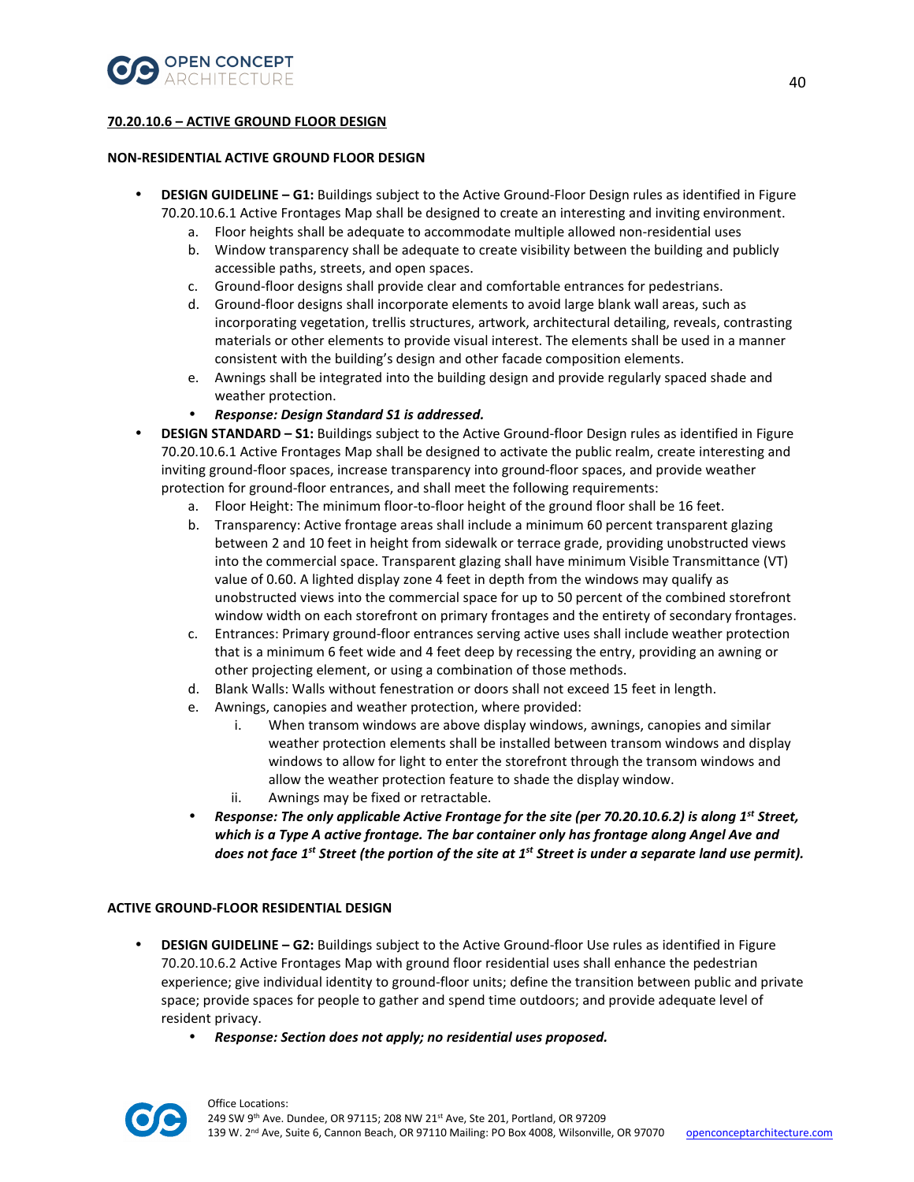**70.20.10.6 – ACTIVE GROUND FLOOR DESIGN**

**NON-RESIDENTIAL ACTIVE GROUND FLOOR DESIGN**

- **DESIGN GUIDELINE – G1:** Buildings subject to the Active Ground-Floor Design rules as identified in Figure 70.20.10.6.1 Active Frontages Map shall be designed to create an interesting and inviting environment.
  a. Floor heights shall be adequate to accommodate multiple allowed non-residential uses
  b. Window transparency shall be adequate to create visibility between the building and publicly accessible paths, streets, and open spaces.
  c. Ground-floor designs shall provide clear and comfortable entrances for pedestrians.
  d. Ground-floor designs shall incorporate elements to avoid large blank wall areas, such as incorporating vegetation, trellis structures, artwork, architectural detailing, reveals, contrasting materials or other elements to provide visual interest. The elements shall be used in a manner consistent with the building's design and other facade composition elements.
  e. Awnings shall be integrated into the building design and provide regularly spaced shade and weather protection.
  - ***Response: Design Standard S1 is addressed.***
- **DESIGN STANDARD – S1:** Buildings subject to the Active Ground-floor Design rules as identified in Figure 70.20.10.6.1 Active Frontages Map shall be designed to activate the public realm, create interesting and inviting ground-floor spaces, increase transparency into ground-floor spaces, and provide weather protection for ground-floor entrances, and shall meet the following requirements:
  a. Floor Height: The minimum floor-to-floor height of the ground floor shall be 16 feet.
  b. Transparency: Active frontage areas shall include a minimum 60 percent transparent glazing between 2 and 10 feet in height from sidewalk or terrace grade, providing unobstructed views into the commercial space. Transparent glazing shall have minimum Visible Transmittance (VT) value of 0.60. A lighted display zone 4 feet in depth from the windows may qualify as unobstructed views into the commercial space for up to 50 percent of the combined storefront window width on each storefront on primary frontages and the entirety of secondary frontages.
  c. Entrances: Primary ground-floor entrances serving active uses shall include weather protection that is a minimum 6 feet wide and 4 feet deep by recessing the entry, providing an awning or other projecting element, or using a combination of those methods.
  d. Blank Walls: Walls without fenestration or doors shall not exceed 15 feet in length.
  e. Awnings, canopies and weather protection, where provided:
     i. When transom windows are above display windows, awnings, canopies and similar weather protection elements shall be installed between transom windows and display windows to allow for light to enter the storefront through the transom windows and allow the weather protection feature to shade the display window.
     ii. Awnings may be fixed or retractable.
  - ***Response: The only applicable Active Frontage for the site (per 70.20.10.6.2) is along 1st Street, which is a Type A active frontage. The bar container only has frontage along Angel Ave and does not face 1st Street (the portion of the site at 1st Street is under a separate land use permit).***

**ACTIVE GROUND-FLOOR RESIDENTIAL DESIGN**

- **DESIGN GUIDELINE – G2:** Buildings subject to the Active Ground-floor Use rules as identified in Figure 70.20.10.6.2 Active Frontages Map with ground floor residential uses shall enhance the pedestrian experience; give individual identity to ground-floor units; define the transition between public and private space; provide spaces for people to gather and spend time outdoors; and provide adequate level of resident privacy.
  - ***Response: Section does not apply; no residential uses proposed.***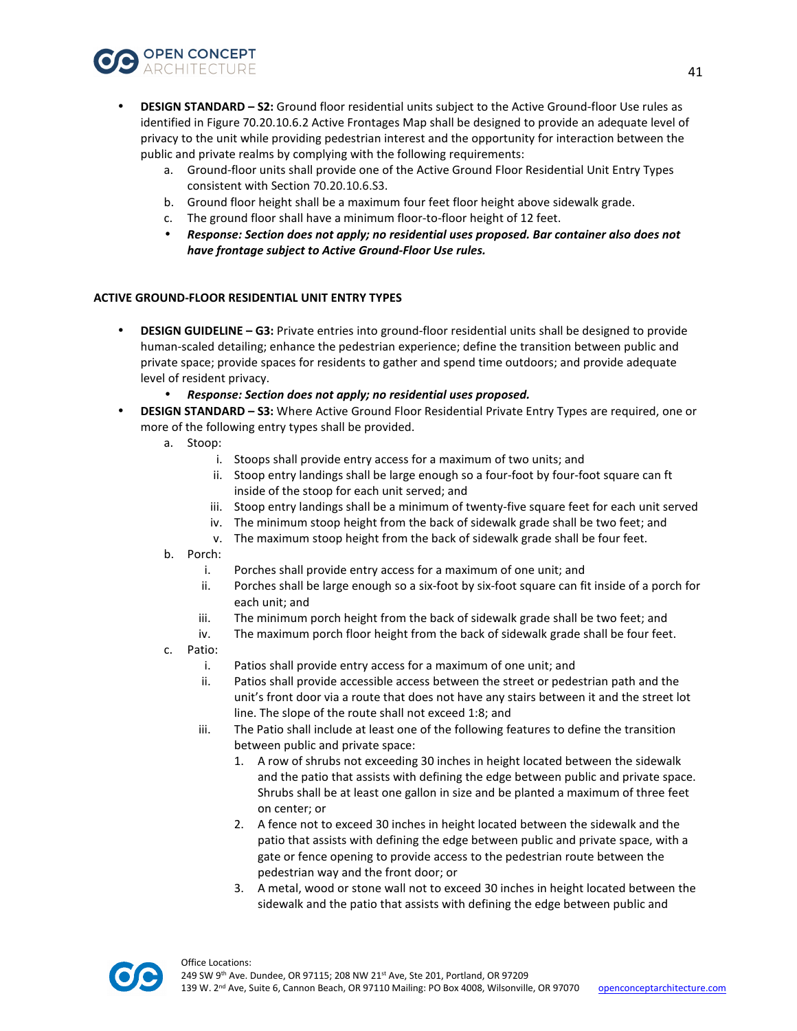- **DESIGN STANDARD – S2:** Ground floor residential units subject to the Active Ground-floor Use rules as identified in Figure 70.20.10.6.2 Active Frontages Map shall be designed to provide an adequate level of privacy to the unit while providing pedestrian interest and the opportunity for interaction between the public and private realms by complying with the following requirements:
  a. Ground-floor units shall provide one of the Active Ground Floor Residential Unit Entry Types consistent with Section 70.20.10.6.S3.
  b. Ground floor height shall be a maximum four feet floor height above sidewalk grade.
  c. The ground floor shall have a minimum floor-to-floor height of 12 feet.
  - ***Response: Section does not apply; no residential uses proposed. Bar container also does not have frontage subject to Active Ground-Floor Use rules.***

**ACTIVE GROUND-FLOOR RESIDENTIAL UNIT ENTRY TYPES**

- **DESIGN GUIDELINE – G3:** Private entries into ground-floor residential units shall be designed to provide human-scaled detailing; enhance the pedestrian experience; define the transition between public and private space; provide spaces for residents to gather and spend time outdoors; and provide adequate level of resident privacy.
  - ***Response: Section does not apply; no residential uses proposed.***
- **DESIGN STANDARD – S3:** Where Active Ground Floor Residential Private Entry Types are required, one or more of the following entry types shall be provided.
  a. Stoop:
     i. Stoops shall provide entry access for a maximum of two units; and
     ii. Stoop entry landings shall be large enough so a four-foot by four-foot square can fit inside of the stoop for each unit served; and
     iii. Stoop entry landings shall be a minimum of twenty-five square feet for each unit served
     iv. The minimum stoop height from the back of sidewalk grade shall be two feet; and
     v. The maximum stoop height from the back of sidewalk grade shall be four feet.
  b. Porch:
     i. Porches shall provide entry access for a maximum of one unit; and
     ii. Porches shall be large enough so a six-foot by six-foot square can fit inside of a porch for each unit; and
     iii. The minimum porch height from the back of sidewalk grade shall be two feet; and
     iv. The maximum porch floor height from the back of sidewalk grade shall be four feet.
  c. Patio:
     i. Patios shall provide entry access for a maximum of one unit; and
     ii. Patios shall provide accessible access between the street or pedestrian path and the unit's front door via a route that does not have any stairs between it and the street lot line. The slope of the route shall not exceed 1:8; and
     iii. The Patio shall include at least one of the following features to define the transition between public and private space:
        1. A row of shrubs not exceeding 30 inches in height located between the sidewalk and the patio that assists with defining the edge between public and private space. Shrubs shall be at least one gallon in size and be planted a maximum of three feet on center; or
        2. A fence not to exceed 30 inches in height located between the sidewalk and the patio that assists with defining the edge between public and private space, with a gate or fence opening to provide access to the pedestrian route between the pedestrian way and the front door; or
        3. A metal, wood or stone wall not to exceed 30 inches in height located between the sidewalk and the patio that assists with defining the edge between public and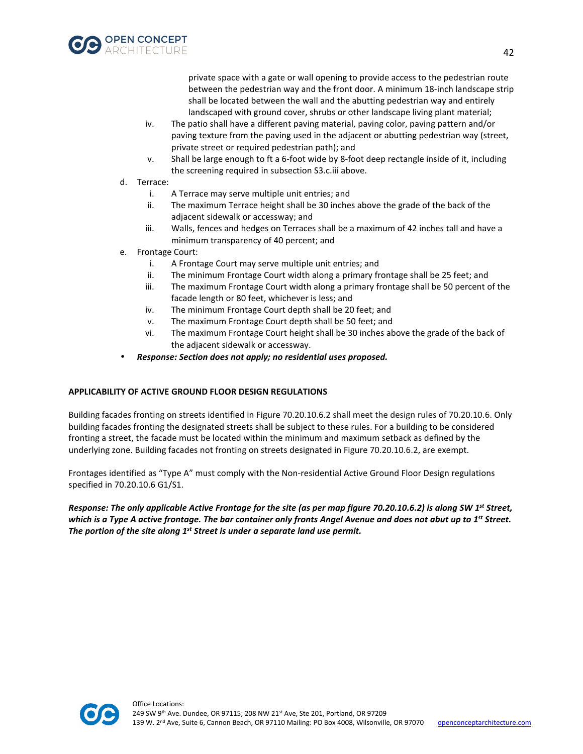private space with a gate or wall opening to provide access to the pedestrian route between the pedestrian way and the front door. A minimum 18-inch landscape strip shall be located between the wall and the abutting pedestrian way and entirely landscaped with ground cover, shrubs or other landscape living plant material;

  - iv. The patio shall have a different paving material, paving color, paving pattern and/or paving texture from the paving used in the adjacent or abutting pedestrian way (street, private street or required pedestrian path); and
  - v. Shall be large enough to ft a 6-foot wide by 8-foot deep rectangle inside of it, including the screening required in subsection S3.c.iii above.

- d. Terrace:
  - i. A Terrace may serve multiple unit entries; and
  - ii. The maximum Terrace height shall be 30 inches above the grade of the back of the adjacent sidewalk or accessway; and
  - iii. Walls, fences and hedges on Terraces shall be a maximum of 42 inches tall and have a minimum transparency of 40 percent; and
- e. Frontage Court:
  - i. A Frontage Court may serve multiple unit entries; and
  - ii. The minimum Frontage Court width along a primary frontage shall be 25 feet; and
  - iii. The maximum Frontage Court width along a primary frontage shall be 50 percent of the facade length or 80 feet, whichever is less; and
  - iv. The minimum Frontage Court depth shall be 20 feet; and
  - v. The maximum Frontage Court depth shall be 50 feet; and
  - vi. The maximum Frontage Court height shall be 30 inches above the grade of the back of the adjacent sidewalk or accessway.

- ***Response: Section does not apply; no residential uses proposed.***

**APPLICABILITY OF ACTIVE GROUND FLOOR DESIGN REGULATIONS**

Building facades fronting on streets identified in Figure 70.20.10.6.2 shall meet the design rules of 70.20.10.6. Only building facades fronting the designated streets shall be subject to these rules. For a building to be considered fronting a street, the facade must be located within the minimum and maximum setback as defined by the underlying zone. Building facades not fronting on streets designated in Figure 70.20.10.6.2, are exempt.

Frontages identified as "Type A" must comply with the Non-residential Active Ground Floor Design regulations specified in 70.20.10.6 G1/S1.

***Response: The only applicable Active Frontage for the site (as per map figure 70.20.10.6.2) is along SW 1st Street, which is a Type A active frontage. The bar container only fronts Angel Avenue and does not abut up to 1st Street. The portion of the site along 1st Street is under a separate land use permit.***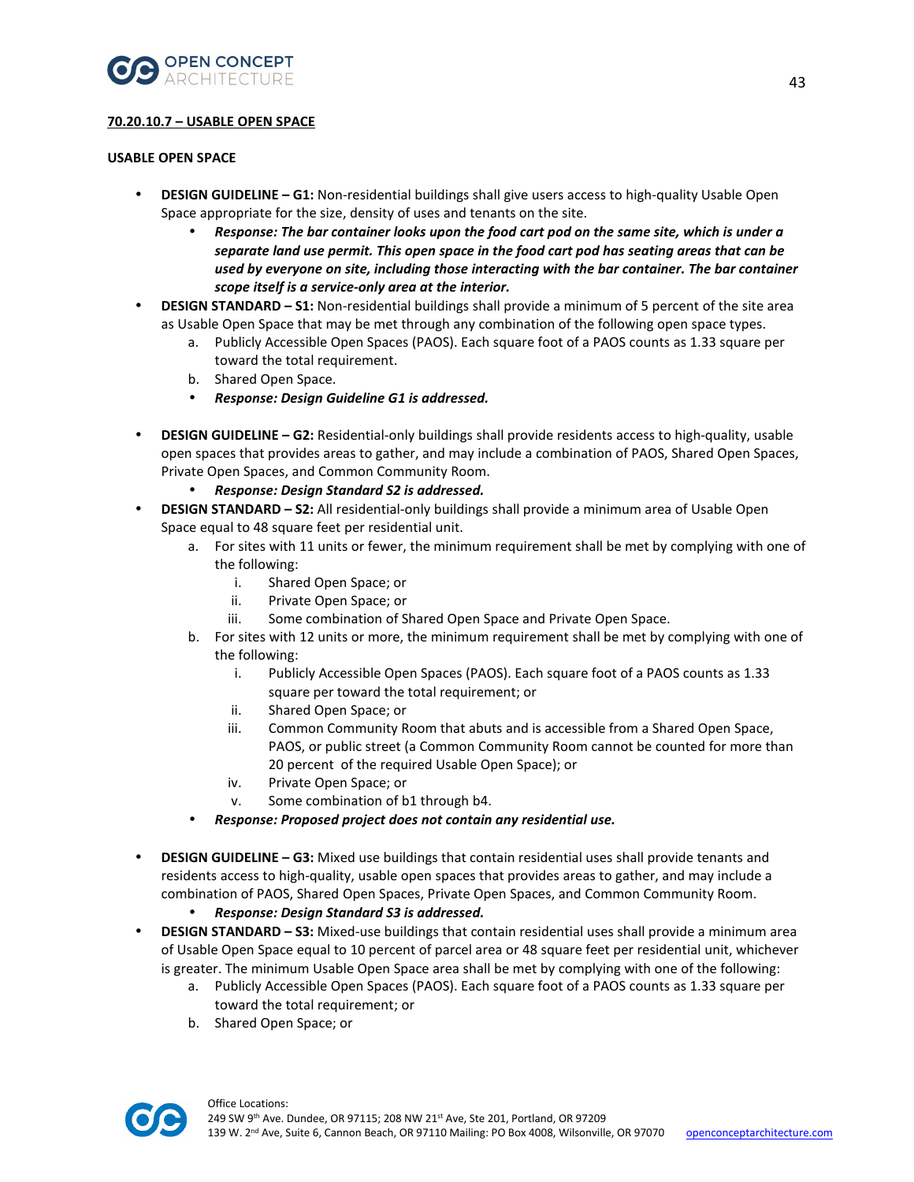**70.20.10.7 – USABLE OPEN SPACE**

**USABLE OPEN SPACE**

- **DESIGN GUIDELINE – G1:** Non-residential buildings shall give users access to high-quality Usable Open Space appropriate for the size, density of uses and tenants on the site.
    - ***Response: The bar container looks upon the food cart pod on the same site, which is under a separate land use permit. This open space in the food cart pod has seating areas that can be used by everyone on site, including those interacting with the bar container. The bar container scope itself is a service-only area at the interior.***
- **DESIGN STANDARD – S1:** Non-residential buildings shall provide a minimum of 5 percent of the site area as Usable Open Space that may be met through any combination of the following open space types.
    a. Publicly Accessible Open Spaces (PAOS). Each square foot of a PAOS counts as 1.33 square per toward the total requirement.
    b. Shared Open Space.
    - ***Response: Design Guideline G1 is addressed.***

- **DESIGN GUIDELINE – G2:** Residential-only buildings shall provide residents access to high-quality, usable open spaces that provides areas to gather, and may include a combination of PAOS, Shared Open Spaces, Private Open Spaces, and Common Community Room.
    - ***Response: Design Standard S2 is addressed.***
- **DESIGN STANDARD – S2:** All residential-only buildings shall provide a minimum area of Usable Open Space equal to 48 square feet per residential unit.
    a. For sites with 11 units or fewer, the minimum requirement shall be met by complying with one of the following:
        i. Shared Open Space; or
        ii. Private Open Space; or
        iii. Some combination of Shared Open Space and Private Open Space.
    b. For sites with 12 units or more, the minimum requirement shall be met by complying with one of the following:
        i. Publicly Accessible Open Spaces (PAOS). Each square foot of a PAOS counts as 1.33 square per toward the total requirement; or
        ii. Shared Open Space; or
        iii. Common Community Room that abuts and is accessible from a Shared Open Space, PAOS, or public street (a Common Community Room cannot be counted for more than 20 percent of the required Usable Open Space); or
        iv. Private Open Space; or
        v. Some combination of b1 through b4.
    - ***Response: Proposed project does not contain any residential use.***

- **DESIGN GUIDELINE – G3:** Mixed use buildings that contain residential uses shall provide tenants and residents access to high-quality, usable open spaces that provides areas to gather, and may include a combination of PAOS, Shared Open Spaces, Private Open Spaces, and Common Community Room.
    - ***Response: Design Standard S3 is addressed.***
- **DESIGN STANDARD – S3:** Mixed-use buildings that contain residential uses shall provide a minimum area of Usable Open Space equal to 10 percent of parcel area or 48 square feet per residential unit, whichever is greater. The minimum Usable Open Space area shall be met by complying with one of the following:
    a. Publicly Accessible Open Spaces (PAOS). Each square foot of a PAOS counts as 1.33 square per toward the total requirement; or
    b. Shared Open Space; or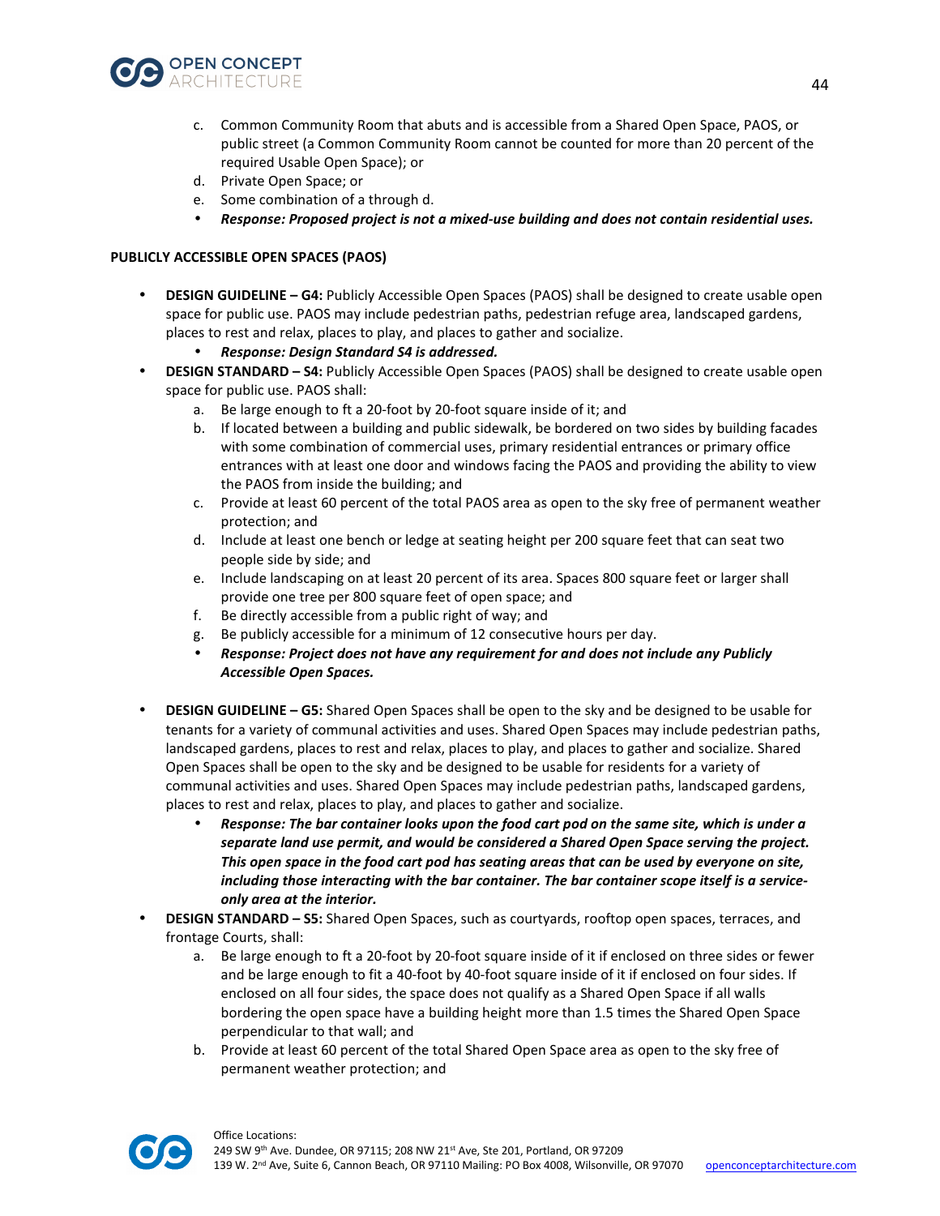c. Common Community Room that abuts and is accessible from a Shared Open Space, PAOS, or public street (a Common Community Room cannot be counted for more than 20 percent of the required Usable Open Space); or
d. Private Open Space; or
e. Some combination of a through d.
- ***Response: Proposed project is not a mixed-use building and does not contain residential uses.***

**PUBLICLY ACCESSIBLE OPEN SPACES (PAOS)**

- **DESIGN GUIDELINE – G4:** Publicly Accessible Open Spaces (PAOS) shall be designed to create usable open space for public use. PAOS may include pedestrian paths, pedestrian refuge area, landscaped gardens, places to rest and relax, places to play, and places to gather and socialize.
  - ***Response: Design Standard S4 is addressed.***
- **DESIGN STANDARD – S4:** Publicly Accessible Open Spaces (PAOS) shall be designed to create usable open space for public use. PAOS shall:
  a. Be large enough to ft a 20-foot by 20-foot square inside of it; and
  b. If located between a building and public sidewalk, be bordered on two sides by building facades with some combination of commercial uses, primary residential entrances or primary office entrances with at least one door and windows facing the PAOS and providing the ability to view the PAOS from inside the building; and
  c. Provide at least 60 percent of the total PAOS area as open to the sky free of permanent weather protection; and
  d. Include at least one bench or ledge at seating height per 200 square feet that can seat two people side by side; and
  e. Include landscaping on at least 20 percent of its area. Spaces 800 square feet or larger shall provide one tree per 800 square feet of open space; and
  f. Be directly accessible from a public right of way; and
  g. Be publicly accessible for a minimum of 12 consecutive hours per day.
  - ***Response: Project does not have any requirement for and does not include any Publicly Accessible Open Spaces.***

- **DESIGN GUIDELINE – G5:** Shared Open Spaces shall be open to the sky and be designed to be usable for tenants for a variety of communal activities and uses. Shared Open Spaces may include pedestrian paths, landscaped gardens, places to rest and relax, places to play, and places to gather and socialize. Shared Open Spaces shall be open to the sky and be designed to be usable for residents for a variety of communal activities and uses. Shared Open Spaces may include pedestrian paths, landscaped gardens, places to rest and relax, places to play, and places to gather and socialize.
  - ***Response: The bar container looks upon the food cart pod on the same site, which is under a separate land use permit, and would be considered a Shared Open Space serving the project. This open space in the food cart pod has seating areas that can be used by everyone on site, including those interacting with the bar container. The bar container scope itself is a service-only area at the interior.***
- **DESIGN STANDARD – S5:** Shared Open Spaces, such as courtyards, rooftop open spaces, terraces, and frontage Courts, shall:
  a. Be large enough to ft a 20-foot by 20-foot square inside of it if enclosed on three sides or fewer and be large enough to fit a 40-foot by 40-foot square inside of it if enclosed on four sides. If enclosed on all four sides, the space does not qualify as a Shared Open Space if all walls bordering the open space have a building height more than 1.5 times the Shared Open Space perpendicular to that wall; and
  b. Provide at least 60 percent of the total Shared Open Space area as open to the sky free of permanent weather protection; and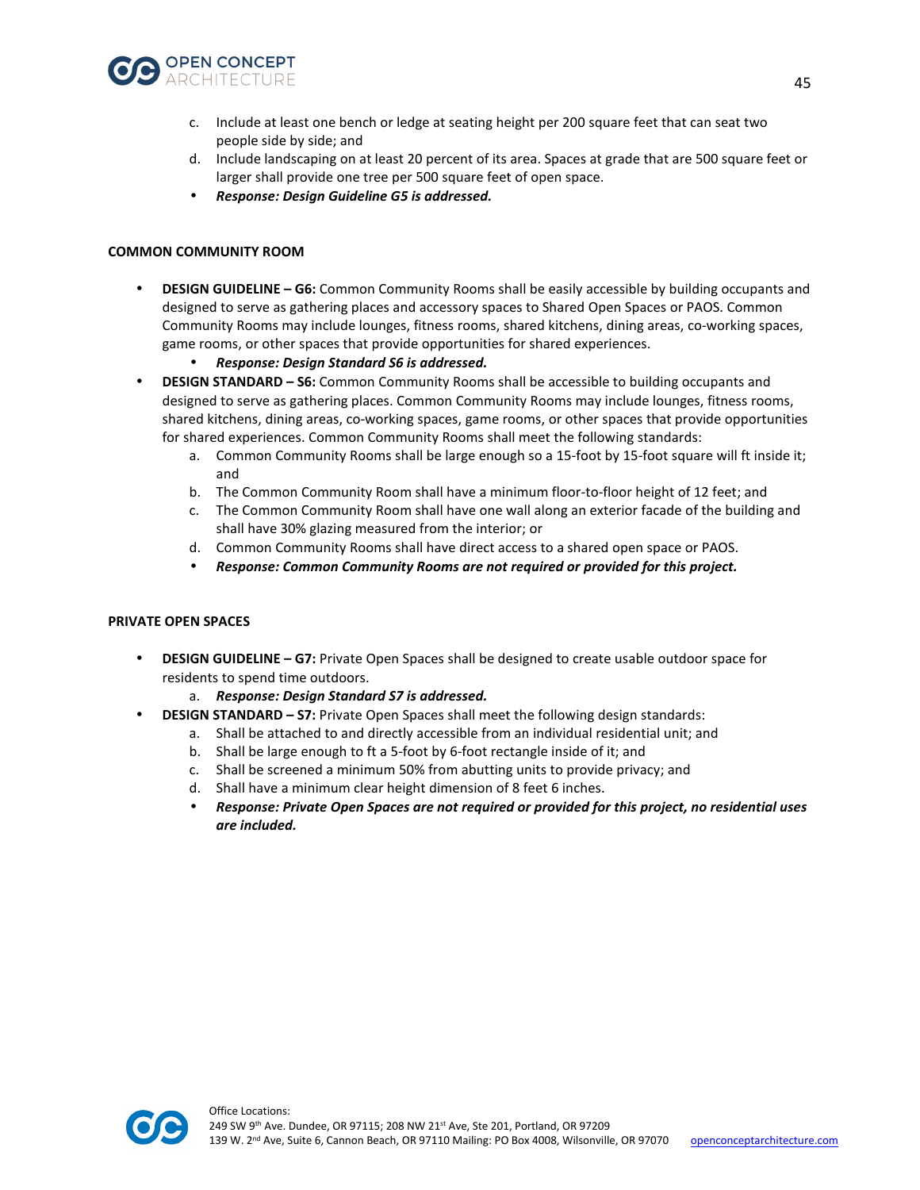c. Include at least one bench or ledge at seating height per 200 square feet that can seat two people side by side; and
d. Include landscaping on at least 20 percent of its area. Spaces at grade that are 500 square feet or larger shall provide one tree per 500 square feet of open space.
- ***Response: Design Guideline G5 is addressed.***

**COMMON COMMUNITY ROOM**

- **DESIGN GUIDELINE – G6:** Common Community Rooms shall be easily accessible by building occupants and designed to serve as gathering places and accessory spaces to Shared Open Spaces or PAOS. Common Community Rooms may include lounges, fitness rooms, shared kitchens, dining areas, co-working spaces, game rooms, or other spaces that provide opportunities for shared experiences.
    - ***Response: Design Standard S6 is addressed.***
- **DESIGN STANDARD – S6:** Common Community Rooms shall be accessible to building occupants and designed to serve as gathering places. Common Community Rooms may include lounges, fitness rooms, shared kitchens, dining areas, co-working spaces, game rooms, or other spaces that provide opportunities for shared experiences. Common Community Rooms shall meet the following standards:
    a. Common Community Rooms shall be large enough so a 15-foot by 15-foot square will ft inside it; and
    b. The Common Community Room shall have a minimum floor-to-floor height of 12 feet; and
    c. The Common Community Room shall have one wall along an exterior facade of the building and shall have 30% glazing measured from the interior; or
    d. Common Community Rooms shall have direct access to a shared open space or PAOS.
    - ***Response: Common Community Rooms are not required or provided for this project.***

**PRIVATE OPEN SPACES**

- **DESIGN GUIDELINE – G7:** Private Open Spaces shall be designed to create usable outdoor space for residents to spend time outdoors.
    a. ***Response: Design Standard S7 is addressed.***
- **DESIGN STANDARD – S7:** Private Open Spaces shall meet the following design standards:
    a. Shall be attached to and directly accessible from an individual residential unit; and
    b. Shall be large enough to ft a 5-foot by 6-foot rectangle inside of it; and
    c. Shall be screened a minimum 50% from abutting units to provide privacy; and
    d. Shall have a minimum clear height dimension of 8 feet 6 inches.
    - ***Response: Private Open Spaces are not required or provided for this project, no residential uses are included.***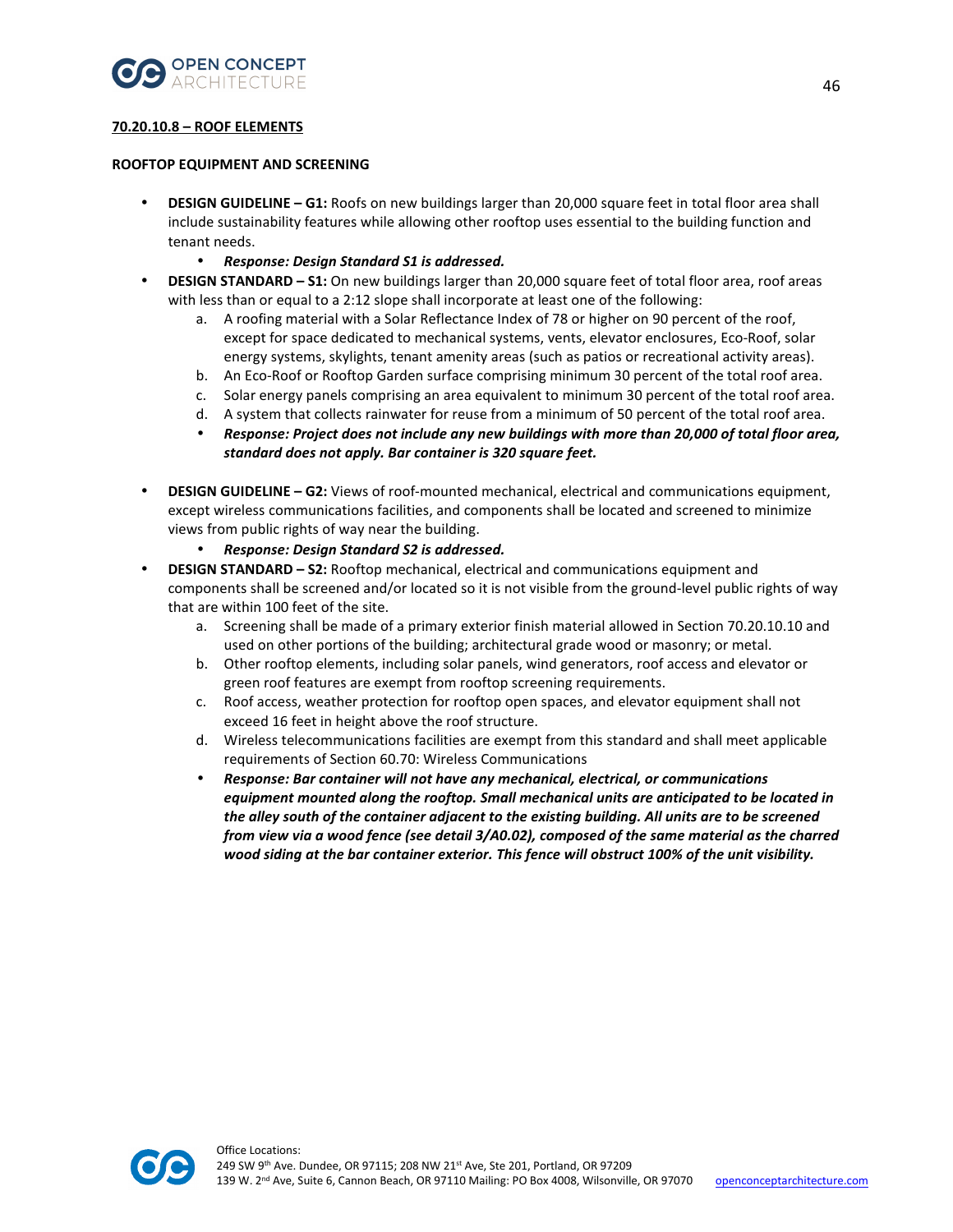**70.20.10.8 – ROOF ELEMENTS**

**ROOFTOP EQUIPMENT AND SCREENING**

- **DESIGN GUIDELINE – G1:** Roofs on new buildings larger than 20,000 square feet in total floor area shall include sustainability features while allowing other rooftop uses essential to the building function and tenant needs.
    - ***Response: Design Standard S1 is addressed.***
- **DESIGN STANDARD – S1:** On new buildings larger than 20,000 square feet of total floor area, roof areas with less than or equal to a 2:12 slope shall incorporate at least one of the following:
    a. A roofing material with a Solar Reflectance Index of 78 or higher on 90 percent of the roof, except for space dedicated to mechanical systems, vents, elevator enclosures, Eco-Roof, solar energy systems, skylights, tenant amenity areas (such as patios or recreational activity areas).
    b. An Eco-Roof or Rooftop Garden surface comprising minimum 30 percent of the total roof area.
    c. Solar energy panels comprising an area equivalent to minimum 30 percent of the total roof area.
    d. A system that collects rainwater for reuse from a minimum of 50 percent of the total roof area.
    - ***Response: Project does not include any new buildings with more than 20,000 of total floor area, standard does not apply. Bar container is 320 square feet.***

- **DESIGN GUIDELINE – G2:** Views of roof-mounted mechanical, electrical and communications equipment, except wireless communications facilities, and components shall be located and screened to minimize views from public rights of way near the building.
    - ***Response: Design Standard S2 is addressed.***
- **DESIGN STANDARD – S2:** Rooftop mechanical, electrical and communications equipment and components shall be screened and/or located so it is not visible from the ground-level public rights of way that are within 100 feet of the site.
    a. Screening shall be made of a primary exterior finish material allowed in Section 70.20.10.10 and used on other portions of the building; architectural grade wood or masonry; or metal.
    b. Other rooftop elements, including solar panels, wind generators, roof access and elevator or green roof features are exempt from rooftop screening requirements.
    c. Roof access, weather protection for rooftop open spaces, and elevator equipment shall not exceed 16 feet in height above the roof structure.
    d. Wireless telecommunications facilities are exempt from this standard and shall meet applicable requirements of Section 60.70: Wireless Communications
    - ***Response: Bar container will not have any mechanical, electrical, or communications equipment mounted along the rooftop. Small mechanical units are anticipated to be located in the alley south of the container adjacent to the existing building. All units are to be screened from view via a wood fence (see detail 3/A0.02), composed of the same material as the charred wood siding at the bar container exterior. This fence will obstruct 100% of the unit visibility.***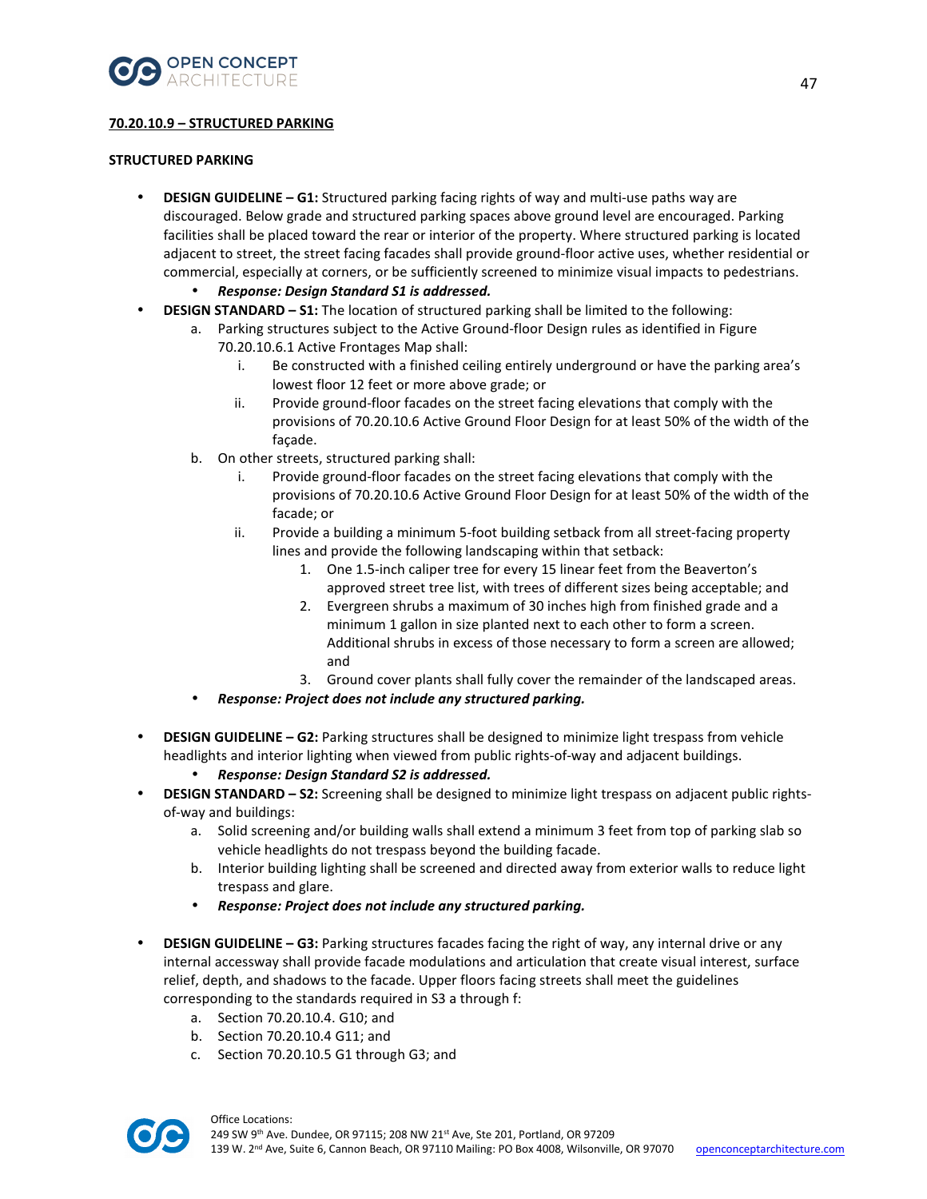**70.20.10.9 – STRUCTURED PARKING**

**STRUCTURED PARKING**

- **DESIGN GUIDELINE – G1:** Structured parking facing rights of way and multi-use paths way are discouraged. Below grade and structured parking spaces above ground level are encouraged. Parking facilities shall be placed toward the rear or interior of the property. Where structured parking is located adjacent to street, the street facing facades shall provide ground-floor active uses, whether residential or commercial, especially at corners, or be sufficiently screened to minimize visual impacts to pedestrians.
    - ***Response: Design Standard S1 is addressed.***
- **DESIGN STANDARD – S1:** The location of structured parking shall be limited to the following:
    a. Parking structures subject to the Active Ground-floor Design rules as identified in Figure 70.20.10.6.1 Active Frontages Map shall:
        i. Be constructed with a finished ceiling entirely underground or have the parking area's lowest floor 12 feet or more above grade; or
        ii. Provide ground-floor facades on the street facing elevations that comply with the provisions of 70.20.10.6 Active Ground Floor Design for at least 50% of the width of the façade.
    b. On other streets, structured parking shall:
        i. Provide ground-floor facades on the street facing elevations that comply with the provisions of 70.20.10.6 Active Ground Floor Design for at least 50% of the width of the facade; or
        ii. Provide a building a minimum 5-foot building setback from all street-facing property lines and provide the following landscaping within that setback:
            1. One 1.5-inch caliper tree for every 15 linear feet from the Beaverton's approved street tree list, with trees of different sizes being acceptable; and
            2. Evergreen shrubs a maximum of 30 inches high from finished grade and a minimum 1 gallon in size planted next to each other to form a screen. Additional shrubs in excess of those necessary to form a screen are allowed; and
            3. Ground cover plants shall fully cover the remainder of the landscaped areas.
    - ***Response: Project does not include any structured parking.***

- **DESIGN GUIDELINE – G2:** Parking structures shall be designed to minimize light trespass from vehicle headlights and interior lighting when viewed from public rights-of-way and adjacent buildings.
    - ***Response: Design Standard S2 is addressed.***
- **DESIGN STANDARD – S2:** Screening shall be designed to minimize light trespass on adjacent public rights-of-way and buildings:
    a. Solid screening and/or building walls shall extend a minimum 3 feet from top of parking slab so vehicle headlights do not trespass beyond the building facade.
    b. Interior building lighting shall be screened and directed away from exterior walls to reduce light trespass and glare.
    - ***Response: Project does not include any structured parking.***

- **DESIGN GUIDELINE – G3:** Parking structures facades facing the right of way, any internal drive or any internal accessway shall provide facade modulations and articulation that create visual interest, surface relief, depth, and shadows to the facade. Upper floors facing streets shall meet the guidelines corresponding to the standards required in S3 a through f:
    a. Section 70.20.10.4. G10; and
    b. Section 70.20.10.4 G11; and
    c. Section 70.20.10.5 G1 through G3; and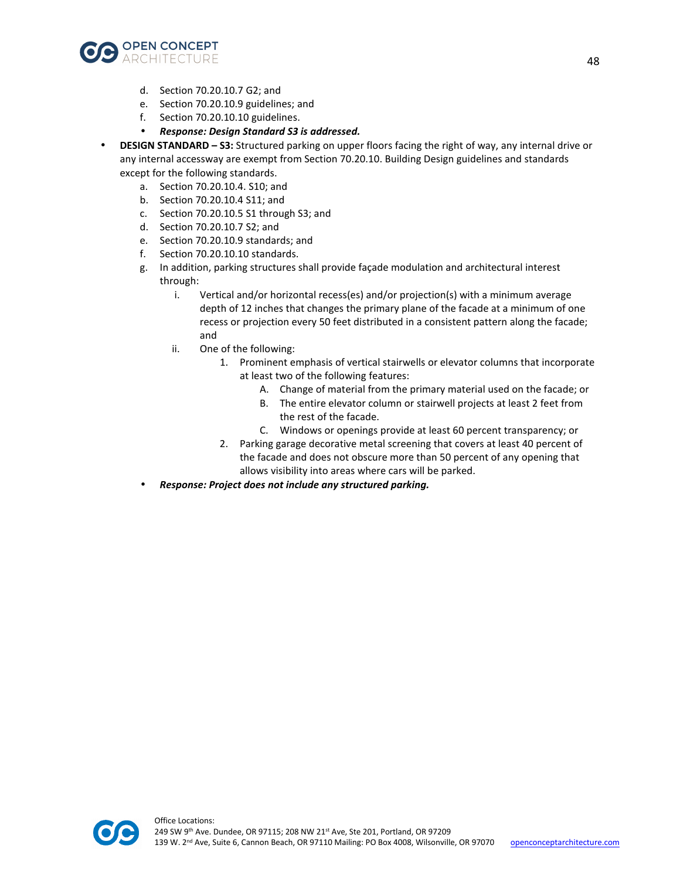d. Section 70.20.10.7 G2; and
   e. Section 70.20.10.9 guidelines; and
   f. Section 70.20.10.10 guidelines.
   - ***Response: Design Standard S3 is addressed.***

- **DESIGN STANDARD – S3:** Structured parking on upper floors facing the right of way, any internal drive or any internal accessway are exempt from Section 70.20.10. Building Design guidelines and standards except for the following standards.
   a. Section 70.20.10.4. S10; and
   b. Section 70.20.10.4 S11; and
   c. Section 70.20.10.5 S1 through S3; and
   d. Section 70.20.10.7 S2; and
   e. Section 70.20.10.9 standards; and
   f. Section 70.20.10.10 standards.
   g. In addition, parking structures shall provide façade modulation and architectural interest through:
      i. Vertical and/or horizontal recess(es) and/or projection(s) with a minimum average depth of 12 inches that changes the primary plane of the facade at a minimum of one recess or projection every 50 feet distributed in a consistent pattern along the facade; and
      ii. One of the following:
         1. Prominent emphasis of vertical stairwells or elevator columns that incorporate at least two of the following features:
            A. Change of material from the primary material used on the facade; or
            B. The entire elevator column or stairwell projects at least 2 feet from the rest of the facade.
            C. Windows or openings provide at least 60 percent transparency; or
         2. Parking garage decorative metal screening that covers at least 40 percent of the facade and does not obscure more than 50 percent of any opening that allows visibility into areas where cars will be parked.
   - ***Response: Project does not include any structured parking.***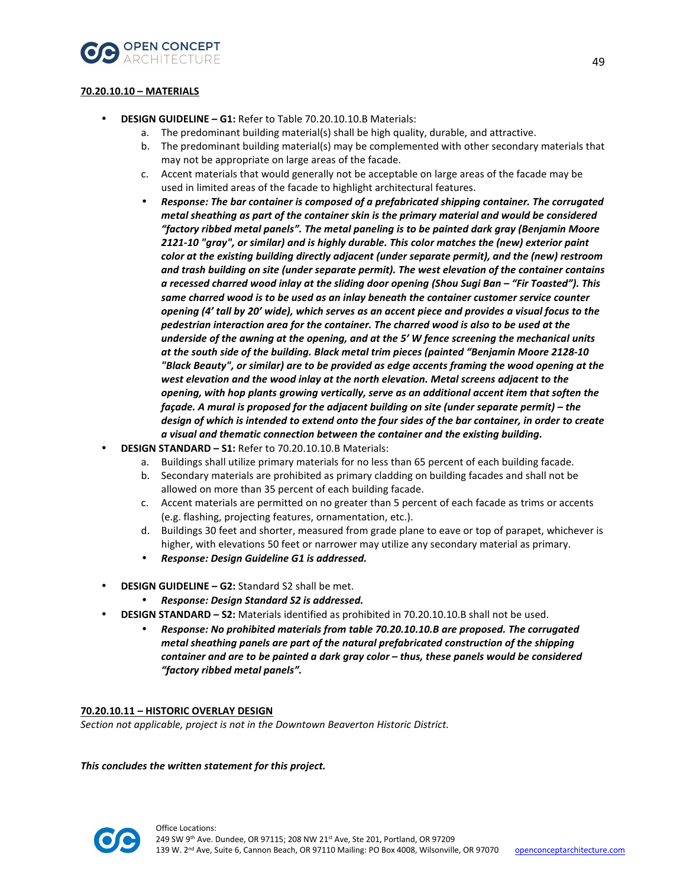**70.20.10.10 – MATERIALS**

- **DESIGN GUIDELINE – G1:** Refer to Table 70.20.10.10.B Materials:
  a. The predominant building material(s) shall be high quality, durable, and attractive.
  b. The predominant building material(s) may be complemented with other secondary materials that may not be appropriate on large areas of the facade.
  c. Accent materials that would generally not be acceptable on large areas of the facade may be used in limited areas of the facade to highlight architectural features.
  - ***Response: The bar container is composed of a prefabricated shipping container. The corrugated metal sheathing as part of the container skin is the primary material and would be considered "factory ribbed metal panels". The metal paneling is to be painted dark gray (Benjamin Moore 2121-10 "gray", or similar) and is highly durable. This color matches the (new) exterior paint color at the existing building directly adjacent (under separate permit), and the (new) restroom and trash building on site (under separate permit). The west elevation of the container contains a recessed charred wood inlay at the sliding door opening (Shou Sugi Ban – "Fir Toasted"). This same charred wood is to be used as an inlay beneath the container customer service counter opening (4' tall by 20' wide), which serves as an accent piece and provides a visual focus to the pedestrian interaction area for the container. The charred wood is also to be used at the underside of the awning at the opening, and at the 5' W fence screening the mechanical units at the south side of the building. Black metal trim pieces (painted "Benjamin Moore 2128-10 "Black Beauty", or similar) are to be provided as edge accents framing the wood opening at the west elevation and the wood inlay at the north elevation. Metal screens adjacent to the opening, with hop plants growing vertically, serve as an additional accent item that soften the façade. A mural is proposed for the adjacent building on site (under separate permit) – the design of which is intended to extend onto the four sides of the bar container, in order to create a visual and thematic connection between the container and the existing building.***
- **DESIGN STANDARD – S1:** Refer to 70.20.10.10.B Materials:
  a. Buildings shall utilize primary materials for no less than 65 percent of each building facade.
  b. Secondary materials are prohibited as primary cladding on building facades and shall not be allowed on more than 35 percent of each building facade.
  c. Accent materials are permitted on no greater than 5 percent of each facade as trims or accents (e.g. flashing, projecting features, ornamentation, etc.).
  d. Buildings 30 feet and shorter, measured from grade plane to eave or top of parapet, whichever is higher, with elevations 50 feet or narrower may utilize any secondary material as primary.
  - ***Response: Design Guideline G1 is addressed.***

- **DESIGN GUIDELINE – G2:** Standard S2 shall be met.
  - ***Response: Design Standard S2 is addressed.***
- **DESIGN STANDARD – S2:** Materials identified as prohibited in 70.20.10.10.B shall not be used.
  - ***Response: No prohibited materials from table 70.20.10.10.B are proposed. The corrugated metal sheathing panels are part of the natural prefabricated construction of the shipping container and are to be painted a dark gray color – thus, these panels would be considered "factory ribbed metal panels".***

**70.20.10.11 – HISTORIC OVERLAY DESIGN**

*Section not applicable, project is not in the Downtown Beaverton Historic District.*

***This concludes the written statement for this project.***